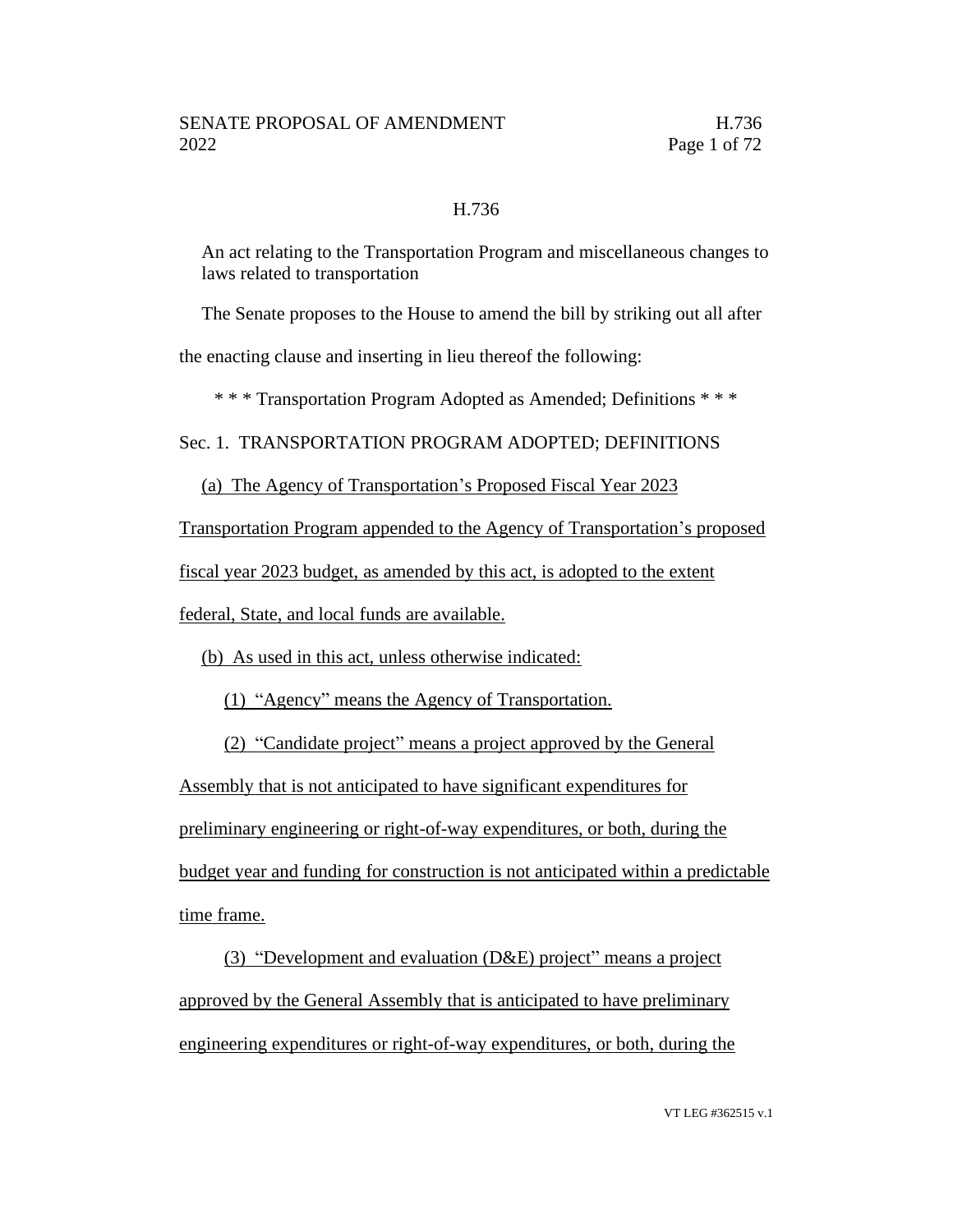H.736

An act relating to the Transportation Program and miscellaneous changes to laws related to transportation

The Senate proposes to the House to amend the bill by striking out all after the enacting clause and inserting in lieu thereof the following:

* * * Transportation Program Adopted as Amended; Definitions * * *

Sec. 1. TRANSPORTATION PROGRAM ADOPTED; DEFINITIONS

(a) The Agency of Transportation's Proposed Fiscal Year 2023 Transportation Program appended to the Agency of Transportation's proposed fiscal year 2023 budget, as amended by this act, is adopted to the extent federal, State, and local funds are available.

(b) As used in this act, unless otherwise indicated:

(1) "Agency" means the Agency of Transportation.

(2) "Candidate project" means a project approved by the General Assembly that is not anticipated to have significant expenditures for preliminary engineering or right-of-way expenditures, or both, during the budget year and funding for construction is not anticipated within a predictable time frame.

(3) "Development and evaluation (D&E) project" means a project approved by the General Assembly that is anticipated to have preliminary engineering expenditures or right-of-way expenditures, or both, during the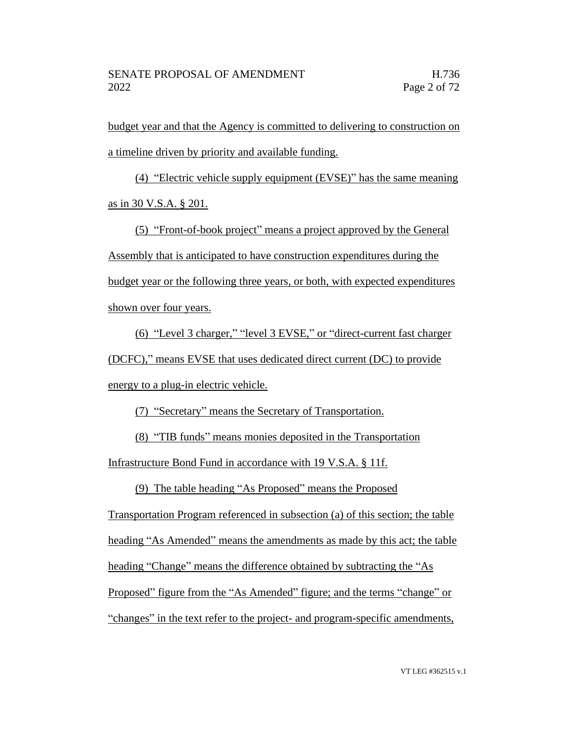budget year and that the Agency is committed to delivering to construction on a timeline driven by priority and available funding.

(4) "Electric vehicle supply equipment (EVSE)" has the same meaning as in 30 V.S.A. § 201.

(5) "Front-of-book project" means a project approved by the General Assembly that is anticipated to have construction expenditures during the budget year or the following three years, or both, with expected expenditures shown over four years.

(6) "Level 3 charger," "level 3 EVSE," or "direct-current fast charger (DCFC)," means EVSE that uses dedicated direct current (DC) to provide energy to a plug-in electric vehicle.

(7) "Secretary" means the Secretary of Transportation.

(8) "TIB funds" means monies deposited in the Transportation Infrastructure Bond Fund in accordance with 19 V.S.A. § 11f.

(9) The table heading "As Proposed" means the Proposed Transportation Program referenced in subsection (a) of this section; the table heading "As Amended" means the amendments as made by this act; the table heading "Change" means the difference obtained by subtracting the "As Proposed" figure from the "As Amended" figure; and the terms "change" or "changes" in the text refer to the project- and program-specific amendments,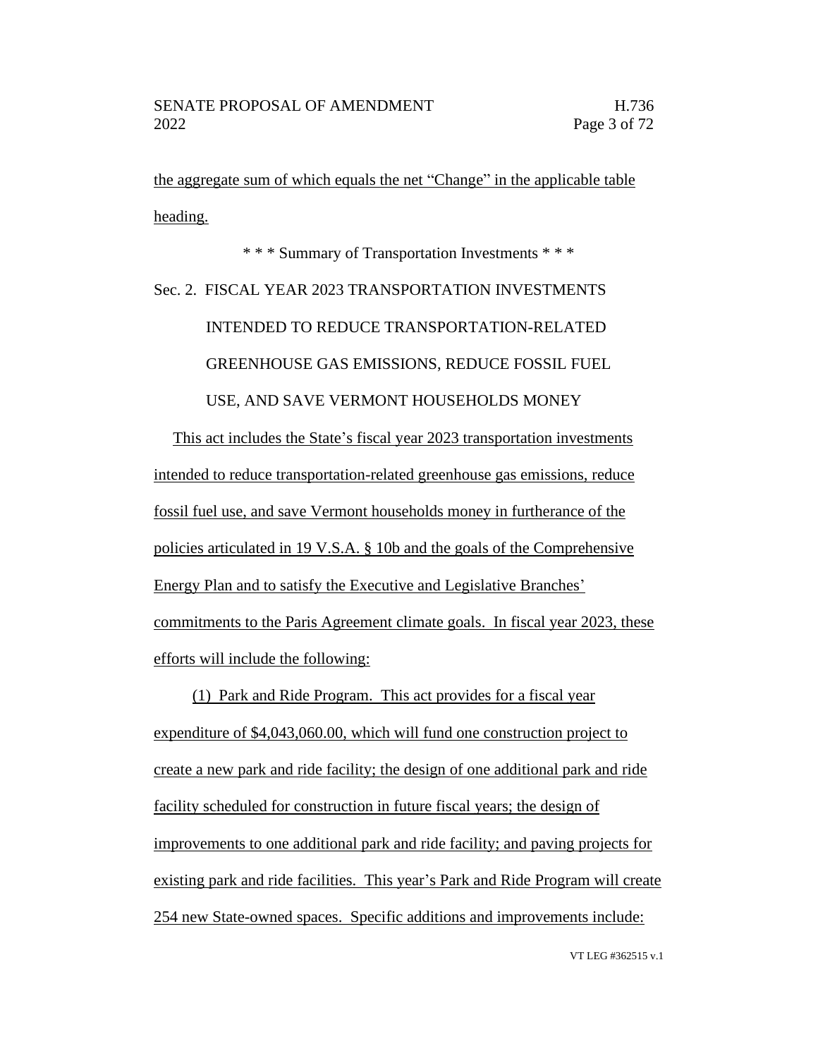the aggregate sum of which equals the net "Change" in the applicable table heading.

\* \* \* Summary of Transportation Investments \* \* \*

Sec. 2. FISCAL YEAR 2023 TRANSPORTATION INVESTMENTS INTENDED TO REDUCE TRANSPORTATION-RELATED GREENHOUSE GAS EMISSIONS, REDUCE FOSSIL FUEL USE, AND SAVE VERMONT HOUSEHOLDS MONEY

This act includes the State's fiscal year 2023 transportation investments intended to reduce transportation-related greenhouse gas emissions, reduce fossil fuel use, and save Vermont households money in furtherance of the policies articulated in 19 V.S.A. § 10b and the goals of the Comprehensive Energy Plan and to satisfy the Executive and Legislative Branches' commitments to the Paris Agreement climate goals. In fiscal year 2023, these efforts will include the following:

(1) Park and Ride Program. This act provides for a fiscal year expenditure of $4,043,060.00, which will fund one construction project to create a new park and ride facility; the design of one additional park and ride facility scheduled for construction in future fiscal years; the design of improvements to one additional park and ride facility; and paving projects for existing park and ride facilities. This year's Park and Ride Program will create 254 new State-owned spaces. Specific additions and improvements include: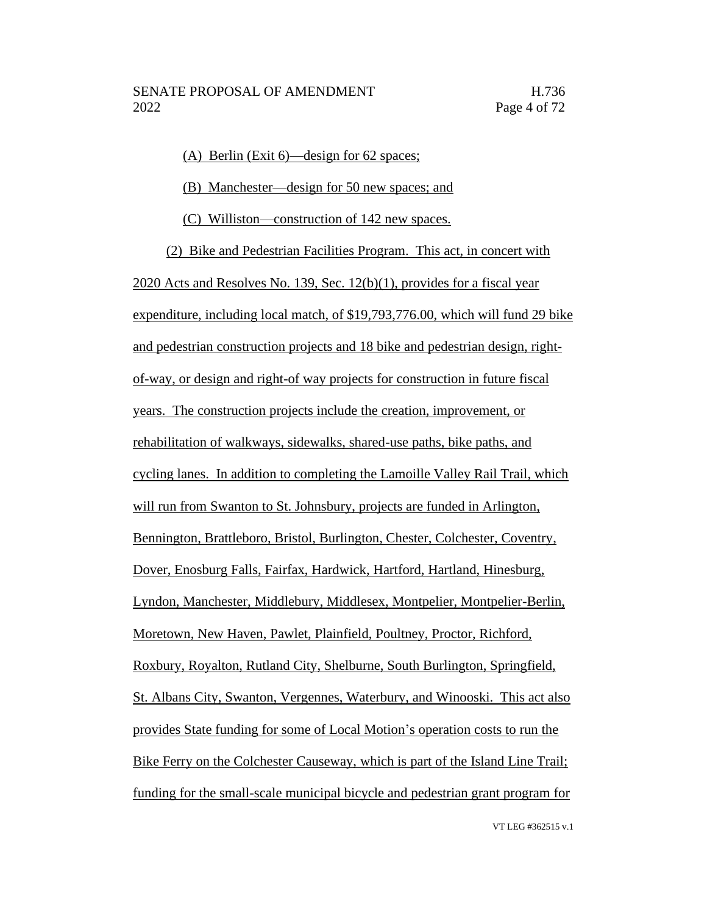(A) Berlin (Exit 6)—design for 62 spaces;

(B) Manchester—design for 50 new spaces; and

(C) Williston—construction of 142 new spaces.

(2) Bike and Pedestrian Facilities Program. This act, in concert with 2020 Acts and Resolves No. 139, Sec. 12(b)(1), provides for a fiscal year expenditure, including local match, of $19,793,776.00, which will fund 29 bike and pedestrian construction projects and 18 bike and pedestrian design, right-of-way, or design and right-of way projects for construction in future fiscal years. The construction projects include the creation, improvement, or rehabilitation of walkways, sidewalks, shared-use paths, bike paths, and cycling lanes. In addition to completing the Lamoille Valley Rail Trail, which will run from Swanton to St. Johnsbury, projects are funded in Arlington, Bennington, Brattleboro, Bristol, Burlington, Chester, Colchester, Coventry, Dover, Enosburg Falls, Fairfax, Hardwick, Hartford, Hartland, Hinesburg, Lyndon, Manchester, Middlebury, Middlesex, Montpelier, Montpelier-Berlin, Moretown, New Haven, Pawlet, Plainfield, Poultney, Proctor, Richford, Roxbury, Royalton, Rutland City, Shelburne, South Burlington, Springfield, St. Albans City, Swanton, Vergennes, Waterbury, and Winooski. This act also provides State funding for some of Local Motion's operation costs to run the Bike Ferry on the Colchester Causeway, which is part of the Island Line Trail; funding for the small-scale municipal bicycle and pedestrian grant program for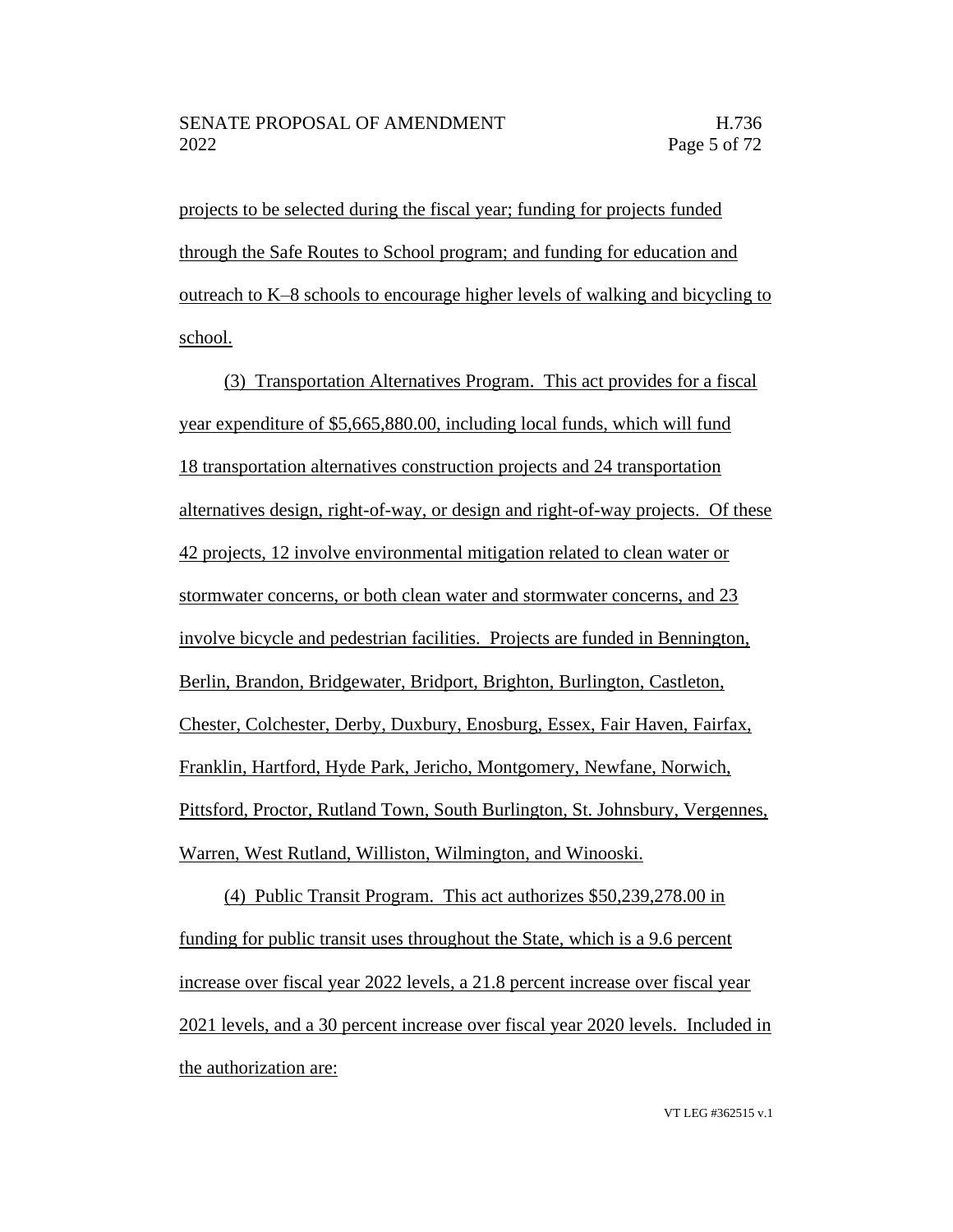projects to be selected during the fiscal year; funding for projects funded through the Safe Routes to School program; and funding for education and outreach to K–8 schools to encourage higher levels of walking and bicycling to school.

(3) Transportation Alternatives Program. This act provides for a fiscal year expenditure of $5,665,880.00, including local funds, which will fund 18 transportation alternatives construction projects and 24 transportation alternatives design, right-of-way, or design and right-of-way projects. Of these 42 projects, 12 involve environmental mitigation related to clean water or stormwater concerns, or both clean water and stormwater concerns, and 23 involve bicycle and pedestrian facilities. Projects are funded in Bennington, Berlin, Brandon, Bridgewater, Bridport, Brighton, Burlington, Castleton, Chester, Colchester, Derby, Duxbury, Enosburg, Essex, Fair Haven, Fairfax, Franklin, Hartford, Hyde Park, Jericho, Montgomery, Newfane, Norwich, Pittsford, Proctor, Rutland Town, South Burlington, St. Johnsbury, Vergennes, Warren, West Rutland, Williston, Wilmington, and Winooski.

(4) Public Transit Program. This act authorizes $50,239,278.00 in funding for public transit uses throughout the State, which is a 9.6 percent increase over fiscal year 2022 levels, a 21.8 percent increase over fiscal year 2021 levels, and a 30 percent increase over fiscal year 2020 levels. Included in the authorization are: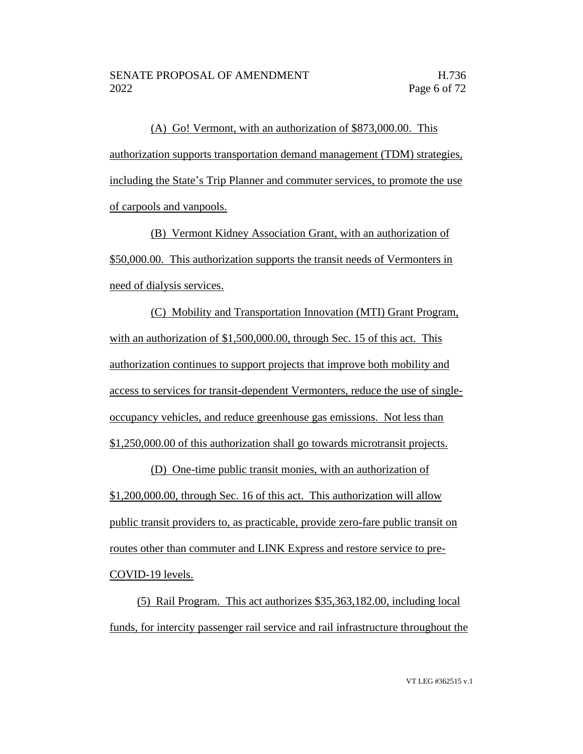(A) Go! Vermont, with an authorization of $873,000.00. This authorization supports transportation demand management (TDM) strategies, including the State's Trip Planner and commuter services, to promote the use of carpools and vanpools.

(B) Vermont Kidney Association Grant, with an authorization of $50,000.00. This authorization supports the transit needs of Vermonters in need of dialysis services.

(C) Mobility and Transportation Innovation (MTI) Grant Program, with an authorization of $1,500,000.00, through Sec. 15 of this act. This authorization continues to support projects that improve both mobility and access to services for transit-dependent Vermonters, reduce the use of single-occupancy vehicles, and reduce greenhouse gas emissions. Not less than $1,250,000.00 of this authorization shall go towards microtransit projects.

(D) One-time public transit monies, with an authorization of $1,200,000.00, through Sec. 16 of this act. This authorization will allow public transit providers to, as practicable, provide zero-fare public transit on routes other than commuter and LINK Express and restore service to pre-COVID-19 levels.

(5) Rail Program. This act authorizes $35,363,182.00, including local funds, for intercity passenger rail service and rail infrastructure throughout the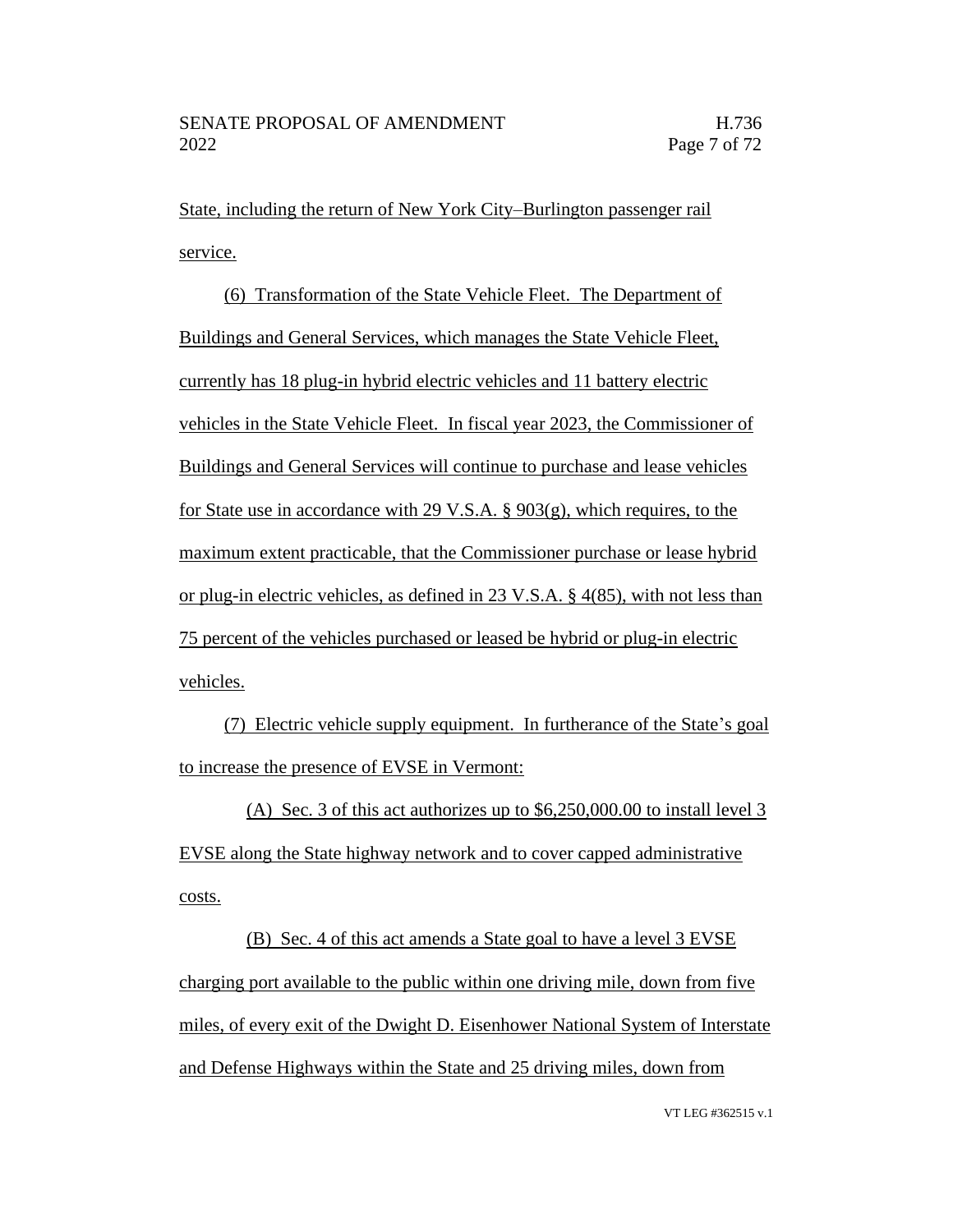State, including the return of New York City–Burlington passenger rail service.

(6) Transformation of the State Vehicle Fleet. The Department of Buildings and General Services, which manages the State Vehicle Fleet, currently has 18 plug-in hybrid electric vehicles and 11 battery electric vehicles in the State Vehicle Fleet. In fiscal year 2023, the Commissioner of Buildings and General Services will continue to purchase and lease vehicles for State use in accordance with 29 V.S.A. § 903(g), which requires, to the maximum extent practicable, that the Commissioner purchase or lease hybrid or plug-in electric vehicles, as defined in 23 V.S.A. § 4(85), with not less than 75 percent of the vehicles purchased or leased be hybrid or plug-in electric vehicles.

(7) Electric vehicle supply equipment. In furtherance of the State's goal to increase the presence of EVSE in Vermont:

(A) Sec. 3 of this act authorizes up to $6,250,000.00 to install level 3 EVSE along the State highway network and to cover capped administrative costs.

(B) Sec. 4 of this act amends a State goal to have a level 3 EVSE charging port available to the public within one driving mile, down from five miles, of every exit of the Dwight D. Eisenhower National System of Interstate and Defense Highways within the State and 25 driving miles, down from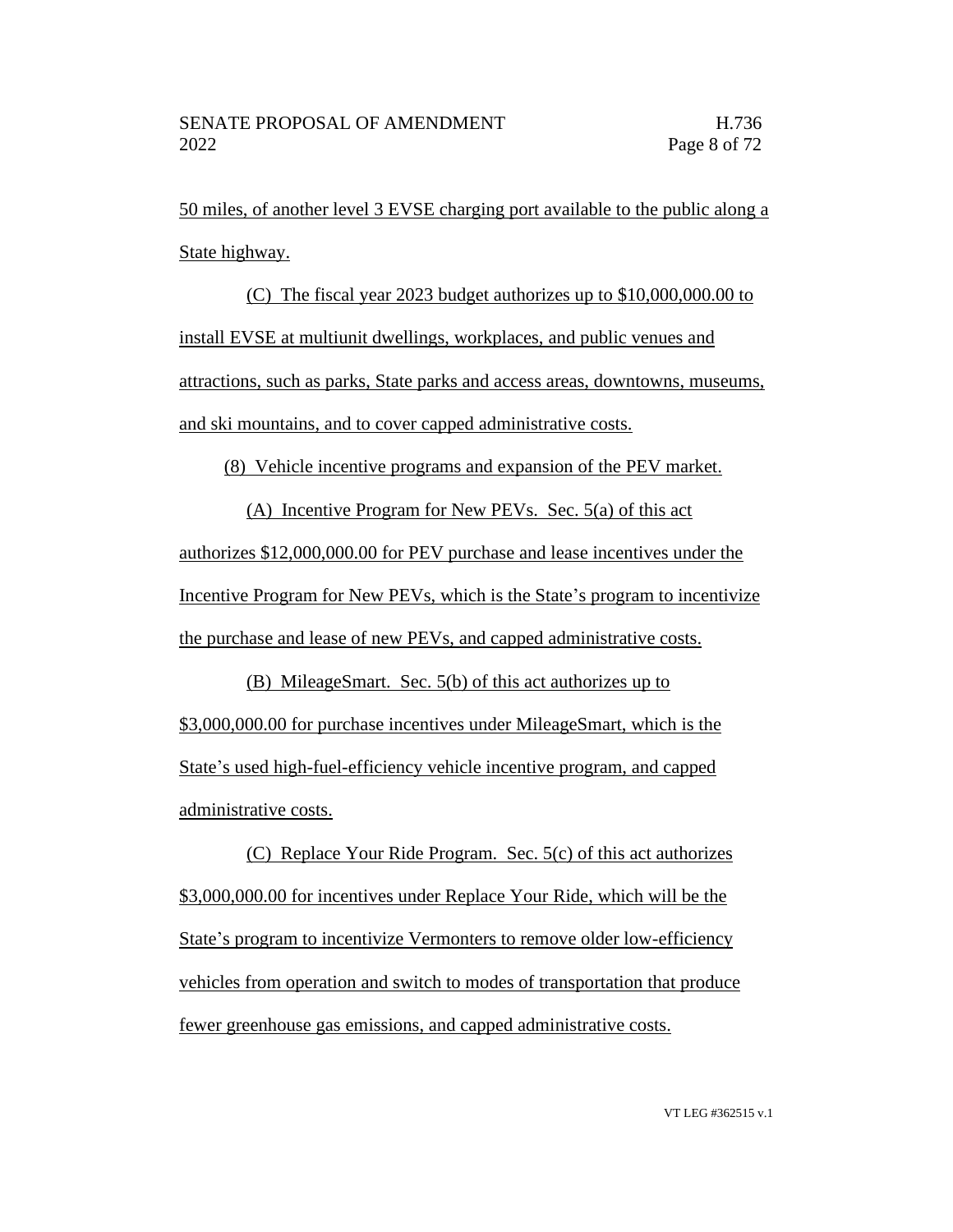50 miles, of another level 3 EVSE charging port available to the public along a State highway.

(C) The fiscal year 2023 budget authorizes up to $10,000,000.00 to install EVSE at multiunit dwellings, workplaces, and public venues and attractions, such as parks, State parks and access areas, downtowns, museums, and ski mountains, and to cover capped administrative costs.

(8) Vehicle incentive programs and expansion of the PEV market.

(A) Incentive Program for New PEVs. Sec. 5(a) of this act authorizes $12,000,000.00 for PEV purchase and lease incentives under the Incentive Program for New PEVs, which is the State's program to incentivize the purchase and lease of new PEVs, and capped administrative costs.

(B) MileageSmart. Sec. 5(b) of this act authorizes up to $3,000,000.00 for purchase incentives under MileageSmart, which is the State's used high-fuel-efficiency vehicle incentive program, and capped administrative costs.

(C) Replace Your Ride Program. Sec. 5(c) of this act authorizes $3,000,000.00 for incentives under Replace Your Ride, which will be the State's program to incentivize Vermonters to remove older low-efficiency vehicles from operation and switch to modes of transportation that produce fewer greenhouse gas emissions, and capped administrative costs.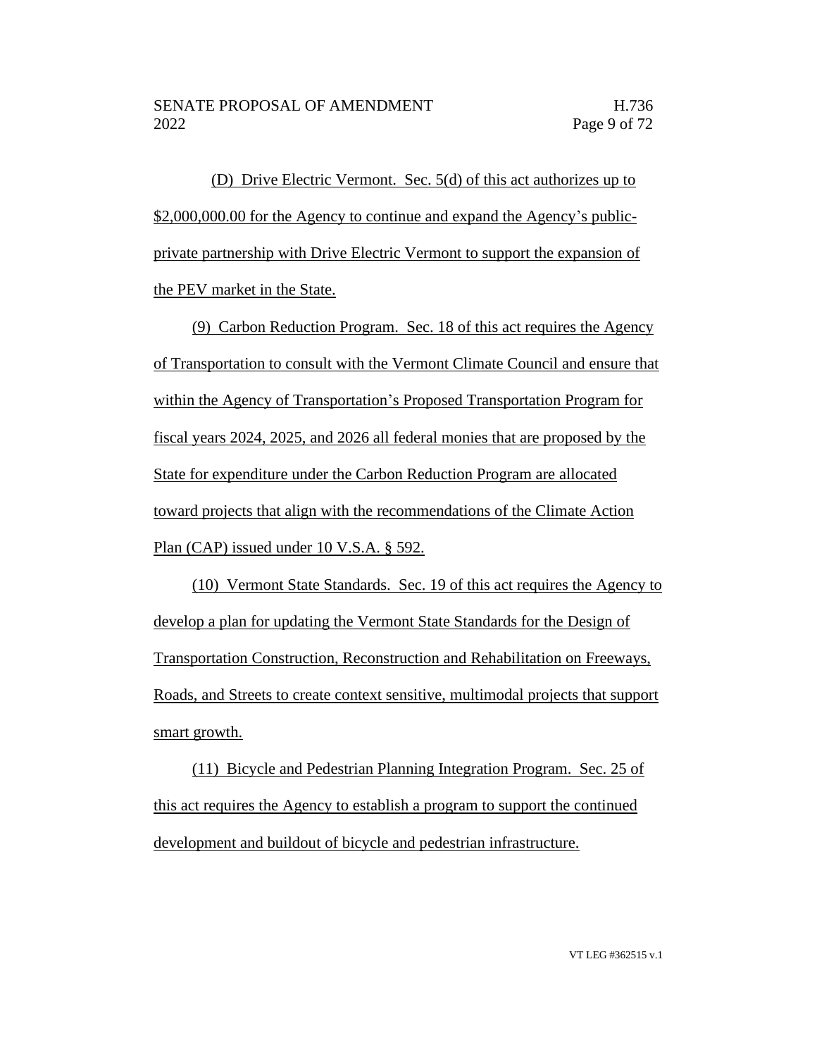(D) Drive Electric Vermont. Sec. 5(d) of this act authorizes up to $2,000,000.00 for the Agency to continue and expand the Agency's public-private partnership with Drive Electric Vermont to support the expansion of the PEV market in the State.

(9) Carbon Reduction Program. Sec. 18 of this act requires the Agency of Transportation to consult with the Vermont Climate Council and ensure that within the Agency of Transportation's Proposed Transportation Program for fiscal years 2024, 2025, and 2026 all federal monies that are proposed by the State for expenditure under the Carbon Reduction Program are allocated toward projects that align with the recommendations of the Climate Action Plan (CAP) issued under 10 V.S.A. § 592.

(10) Vermont State Standards. Sec. 19 of this act requires the Agency to develop a plan for updating the Vermont State Standards for the Design of Transportation Construction, Reconstruction and Rehabilitation on Freeways, Roads, and Streets to create context sensitive, multimodal projects that support smart growth.

(11) Bicycle and Pedestrian Planning Integration Program. Sec. 25 of this act requires the Agency to establish a program to support the continued development and buildout of bicycle and pedestrian infrastructure.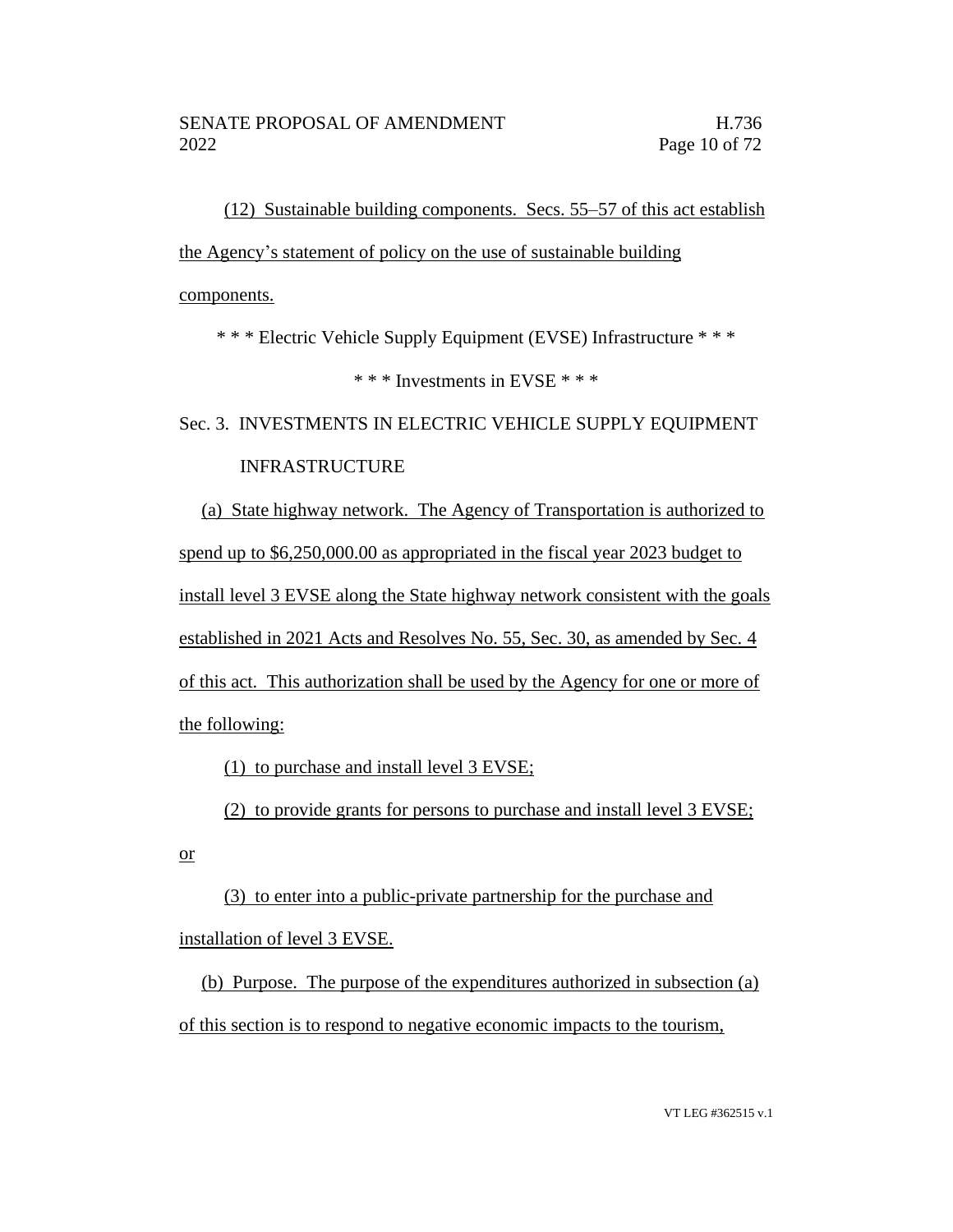(12) Sustainable building components. Secs. 55–57 of this act establish the Agency's statement of policy on the use of sustainable building components.

\* \* \* Electric Vehicle Supply Equipment (EVSE) Infrastructure \* \* \*

\* \* \* Investments in EVSE \* \* \*

Sec. 3. INVESTMENTS IN ELECTRIC VEHICLE SUPPLY EQUIPMENT INFRASTRUCTURE

(a) State highway network. The Agency of Transportation is authorized to spend up to $6,250,000.00 as appropriated in the fiscal year 2023 budget to install level 3 EVSE along the State highway network consistent with the goals established in 2021 Acts and Resolves No. 55, Sec. 30, as amended by Sec. 4 of this act. This authorization shall be used by the Agency for one or more of the following:

(1) to purchase and install level 3 EVSE;

(2) to provide grants for persons to purchase and install level 3 EVSE; or

(3) to enter into a public-private partnership for the purchase and installation of level 3 EVSE.

(b) Purpose. The purpose of the expenditures authorized in subsection (a) of this section is to respond to negative economic impacts to the tourism,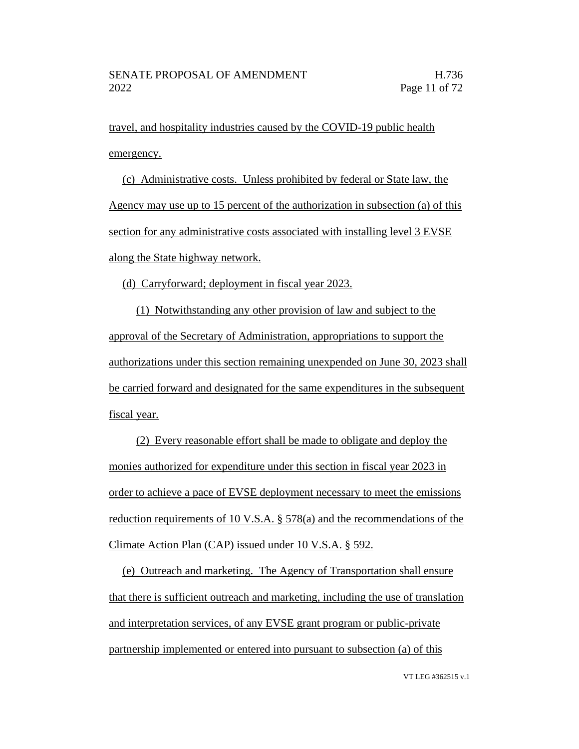travel, and hospitality industries caused by the COVID-19 public health emergency.

(c) Administrative costs. Unless prohibited by federal or State law, the Agency may use up to 15 percent of the authorization in subsection (a) of this section for any administrative costs associated with installing level 3 EVSE along the State highway network.

(d) Carryforward; deployment in fiscal year 2023.

(1) Notwithstanding any other provision of law and subject to the approval of the Secretary of Administration, appropriations to support the authorizations under this section remaining unexpended on June 30, 2023 shall be carried forward and designated for the same expenditures in the subsequent fiscal year.

(2) Every reasonable effort shall be made to obligate and deploy the monies authorized for expenditure under this section in fiscal year 2023 in order to achieve a pace of EVSE deployment necessary to meet the emissions reduction requirements of 10 V.S.A. § 578(a) and the recommendations of the Climate Action Plan (CAP) issued under 10 V.S.A. § 592.

(e) Outreach and marketing. The Agency of Transportation shall ensure that there is sufficient outreach and marketing, including the use of translation and interpretation services, of any EVSE grant program or public-private partnership implemented or entered into pursuant to subsection (a) of this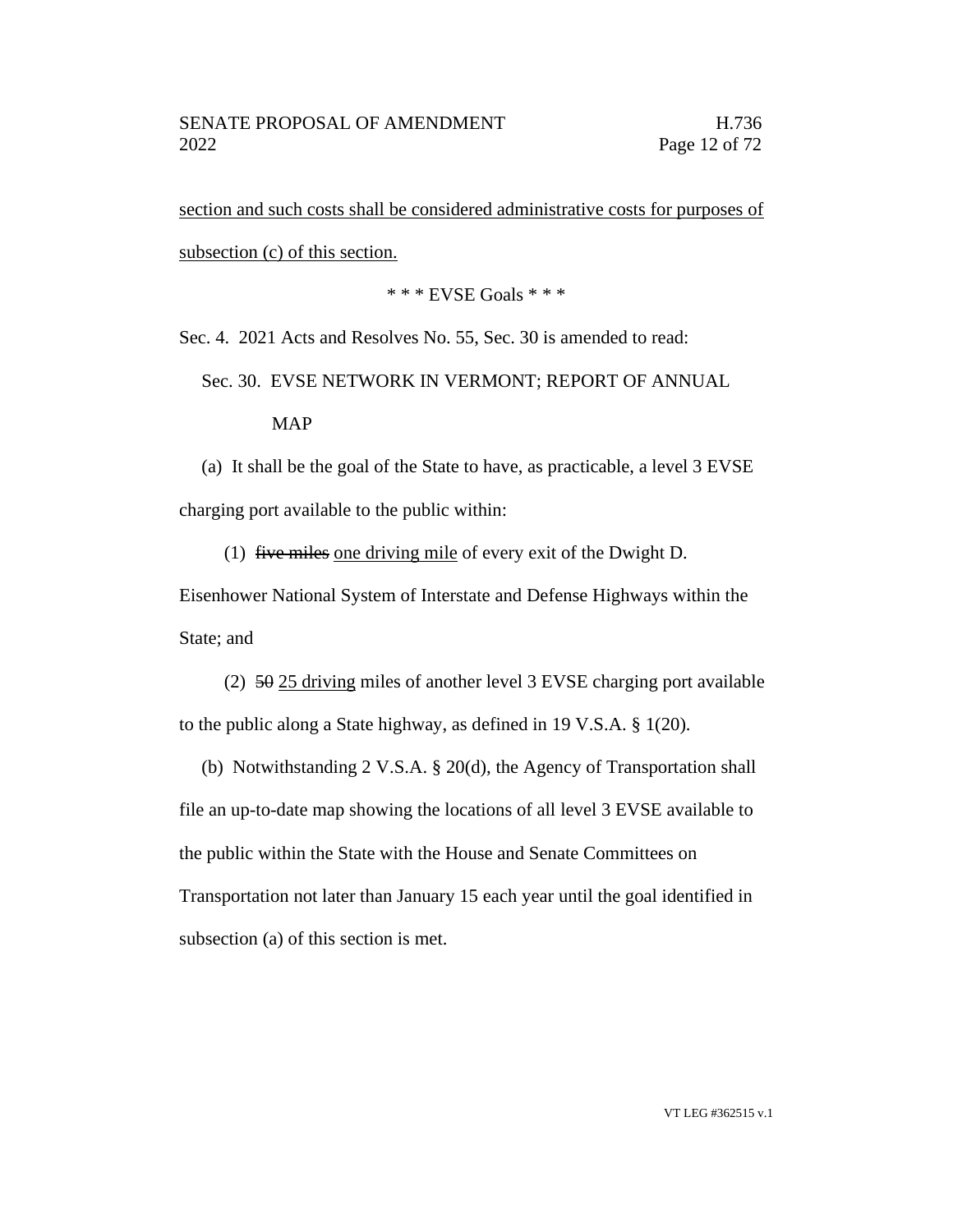<u>section and such costs shall be considered administrative costs for purposes of subsection (c) of this section.</u>

\* \* \* EVSE Goals \* \* \*

Sec. 4. 2021 Acts and Resolves No. 55, Sec. 30 is amended to read:

Sec. 30. EVSE NETWORK IN VERMONT; REPORT OF ANNUAL MAP

(a) It shall be the goal of the State to have, as practicable, a level 3 EVSE charging port available to the public within:

(1) ~~five miles~~ <u>one driving mile</u> of every exit of the Dwight D. Eisenhower National System of Interstate and Defense Highways within the State; and

(2) ~~50~~ <u>25 driving</u> miles of another level 3 EVSE charging port available to the public along a State highway, as defined in 19 V.S.A. § 1(20).

(b) Notwithstanding 2 V.S.A. § 20(d), the Agency of Transportation shall file an up-to-date map showing the locations of all level 3 EVSE available to the public within the State with the House and Senate Committees on Transportation not later than January 15 each year until the goal identified in subsection (a) of this section is met.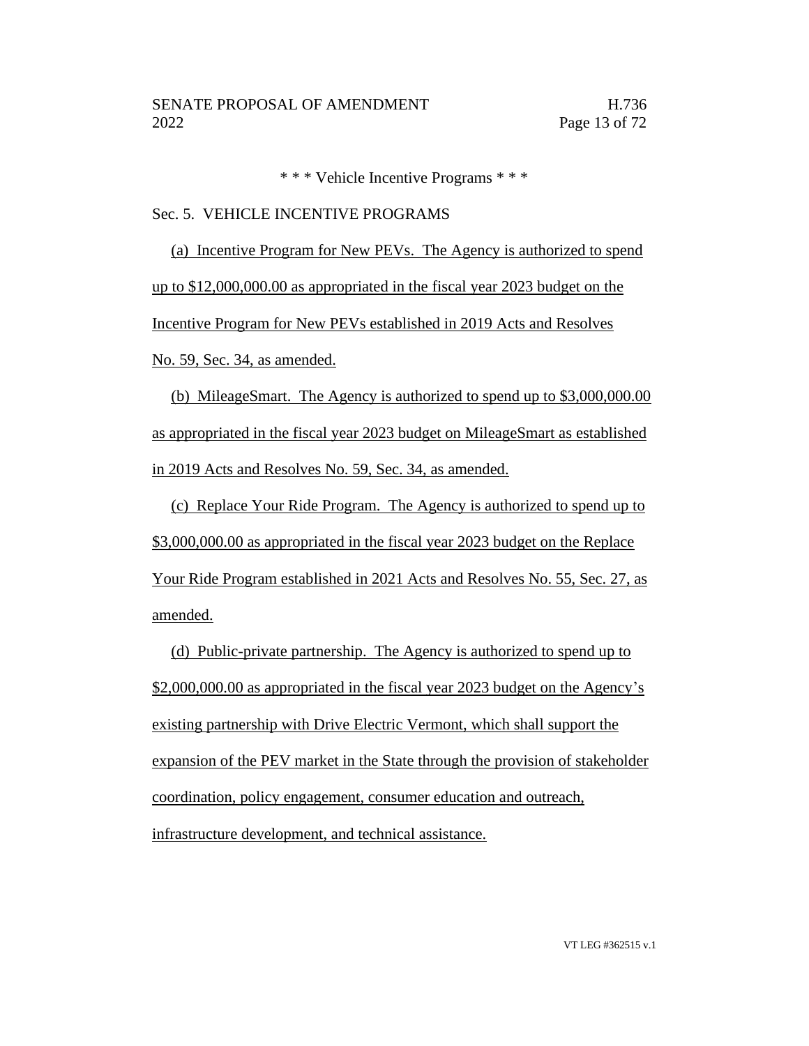\* \* \* Vehicle Incentive Programs \* \* \*

Sec. 5. VEHICLE INCENTIVE PROGRAMS

(a) Incentive Program for New PEVs. The Agency is authorized to spend up to $12,000,000.00 as appropriated in the fiscal year 2023 budget on the Incentive Program for New PEVs established in 2019 Acts and Resolves No. 59, Sec. 34, as amended.

(b) MileageSmart. The Agency is authorized to spend up to $3,000,000.00 as appropriated in the fiscal year 2023 budget on MileageSmart as established in 2019 Acts and Resolves No. 59, Sec. 34, as amended.

(c) Replace Your Ride Program. The Agency is authorized to spend up to $3,000,000.00 as appropriated in the fiscal year 2023 budget on the Replace Your Ride Program established in 2021 Acts and Resolves No. 55, Sec. 27, as amended.

(d) Public-private partnership. The Agency is authorized to spend up to $2,000,000.00 as appropriated in the fiscal year 2023 budget on the Agency's existing partnership with Drive Electric Vermont, which shall support the expansion of the PEV market in the State through the provision of stakeholder coordination, policy engagement, consumer education and outreach, infrastructure development, and technical assistance.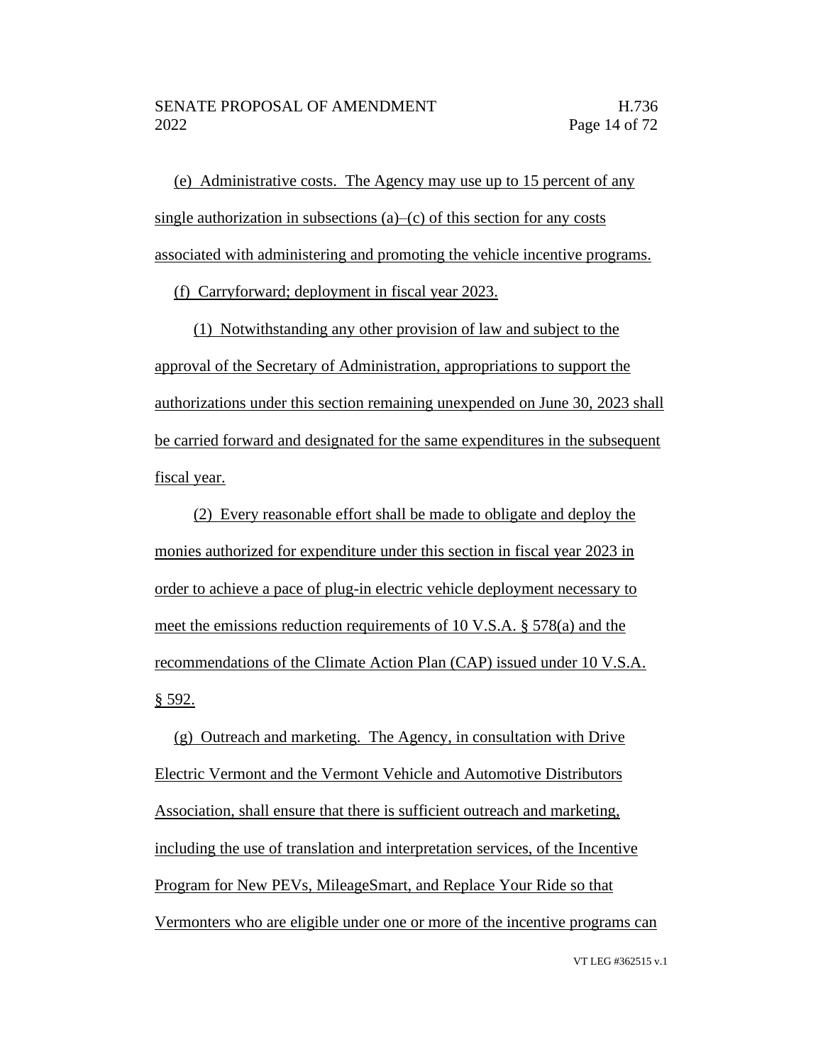(e) Administrative costs. The Agency may use up to 15 percent of any single authorization in subsections (a)–(c) of this section for any costs associated with administering and promoting the vehicle incentive programs.

(f) Carryforward; deployment in fiscal year 2023.

(1) Notwithstanding any other provision of law and subject to the approval of the Secretary of Administration, appropriations to support the authorizations under this section remaining unexpended on June 30, 2023 shall be carried forward and designated for the same expenditures in the subsequent fiscal year.

(2) Every reasonable effort shall be made to obligate and deploy the monies authorized for expenditure under this section in fiscal year 2023 in order to achieve a pace of plug-in electric vehicle deployment necessary to meet the emissions reduction requirements of 10 V.S.A. § 578(a) and the recommendations of the Climate Action Plan (CAP) issued under 10 V.S.A. § 592.

(g) Outreach and marketing. The Agency, in consultation with Drive Electric Vermont and the Vermont Vehicle and Automotive Distributors Association, shall ensure that there is sufficient outreach and marketing, including the use of translation and interpretation services, of the Incentive Program for New PEVs, MileageSmart, and Replace Your Ride so that Vermonters who are eligible under one or more of the incentive programs can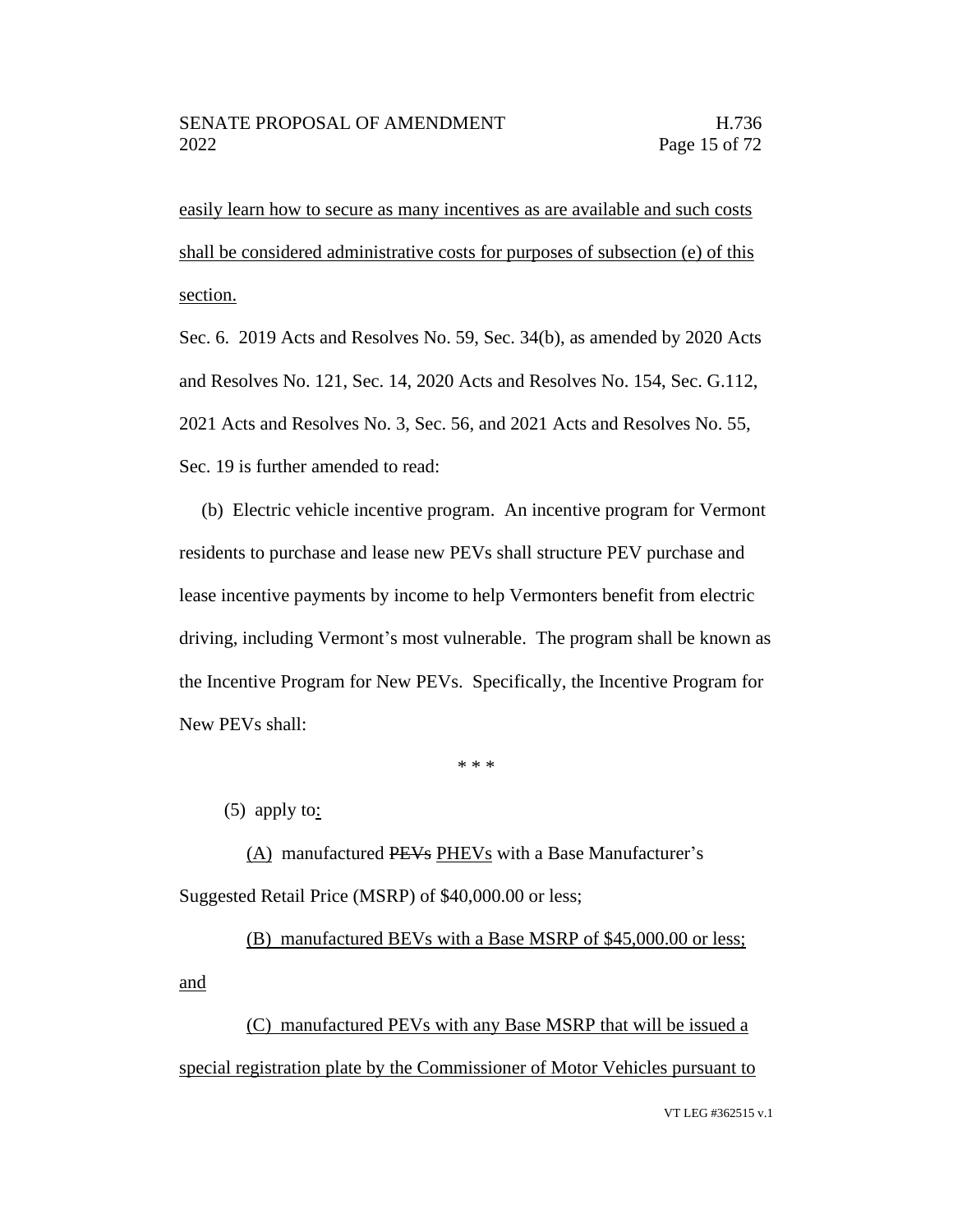easily learn how to secure as many incentives as are available and such costs shall be considered administrative costs for purposes of subsection (e) of this section.

Sec. 6. 2019 Acts and Resolves No. 59, Sec. 34(b), as amended by 2020 Acts and Resolves No. 121, Sec. 14, 2020 Acts and Resolves No. 154, Sec. G.112, 2021 Acts and Resolves No. 3, Sec. 56, and 2021 Acts and Resolves No. 55, Sec. 19 is further amended to read:

(b) Electric vehicle incentive program. An incentive program for Vermont residents to purchase and lease new PEVs shall structure PEV purchase and lease incentive payments by income to help Vermonters benefit from electric driving, including Vermont's most vulnerable. The program shall be known as the Incentive Program for New PEVs. Specifically, the Incentive Program for New PEVs shall:

\* \* \*

(5) apply to:

(A) manufactured ~~PEVs~~ PHEVs with a Base Manufacturer's Suggested Retail Price (MSRP) of $40,000.00 or less;

(B) manufactured BEVs with a Base MSRP of $45,000.00 or less; and

(C) manufactured PEVs with any Base MSRP that will be issued a special registration plate by the Commissioner of Motor Vehicles pursuant to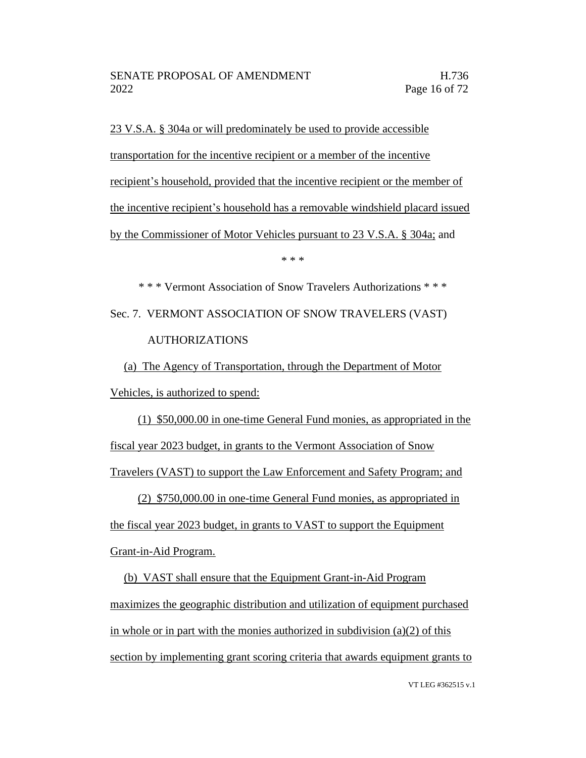23 V.S.A. § 304a or will predominately be used to provide accessible transportation for the incentive recipient or a member of the incentive recipient's household, provided that the incentive recipient or the member of the incentive recipient's household has a removable windshield placard issued by the Commissioner of Motor Vehicles pursuant to 23 V.S.A. § 304a; and

\* \* \*

\* \* \* Vermont Association of Snow Travelers Authorizations \* \* \*

Sec. 7. VERMONT ASSOCIATION OF SNOW TRAVELERS (VAST) AUTHORIZATIONS

(a) The Agency of Transportation, through the Department of Motor Vehicles, is authorized to spend:

(1) $50,000.00 in one-time General Fund monies, as appropriated in the fiscal year 2023 budget, in grants to the Vermont Association of Snow Travelers (VAST) to support the Law Enforcement and Safety Program; and

(2) $750,000.00 in one-time General Fund monies, as appropriated in the fiscal year 2023 budget, in grants to VAST to support the Equipment Grant-in-Aid Program.

(b) VAST shall ensure that the Equipment Grant-in-Aid Program maximizes the geographic distribution and utilization of equipment purchased in whole or in part with the monies authorized in subdivision (a)(2) of this section by implementing grant scoring criteria that awards equipment grants to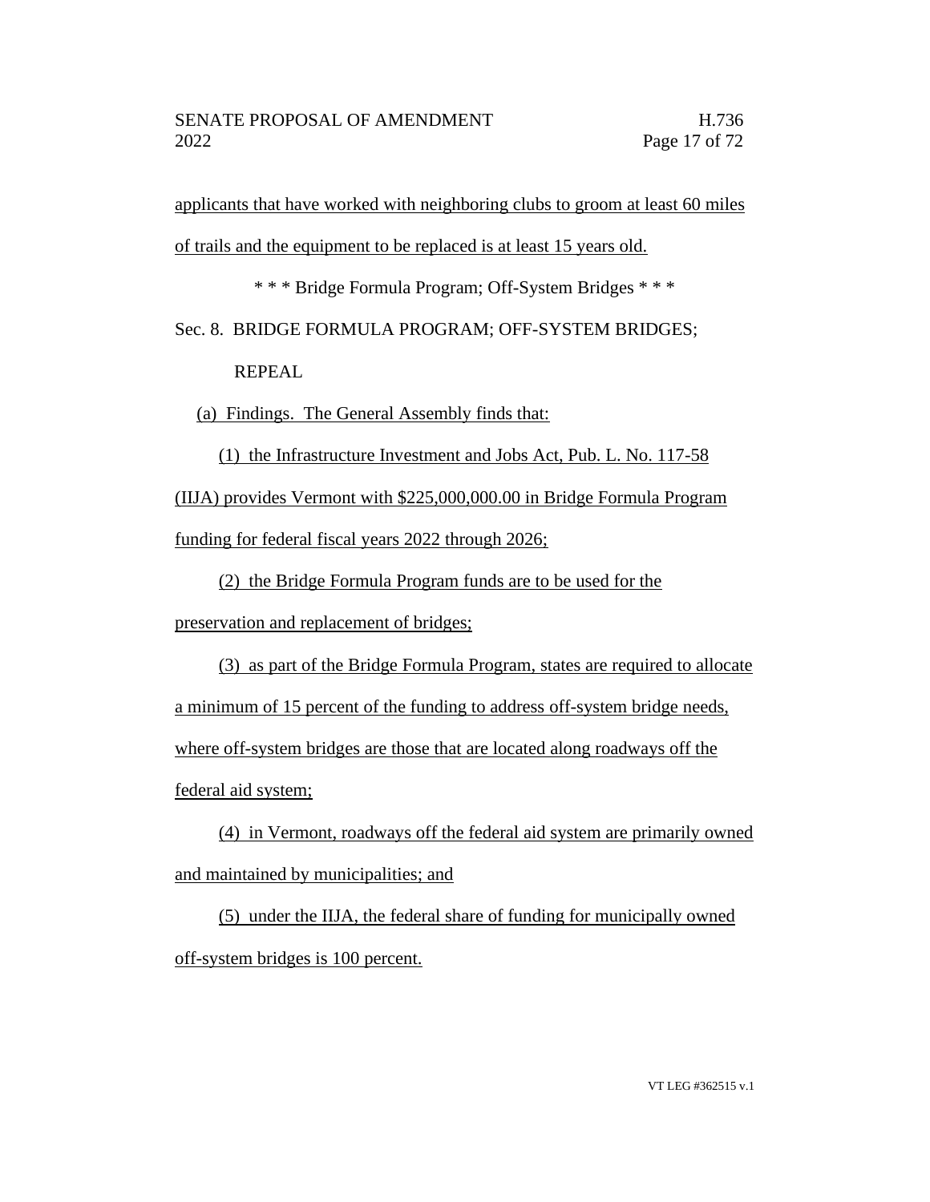applicants that have worked with neighboring clubs to groom at least 60 miles of trails and the equipment to be replaced is at least 15 years old.

\* \* \* Bridge Formula Program; Off-System Bridges \* \* \*

Sec. 8. BRIDGE FORMULA PROGRAM; OFF-SYSTEM BRIDGES; REPEAL

(a) Findings. The General Assembly finds that:

(1) the Infrastructure Investment and Jobs Act, Pub. L. No. 117-58 (IIJA) provides Vermont with $225,000,000.00 in Bridge Formula Program funding for federal fiscal years 2022 through 2026;

(2) the Bridge Formula Program funds are to be used for the preservation and replacement of bridges;

(3) as part of the Bridge Formula Program, states are required to allocate a minimum of 15 percent of the funding to address off-system bridge needs, where off-system bridges are those that are located along roadways off the federal aid system;

(4) in Vermont, roadways off the federal aid system are primarily owned and maintained by municipalities; and

(5) under the IIJA, the federal share of funding for municipally owned off-system bridges is 100 percent.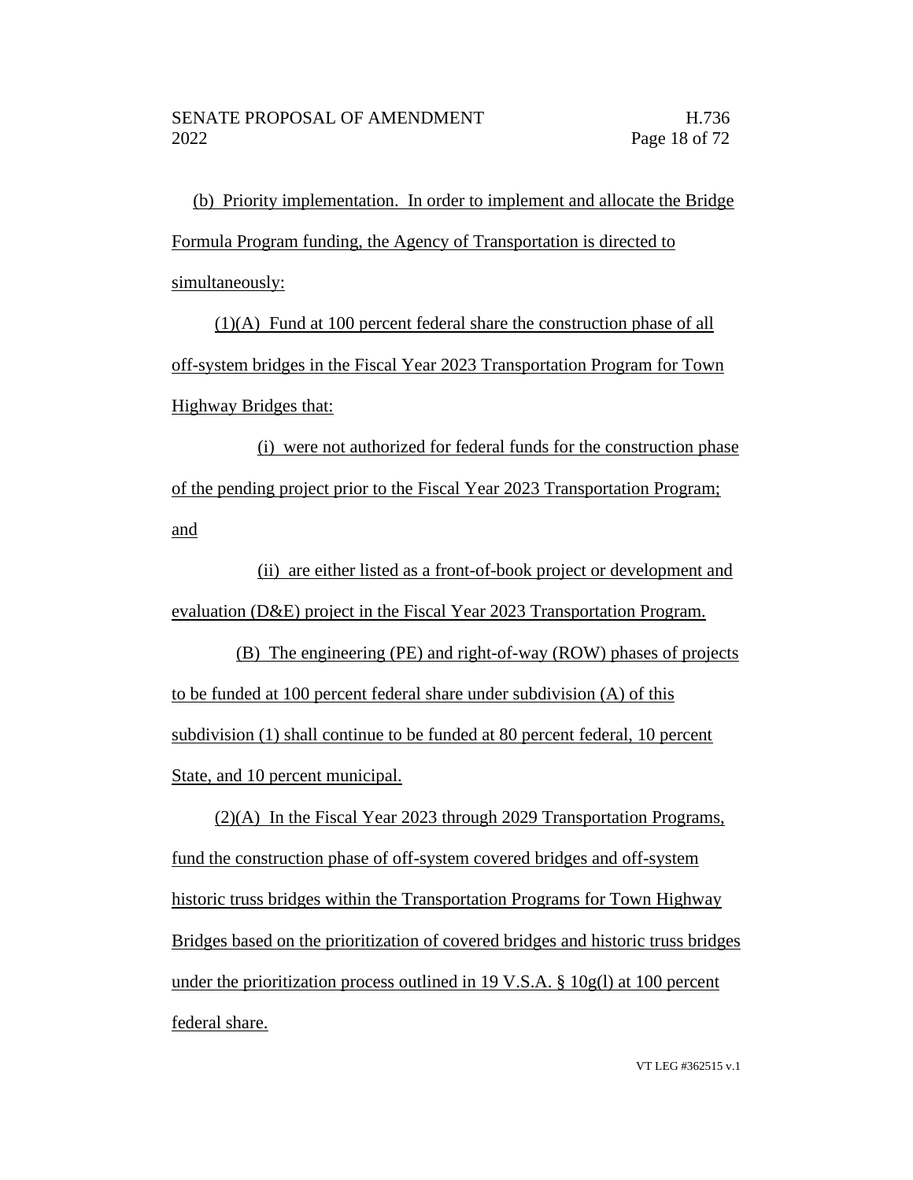(b) Priority implementation. In order to implement and allocate the Bridge Formula Program funding, the Agency of Transportation is directed to simultaneously:

(1)(A) Fund at 100 percent federal share the construction phase of all off-system bridges in the Fiscal Year 2023 Transportation Program for Town Highway Bridges that:

(i) were not authorized for federal funds for the construction phase of the pending project prior to the Fiscal Year 2023 Transportation Program; and

(ii) are either listed as a front-of-book project or development and evaluation (D&E) project in the Fiscal Year 2023 Transportation Program.

(B) The engineering (PE) and right-of-way (ROW) phases of projects to be funded at 100 percent federal share under subdivision (A) of this subdivision (1) shall continue to be funded at 80 percent federal, 10 percent State, and 10 percent municipal.

(2)(A) In the Fiscal Year 2023 through 2029 Transportation Programs, fund the construction phase of off-system covered bridges and off-system historic truss bridges within the Transportation Programs for Town Highway Bridges based on the prioritization of covered bridges and historic truss bridges under the prioritization process outlined in 19 V.S.A. § 10g(l) at 100 percent federal share.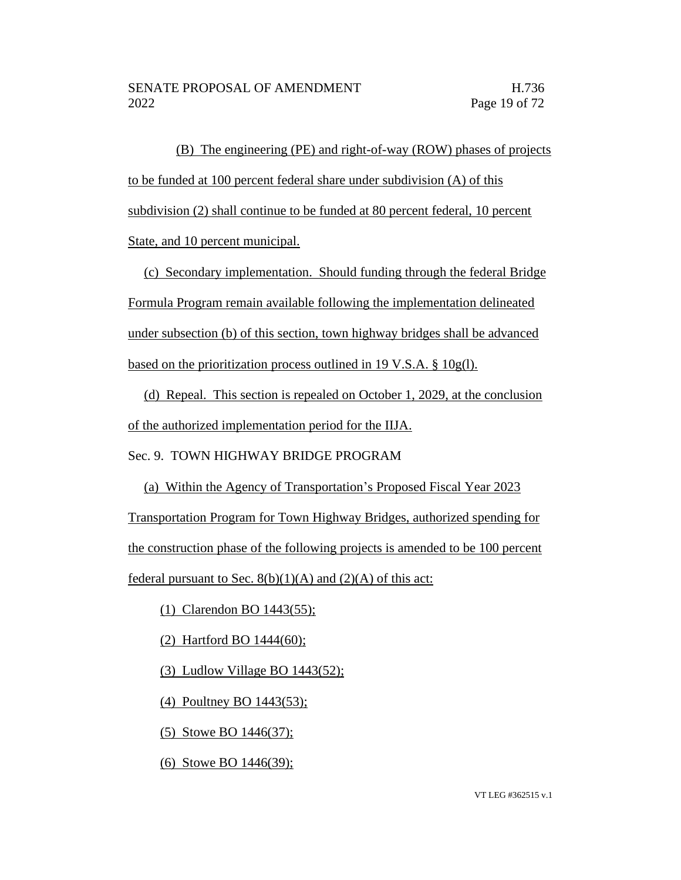(B) The engineering (PE) and right-of-way (ROW) phases of projects to be funded at 100 percent federal share under subdivision (A) of this subdivision (2) shall continue to be funded at 80 percent federal, 10 percent State, and 10 percent municipal.

(c) Secondary implementation. Should funding through the federal Bridge Formula Program remain available following the implementation delineated under subsection (b) of this section, town highway bridges shall be advanced based on the prioritization process outlined in 19 V.S.A. § 10g(l).

(d) Repeal. This section is repealed on October 1, 2029, at the conclusion of the authorized implementation period for the IIJA.

Sec. 9. TOWN HIGHWAY BRIDGE PROGRAM

(a) Within the Agency of Transportation's Proposed Fiscal Year 2023 Transportation Program for Town Highway Bridges, authorized spending for the construction phase of the following projects is amended to be 100 percent federal pursuant to Sec. 8(b)(1)(A) and (2)(A) of this act:

(1) Clarendon BO 1443(55);

(2) Hartford BO 1444(60);

(3) Ludlow Village BO 1443(52);

(4) Poultney BO 1443(53);

(5) Stowe BO 1446(37);

(6) Stowe BO 1446(39);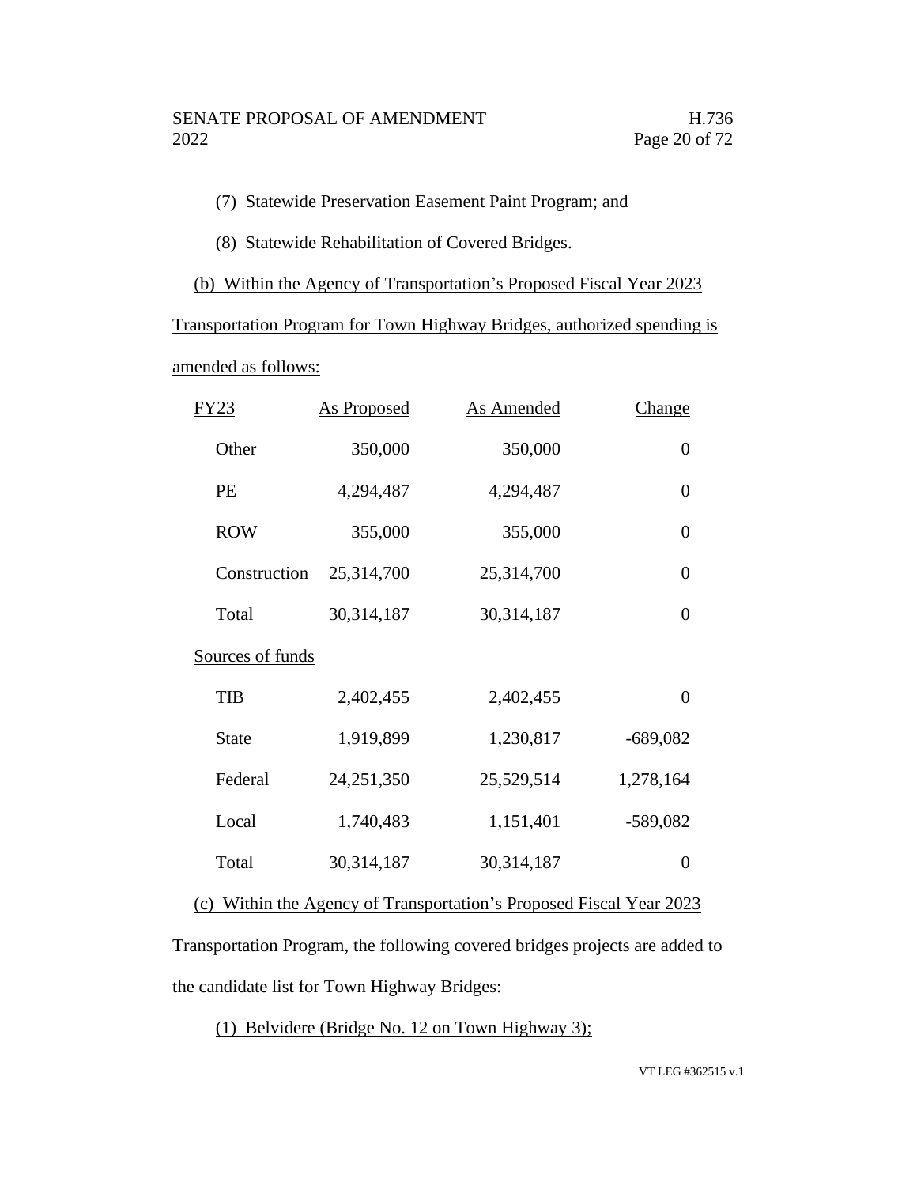(7) Statewide Preservation Easement Paint Program; and

(8) Statewide Rehabilitation of Covered Bridges.

(b) Within the Agency of Transportation's Proposed Fiscal Year 2023 Transportation Program for Town Highway Bridges, authorized spending is amended as follows:

| FY23 | As Proposed | As Amended | Change |
|---|---|---|---|
| Other | 350,000 | 350,000 | 0 |
| PE | 4,294,487 | 4,294,487 | 0 |
| ROW | 355,000 | 355,000 | 0 |
| Construction | 25,314,700 | 25,314,700 | 0 |
| Total | 30,314,187 | 30,314,187 | 0 |
| Sources of funds | | | |
| TIB | 2,402,455 | 2,402,455 | 0 |
| State | 1,919,899 | 1,230,817 | -689,082 |
| Federal | 24,251,350 | 25,529,514 | 1,278,164 |
| Local | 1,740,483 | 1,151,401 | -589,082 |
| Total | 30,314,187 | 30,314,187 | 0 |

(c) Within the Agency of Transportation's Proposed Fiscal Year 2023 Transportation Program, the following covered bridges projects are added to the candidate list for Town Highway Bridges:

(1) Belvidere (Bridge No. 12 on Town Highway 3);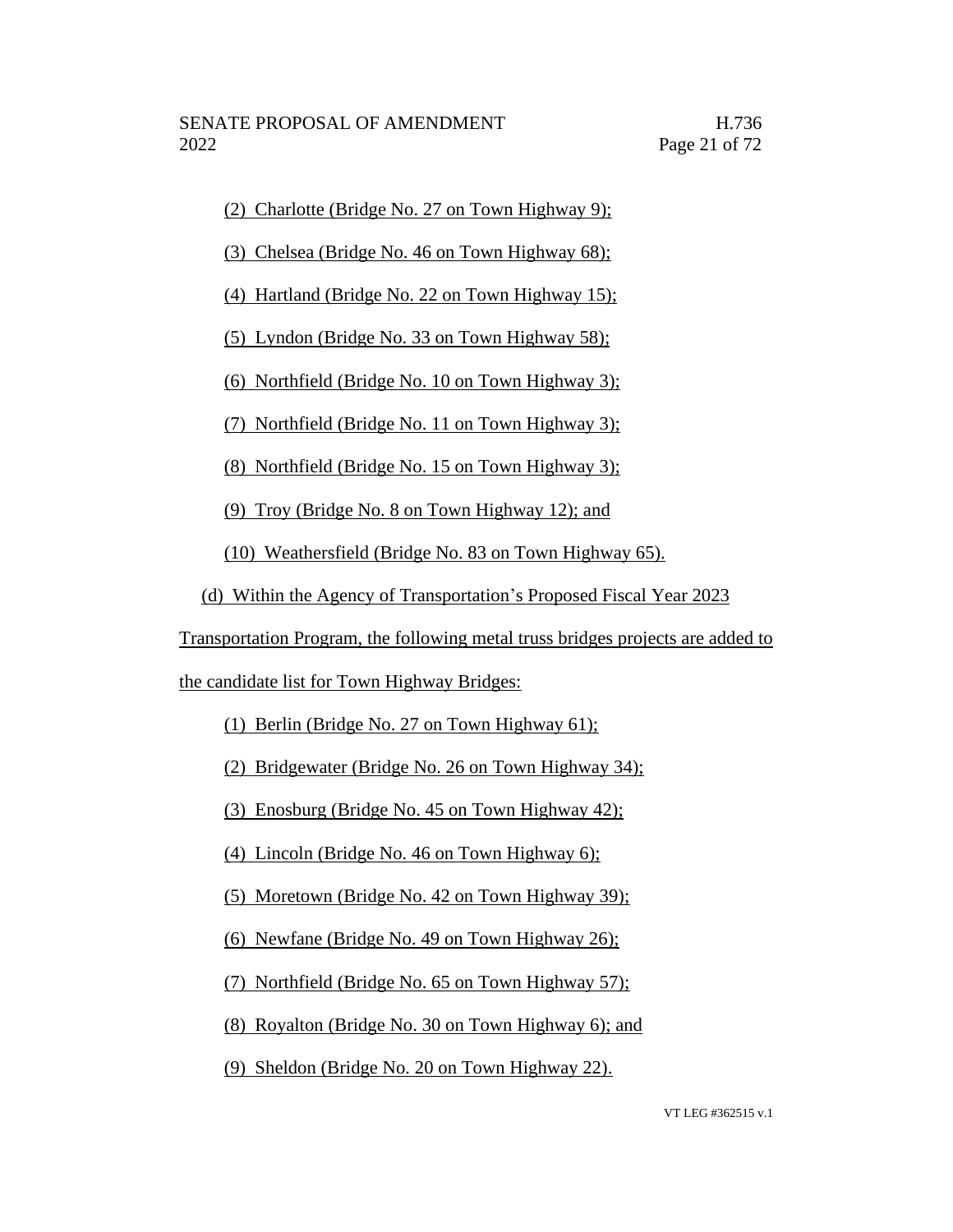(2) Charlotte (Bridge No. 27 on Town Highway 9);

(3) Chelsea (Bridge No. 46 on Town Highway 68);

(4) Hartland (Bridge No. 22 on Town Highway 15);

(5) Lyndon (Bridge No. 33 on Town Highway 58);

(6) Northfield (Bridge No. 10 on Town Highway 3);

(7) Northfield (Bridge No. 11 on Town Highway 3);

(8) Northfield (Bridge No. 15 on Town Highway 3);

(9) Troy (Bridge No. 8 on Town Highway 12); and

(10) Weathersfield (Bridge No. 83 on Town Highway 65).

(d) Within the Agency of Transportation's Proposed Fiscal Year 2023 Transportation Program, the following metal truss bridges projects are added to the candidate list for Town Highway Bridges:

(1) Berlin (Bridge No. 27 on Town Highway 61);

(2) Bridgewater (Bridge No. 26 on Town Highway 34);

(3) Enosburg (Bridge No. 45 on Town Highway 42);

(4) Lincoln (Bridge No. 46 on Town Highway 6);

(5) Moretown (Bridge No. 42 on Town Highway 39);

(6) Newfane (Bridge No. 49 on Town Highway 26);

(7) Northfield (Bridge No. 65 on Town Highway 57);

(8) Royalton (Bridge No. 30 on Town Highway 6); and

(9) Sheldon (Bridge No. 20 on Town Highway 22).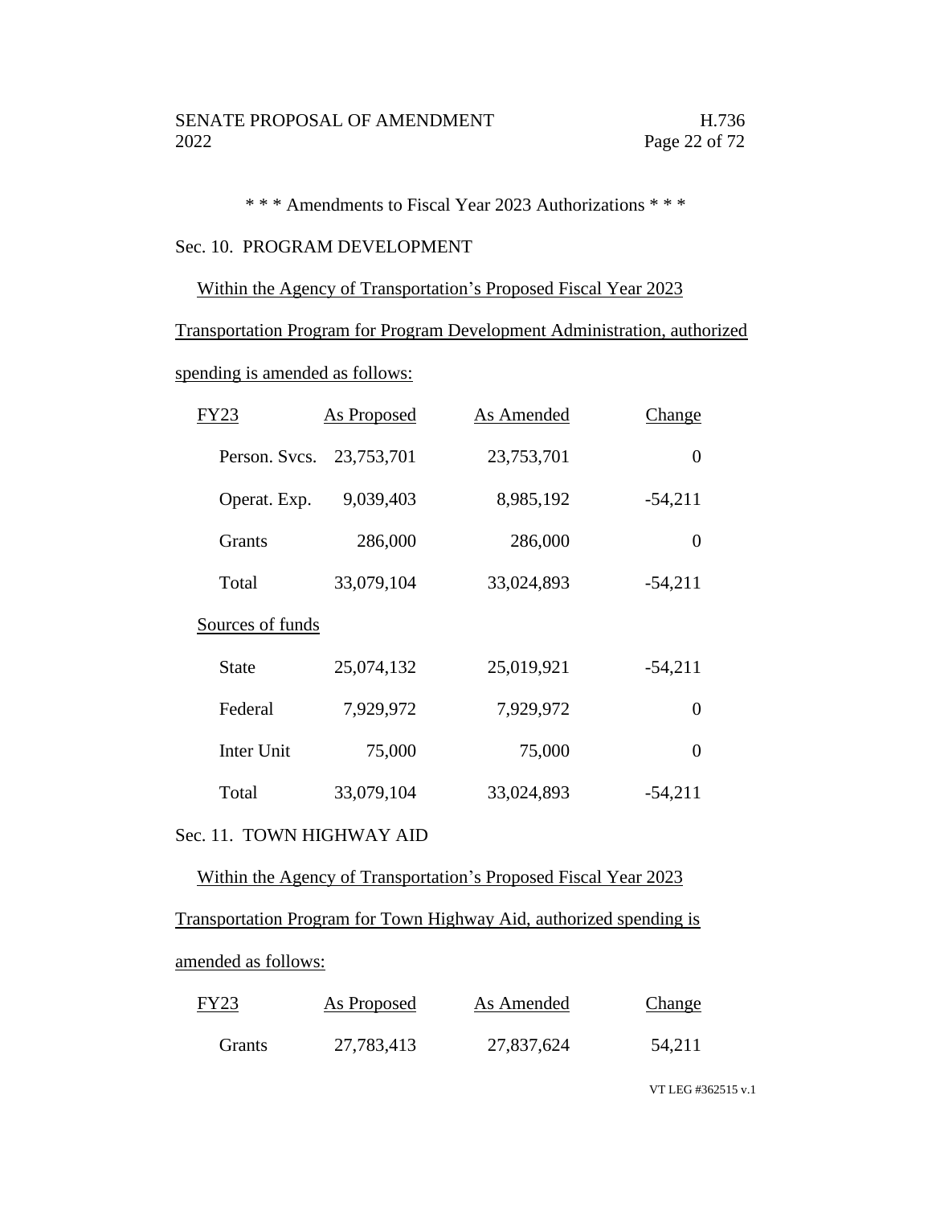\* \* \* Amendments to Fiscal Year 2023 Authorizations \* \* \*

Sec. 10. PROGRAM DEVELOPMENT

Within the Agency of Transportation's Proposed Fiscal Year 2023 Transportation Program for Program Development Administration, authorized spending is amended as follows:

| FY23 | As Proposed | As Amended | Change |
|---|---|---|---|
| Person. Svcs. | 23,753,701 | 23,753,701 | 0 |
| Operat. Exp. | 9,039,403 | 8,985,192 | -54,211 |
| Grants | 286,000 | 286,000 | 0 |
| Total | 33,079,104 | 33,024,893 | -54,211 |
| Sources of funds | | | |
| State | 25,074,132 | 25,019,921 | -54,211 |
| Federal | 7,929,972 | 7,929,972 | 0 |
| Inter Unit | 75,000 | 75,000 | 0 |
| Total | 33,079,104 | 33,024,893 | -54,211 |

Sec. 11. TOWN HIGHWAY AID

Within the Agency of Transportation's Proposed Fiscal Year 2023 Transportation Program for Town Highway Aid, authorized spending is amended as follows:

| FY23 | As Proposed | As Amended | Change |
|---|---|---|---|
| Grants | 27,783,413 | 27,837,624 | 54,211 |

VT LEG #362515 v.1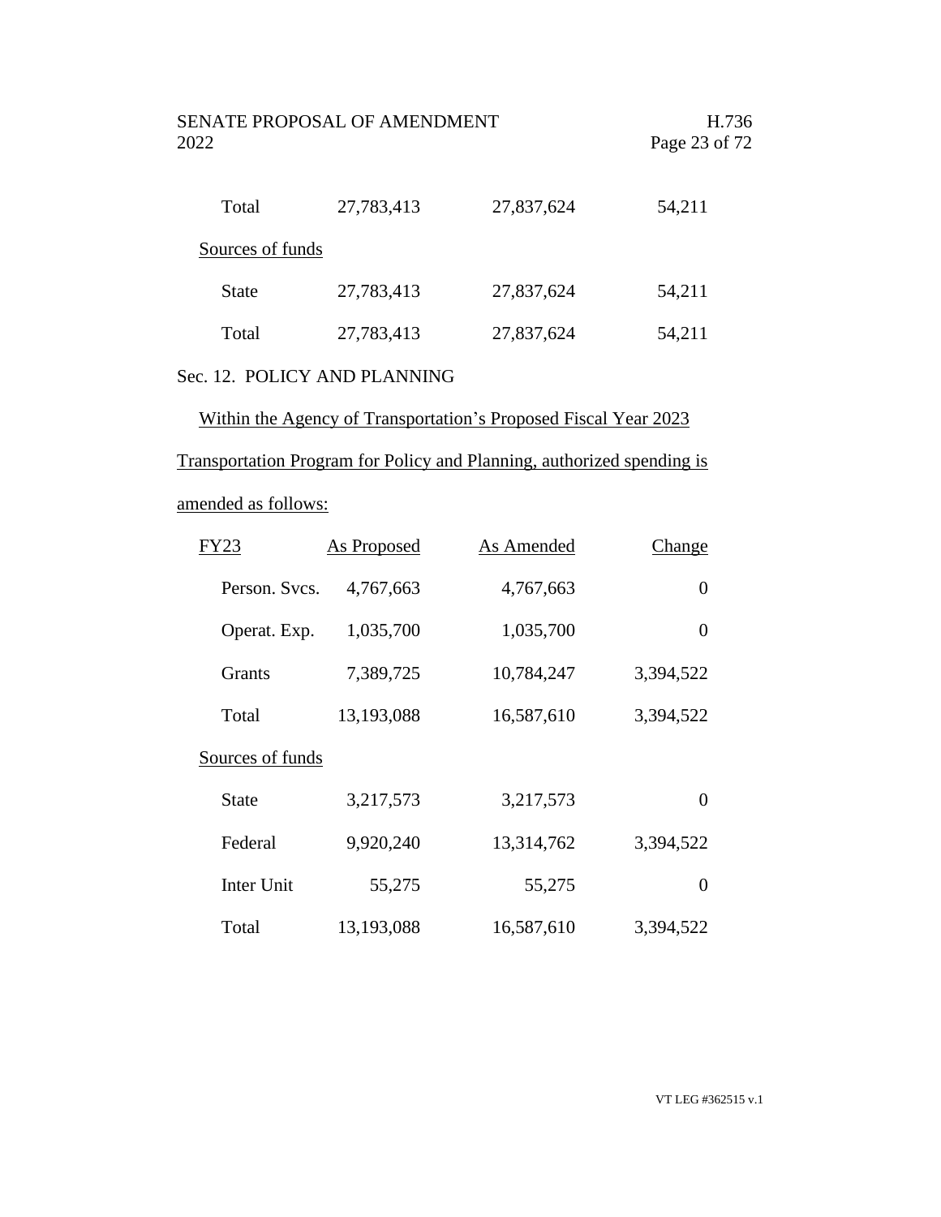| | | | |
|---|---|---|---|
| Total | 27,783,413 | 27,837,624 | 54,211 |
| Sources of funds | | | |
| State | 27,783,413 | 27,837,624 | 54,211 |
| Total | 27,783,413 | 27,837,624 | 54,211 |

Sec. 12. POLICY AND PLANNING

Within the Agency of Transportation's Proposed Fiscal Year 2023 Transportation Program for Policy and Planning, authorized spending is amended as follows:

| FY23 | As Proposed | As Amended | Change |
|---|---|---|---|
| Person. Svcs. | 4,767,663 | 4,767,663 | 0 |
| Operat. Exp. | 1,035,700 | 1,035,700 | 0 |
| Grants | 7,389,725 | 10,784,247 | 3,394,522 |
| Total | 13,193,088 | 16,587,610 | 3,394,522 |
| Sources of funds | | | |
| State | 3,217,573 | 3,217,573 | 0 |
| Federal | 9,920,240 | 13,314,762 | 3,394,522 |
| Inter Unit | 55,275 | 55,275 | 0 |
| Total | 13,193,088 | 16,587,610 | 3,394,522 |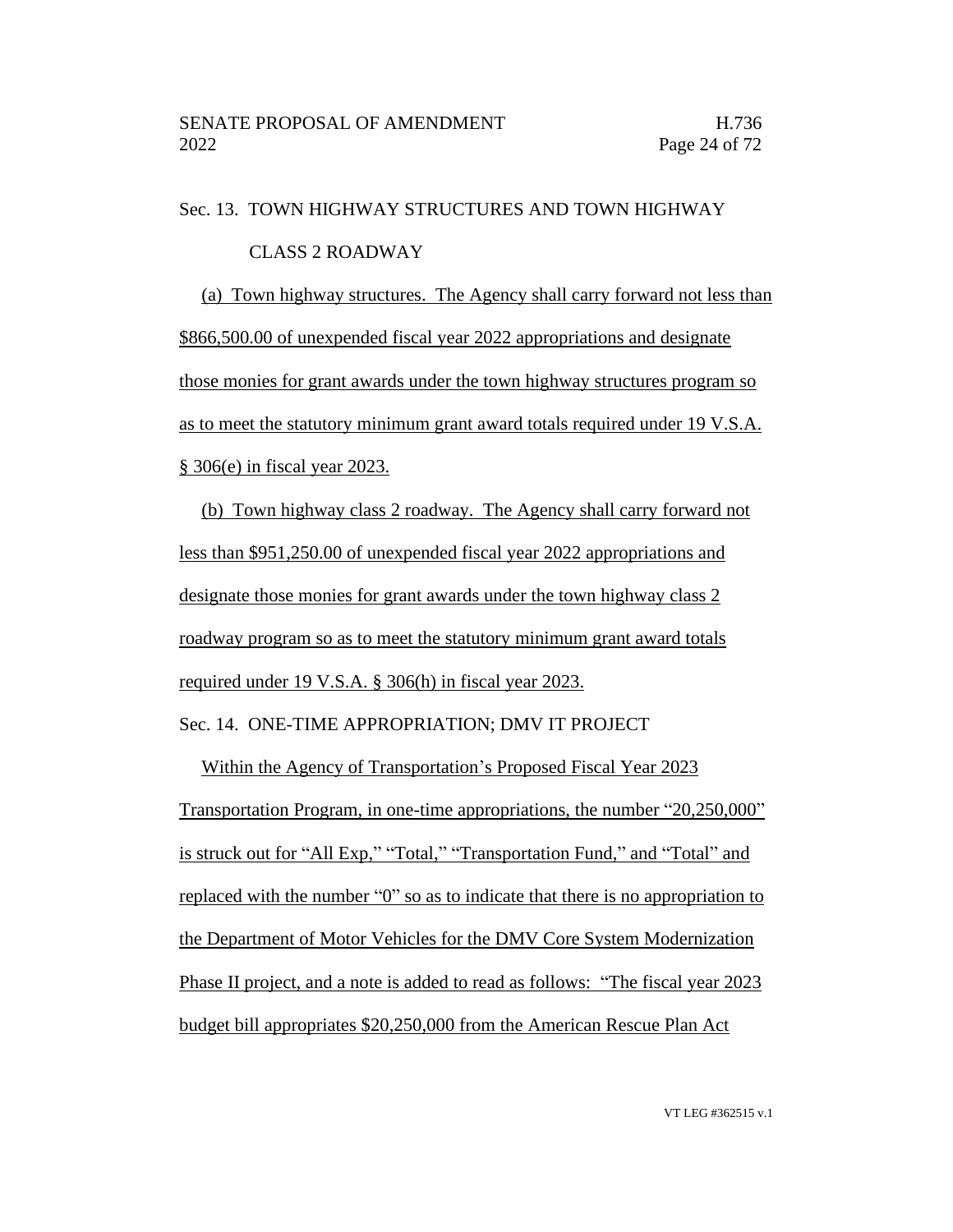Sec. 13. TOWN HIGHWAY STRUCTURES AND TOWN HIGHWAY CLASS 2 ROADWAY

(a) Town highway structures. The Agency shall carry forward not less than $866,500.00 of unexpended fiscal year 2022 appropriations and designate those monies for grant awards under the town highway structures program so as to meet the statutory minimum grant award totals required under 19 V.S.A. § 306(e) in fiscal year 2023.

(b) Town highway class 2 roadway. The Agency shall carry forward not less than $951,250.00 of unexpended fiscal year 2022 appropriations and designate those monies for grant awards under the town highway class 2 roadway program so as to meet the statutory minimum grant award totals required under 19 V.S.A. § 306(h) in fiscal year 2023.

Sec. 14. ONE-TIME APPROPRIATION; DMV IT PROJECT

Within the Agency of Transportation's Proposed Fiscal Year 2023 Transportation Program, in one-time appropriations, the number "20,250,000" is struck out for "All Exp," "Total," "Transportation Fund," and "Total" and replaced with the number "0" so as to indicate that there is no appropriation to the Department of Motor Vehicles for the DMV Core System Modernization Phase II project, and a note is added to read as follows: "The fiscal year 2023 budget bill appropriates $20,250,000 from the American Rescue Plan Act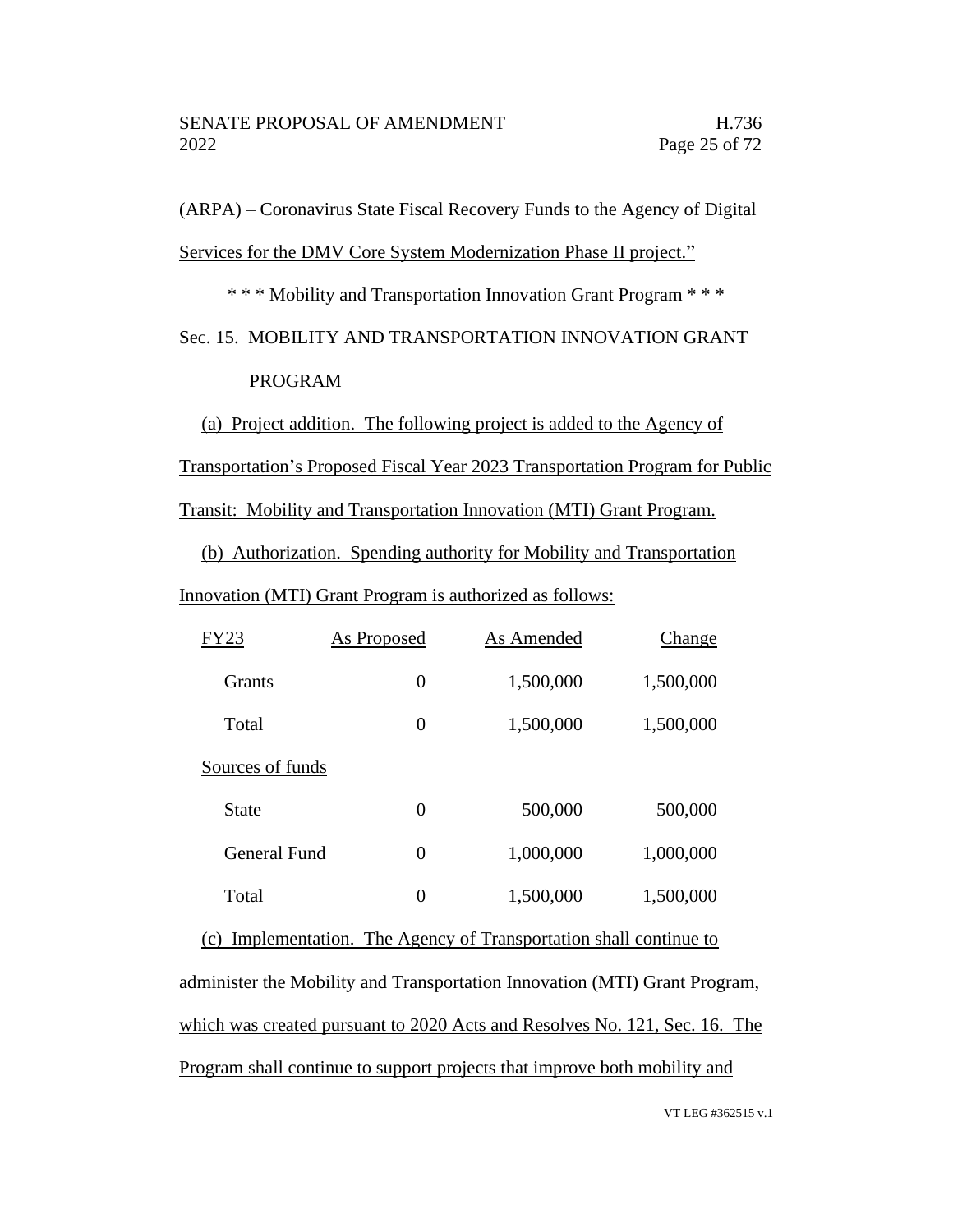(ARPA) – Coronavirus State Fiscal Recovery Funds to the Agency of Digital Services for the DMV Core System Modernization Phase II project."

\* \* \* Mobility and Transportation Innovation Grant Program \* \* \*

Sec. 15. MOBILITY AND TRANSPORTATION INNOVATION GRANT PROGRAM

(a) Project addition. The following project is added to the Agency of Transportation's Proposed Fiscal Year 2023 Transportation Program for Public Transit: Mobility and Transportation Innovation (MTI) Grant Program.

(b) Authorization. Spending authority for Mobility and Transportation Innovation (MTI) Grant Program is authorized as follows:

| FY23 | As Proposed | As Amended | Change |
|---|---|---|---|
| Grants | 0 | 1,500,000 | 1,500,000 |
| Total | 0 | 1,500,000 | 1,500,000 |
| Sources of funds | | | |
| State | 0 | 500,000 | 500,000 |
| General Fund | 0 | 1,000,000 | 1,000,000 |
| Total | 0 | 1,500,000 | 1,500,000 |

(c) Implementation. The Agency of Transportation shall continue to administer the Mobility and Transportation Innovation (MTI) Grant Program, which was created pursuant to 2020 Acts and Resolves No. 121, Sec. 16. The Program shall continue to support projects that improve both mobility and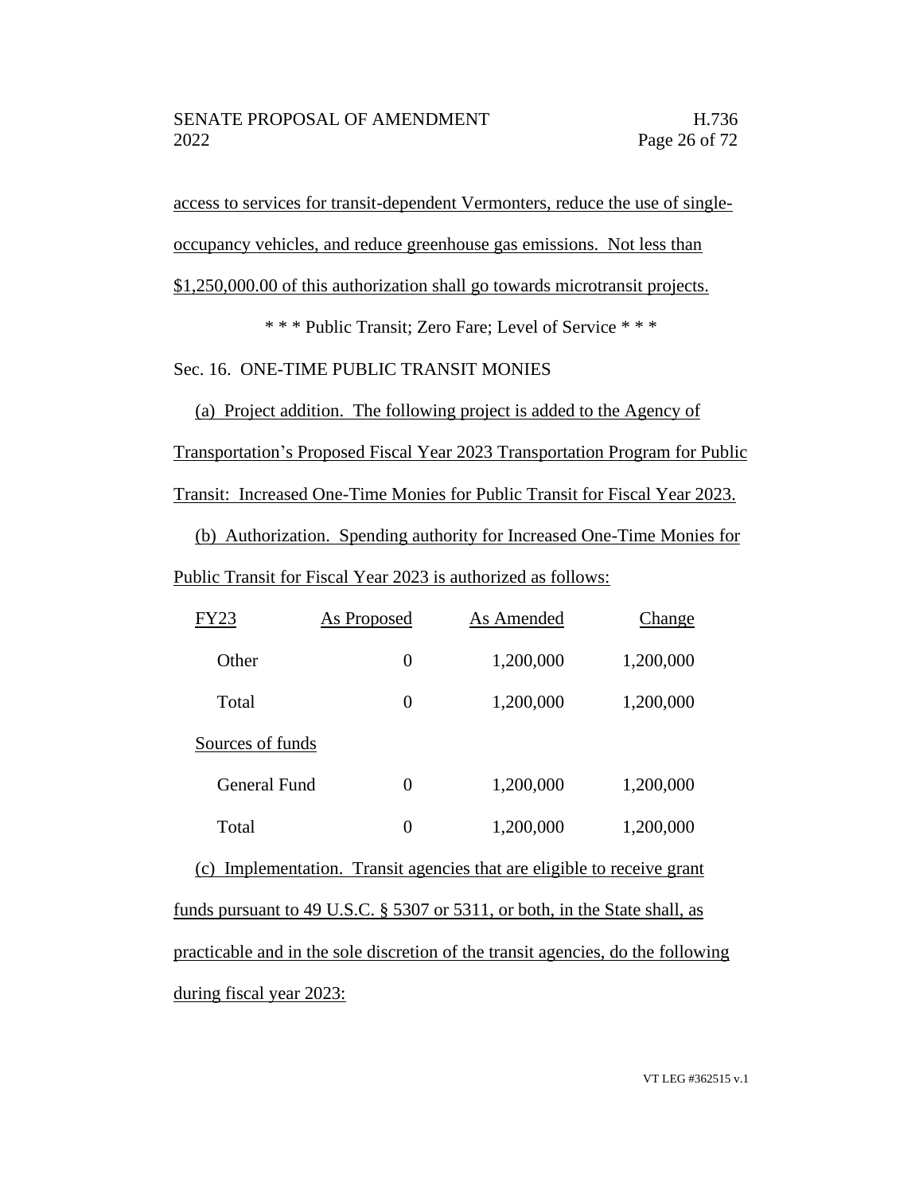access to services for transit-dependent Vermonters, reduce the use of single-occupancy vehicles, and reduce greenhouse gas emissions. Not less than $1,250,000.00 of this authorization shall go towards microtransit projects.

\* \* \* Public Transit; Zero Fare; Level of Service \* \* \*

Sec. 16. ONE-TIME PUBLIC TRANSIT MONIES

(a) Project addition. The following project is added to the Agency of Transportation's Proposed Fiscal Year 2023 Transportation Program for Public Transit: Increased One-Time Monies for Public Transit for Fiscal Year 2023.

(b) Authorization. Spending authority for Increased One-Time Monies for Public Transit for Fiscal Year 2023 is authorized as follows:

| FY23 | As Proposed | As Amended | Change |
|---|---|---|---|
| Other | 0 | 1,200,000 | 1,200,000 |
| Total | 0 | 1,200,000 | 1,200,000 |
| Sources of funds | | | |
| General Fund | 0 | 1,200,000 | 1,200,000 |
| Total | 0 | 1,200,000 | 1,200,000 |

(c) Implementation. Transit agencies that are eligible to receive grant funds pursuant to 49 U.S.C. § 5307 or 5311, or both, in the State shall, as practicable and in the sole discretion of the transit agencies, do the following during fiscal year 2023: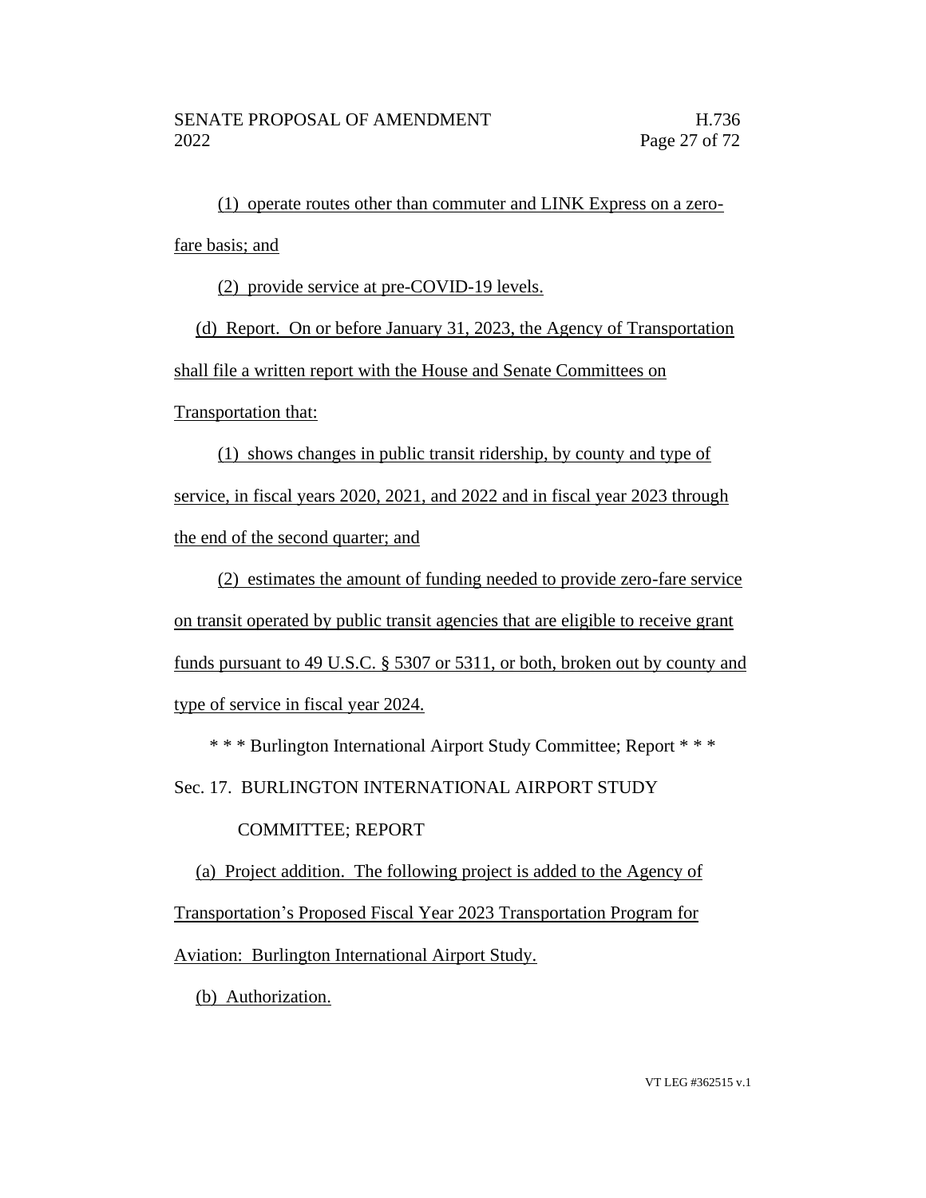(1) operate routes other than commuter and LINK Express on a zero-fare basis; and

(2) provide service at pre-COVID-19 levels.

(d) Report. On or before January 31, 2023, the Agency of Transportation shall file a written report with the House and Senate Committees on Transportation that:

(1) shows changes in public transit ridership, by county and type of service, in fiscal years 2020, 2021, and 2022 and in fiscal year 2023 through the end of the second quarter; and

(2) estimates the amount of funding needed to provide zero-fare service on transit operated by public transit agencies that are eligible to receive grant funds pursuant to 49 U.S.C. § 5307 or 5311, or both, broken out by county and type of service in fiscal year 2024.

\* \* \* Burlington International Airport Study Committee; Report \* \* \*

Sec. 17. BURLINGTON INTERNATIONAL AIRPORT STUDY COMMITTEE; REPORT

(a) Project addition. The following project is added to the Agency of Transportation's Proposed Fiscal Year 2023 Transportation Program for Aviation: Burlington International Airport Study.

(b) Authorization.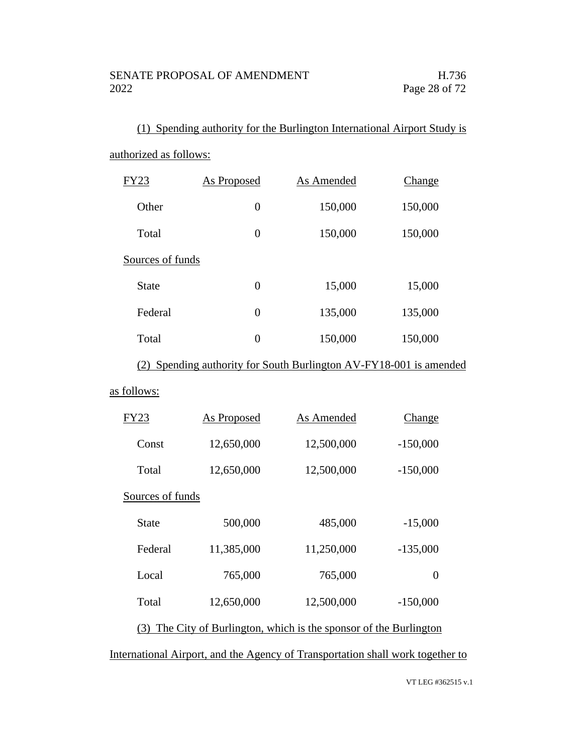(1) Spending authority for the Burlington International Airport Study is authorized as follows:

| FY23 | As Proposed | As Amended | Change |
|---|---|---|---|
| Other | 0 | 150,000 | 150,000 |
| Total | 0 | 150,000 | 150,000 |
| Sources of funds | | | |
| State | 0 | 15,000 | 15,000 |
| Federal | 0 | 135,000 | 135,000 |
| Total | 0 | 150,000 | 150,000 |

(2) Spending authority for South Burlington AV-FY18-001 is amended as follows:

| FY23 | As Proposed | As Amended | Change |
|---|---|---|---|
| Const | 12,650,000 | 12,500,000 | -150,000 |
| Total | 12,650,000 | 12,500,000 | -150,000 |
| Sources of funds | | | |
| State | 500,000 | 485,000 | -15,000 |
| Federal | 11,385,000 | 11,250,000 | -135,000 |
| Local | 765,000 | 765,000 | 0 |
| Total | 12,650,000 | 12,500,000 | -150,000 |

(3) The City of Burlington, which is the sponsor of the Burlington International Airport, and the Agency of Transportation shall work together to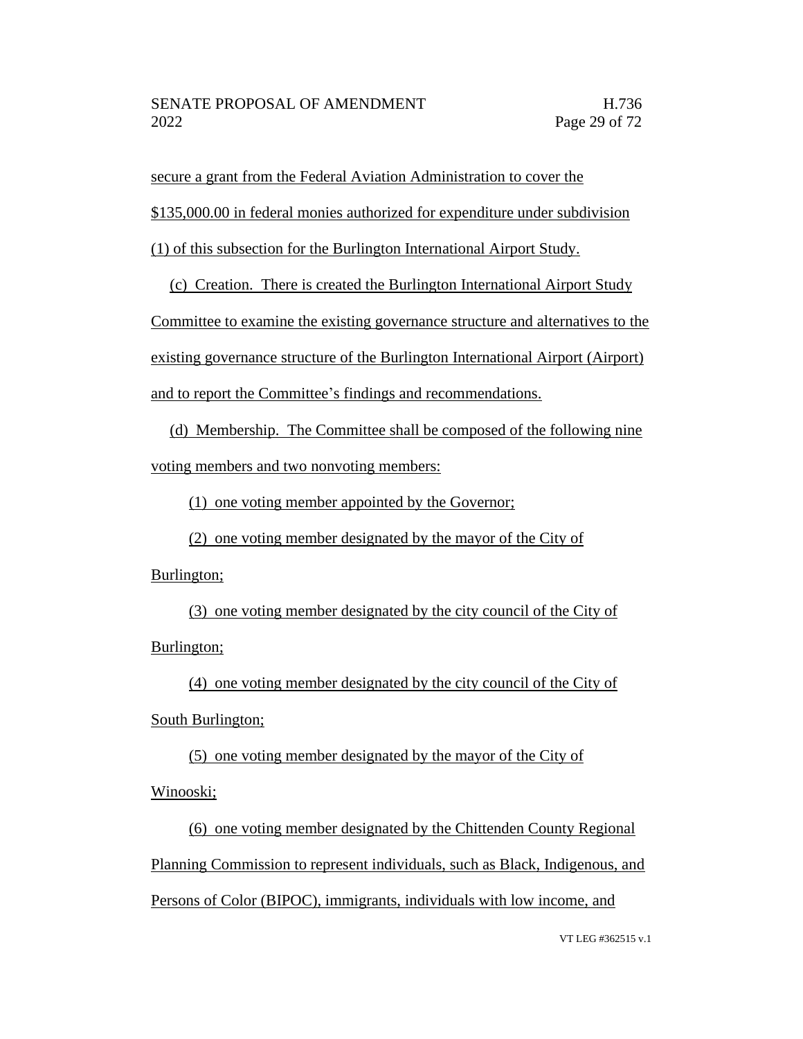secure a grant from the Federal Aviation Administration to cover the $135,000.00 in federal monies authorized for expenditure under subdivision (1) of this subsection for the Burlington International Airport Study.

(c) Creation. There is created the Burlington International Airport Study Committee to examine the existing governance structure and alternatives to the existing governance structure of the Burlington International Airport (Airport) and to report the Committee's findings and recommendations.

(d) Membership. The Committee shall be composed of the following nine voting members and two nonvoting members:

(1) one voting member appointed by the Governor;

(2) one voting member designated by the mayor of the City of Burlington;

(3) one voting member designated by the city council of the City of Burlington;

(4) one voting member designated by the city council of the City of South Burlington;

(5) one voting member designated by the mayor of the City of Winooski;

(6) one voting member designated by the Chittenden County Regional Planning Commission to represent individuals, such as Black, Indigenous, and Persons of Color (BIPOC), immigrants, individuals with low income, and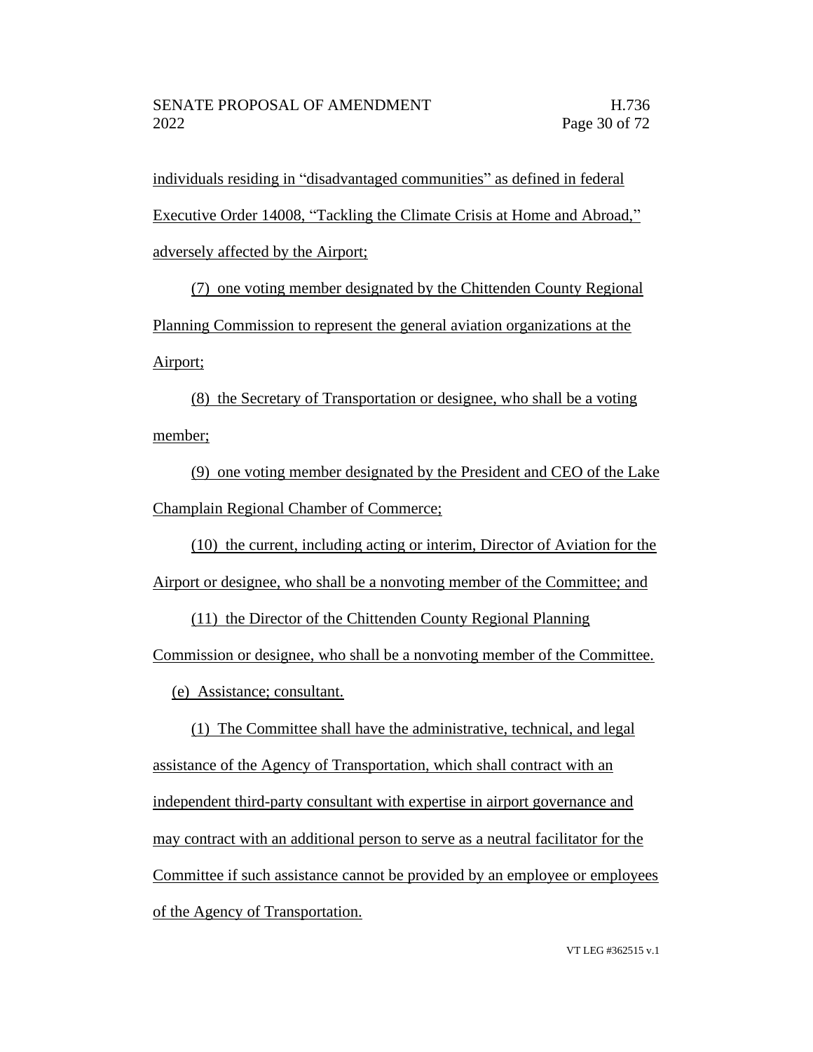individuals residing in "disadvantaged communities" as defined in federal Executive Order 14008, "Tackling the Climate Crisis at Home and Abroad," adversely affected by the Airport;

(7) one voting member designated by the Chittenden County Regional Planning Commission to represent the general aviation organizations at the Airport;

(8) the Secretary of Transportation or designee, who shall be a voting member;

(9) one voting member designated by the President and CEO of the Lake Champlain Regional Chamber of Commerce;

(10) the current, including acting or interim, Director of Aviation for the Airport or designee, who shall be a nonvoting member of the Committee; and

(11) the Director of the Chittenden County Regional Planning Commission or designee, who shall be a nonvoting member of the Committee.

(e) Assistance; consultant.

(1) The Committee shall have the administrative, technical, and legal assistance of the Agency of Transportation, which shall contract with an independent third-party consultant with expertise in airport governance and may contract with an additional person to serve as a neutral facilitator for the Committee if such assistance cannot be provided by an employee or employees of the Agency of Transportation.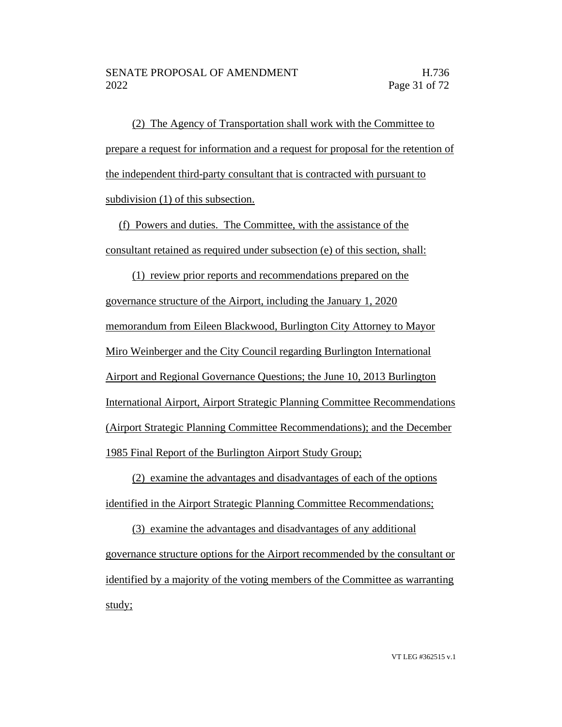(2) The Agency of Transportation shall work with the Committee to prepare a request for information and a request for proposal for the retention of the independent third-party consultant that is contracted with pursuant to subdivision (1) of this subsection.

(f) Powers and duties. The Committee, with the assistance of the consultant retained as required under subsection (e) of this section, shall:

(1) review prior reports and recommendations prepared on the governance structure of the Airport, including the January 1, 2020 memorandum from Eileen Blackwood, Burlington City Attorney to Mayor Miro Weinberger and the City Council regarding Burlington International Airport and Regional Governance Questions; the June 10, 2013 Burlington International Airport, Airport Strategic Planning Committee Recommendations (Airport Strategic Planning Committee Recommendations); and the December 1985 Final Report of the Burlington Airport Study Group;

(2) examine the advantages and disadvantages of each of the options identified in the Airport Strategic Planning Committee Recommendations;

(3) examine the advantages and disadvantages of any additional governance structure options for the Airport recommended by the consultant or identified by a majority of the voting members of the Committee as warranting study;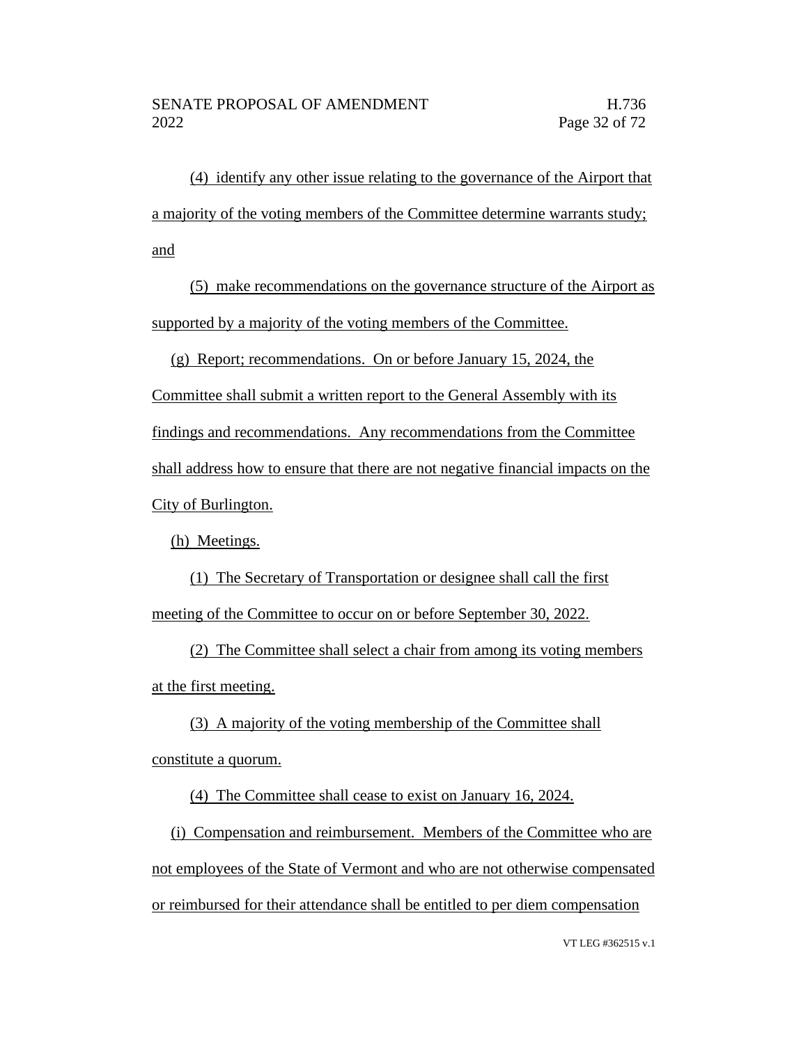(4) identify any other issue relating to the governance of the Airport that a majority of the voting members of the Committee determine warrants study; and

(5) make recommendations on the governance structure of the Airport as supported by a majority of the voting members of the Committee.

(g) Report; recommendations. On or before January 15, 2024, the Committee shall submit a written report to the General Assembly with its findings and recommendations. Any recommendations from the Committee shall address how to ensure that there are not negative financial impacts on the City of Burlington.

(h) Meetings.

(1) The Secretary of Transportation or designee shall call the first meeting of the Committee to occur on or before September 30, 2022.

(2) The Committee shall select a chair from among its voting members at the first meeting.

(3) A majority of the voting membership of the Committee shall constitute a quorum.

(4) The Committee shall cease to exist on January 16, 2024.

(i) Compensation and reimbursement. Members of the Committee who are not employees of the State of Vermont and who are not otherwise compensated or reimbursed for their attendance shall be entitled to per diem compensation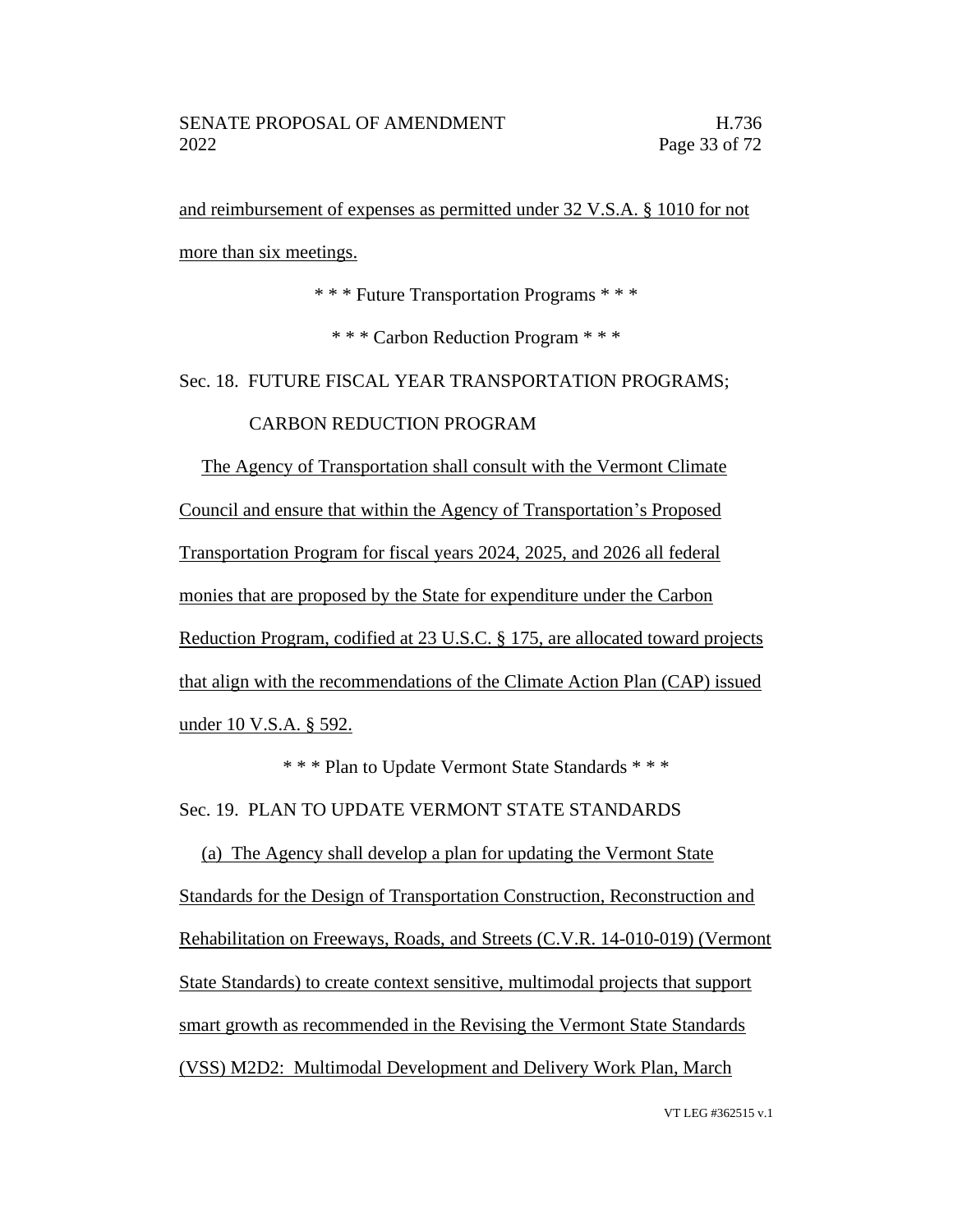and reimbursement of expenses as permitted under 32 V.S.A. § 1010 for not more than six meetings.

\* \* \* Future Transportation Programs \* \* \*

\* \* \* Carbon Reduction Program \* \* \*

Sec. 18. FUTURE FISCAL YEAR TRANSPORTATION PROGRAMS; CARBON REDUCTION PROGRAM

The Agency of Transportation shall consult with the Vermont Climate Council and ensure that within the Agency of Transportation's Proposed Transportation Program for fiscal years 2024, 2025, and 2026 all federal monies that are proposed by the State for expenditure under the Carbon Reduction Program, codified at 23 U.S.C. § 175, are allocated toward projects that align with the recommendations of the Climate Action Plan (CAP) issued under 10 V.S.A. § 592.

\* \* \* Plan to Update Vermont State Standards \* \* \*

Sec. 19. PLAN TO UPDATE VERMONT STATE STANDARDS

(a) The Agency shall develop a plan for updating the Vermont State Standards for the Design of Transportation Construction, Reconstruction and Rehabilitation on Freeways, Roads, and Streets (C.V.R. 14-010-019) (Vermont State Standards) to create context sensitive, multimodal projects that support smart growth as recommended in the Revising the Vermont State Standards (VSS) M2D2: Multimodal Development and Delivery Work Plan, March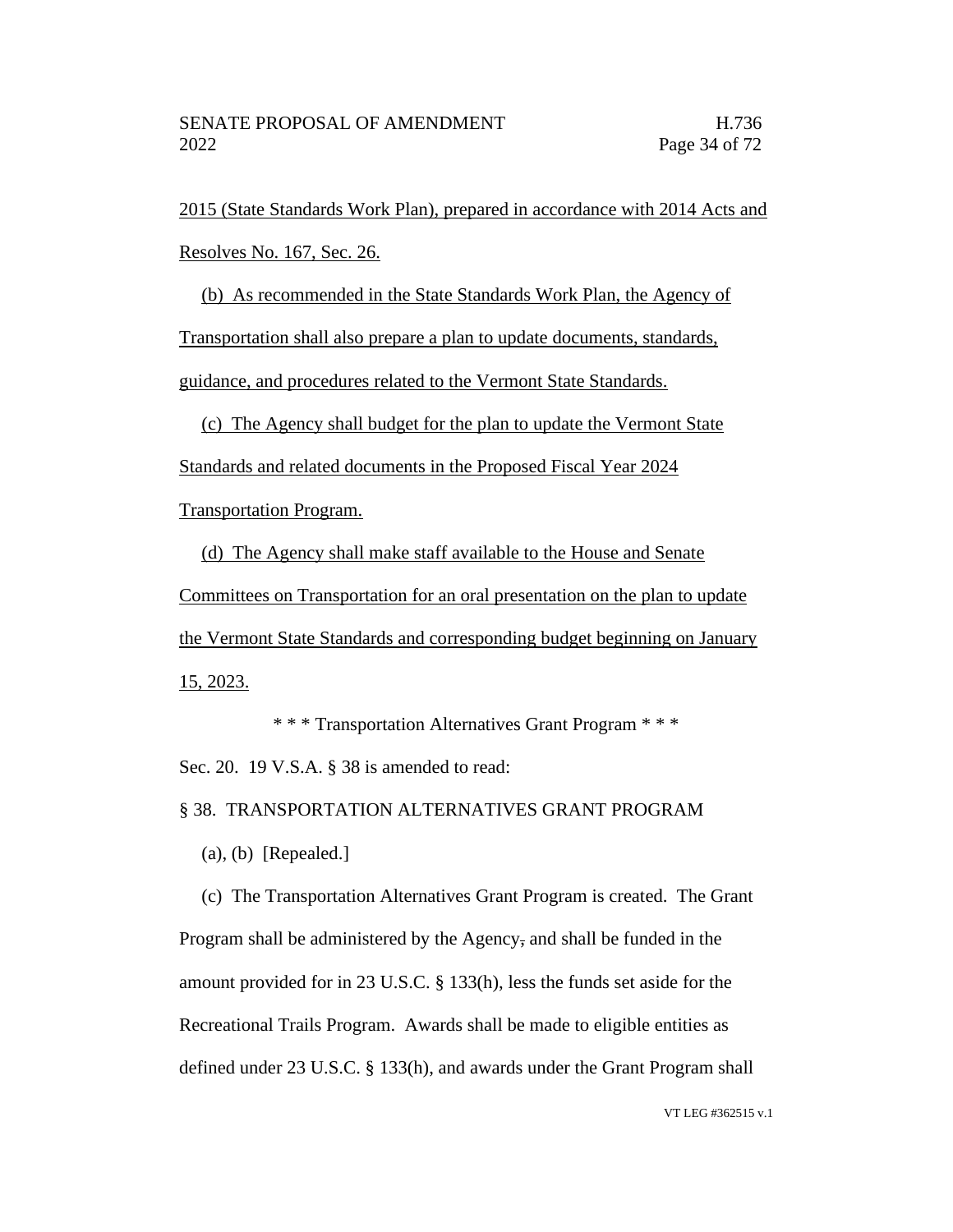2015 (State Standards Work Plan), prepared in accordance with 2014 Acts and Resolves No. 167, Sec. 26.

(b) As recommended in the State Standards Work Plan, the Agency of Transportation shall also prepare a plan to update documents, standards, guidance, and procedures related to the Vermont State Standards.

(c) The Agency shall budget for the plan to update the Vermont State Standards and related documents in the Proposed Fiscal Year 2024 Transportation Program.

(d) The Agency shall make staff available to the House and Senate Committees on Transportation for an oral presentation on the plan to update the Vermont State Standards and corresponding budget beginning on January 15, 2023.

\* \* \* Transportation Alternatives Grant Program \* \* \*

Sec. 20. 19 V.S.A. § 38 is amended to read:

§ 38. TRANSPORTATION ALTERNATIVES GRANT PROGRAM

(a), (b) [Repealed.]

(c) The Transportation Alternatives Grant Program is created. The Grant Program shall be administered by the Agency, and shall be funded in the amount provided for in 23 U.S.C. § 133(h), less the funds set aside for the Recreational Trails Program. Awards shall be made to eligible entities as defined under 23 U.S.C. § 133(h), and awards under the Grant Program shall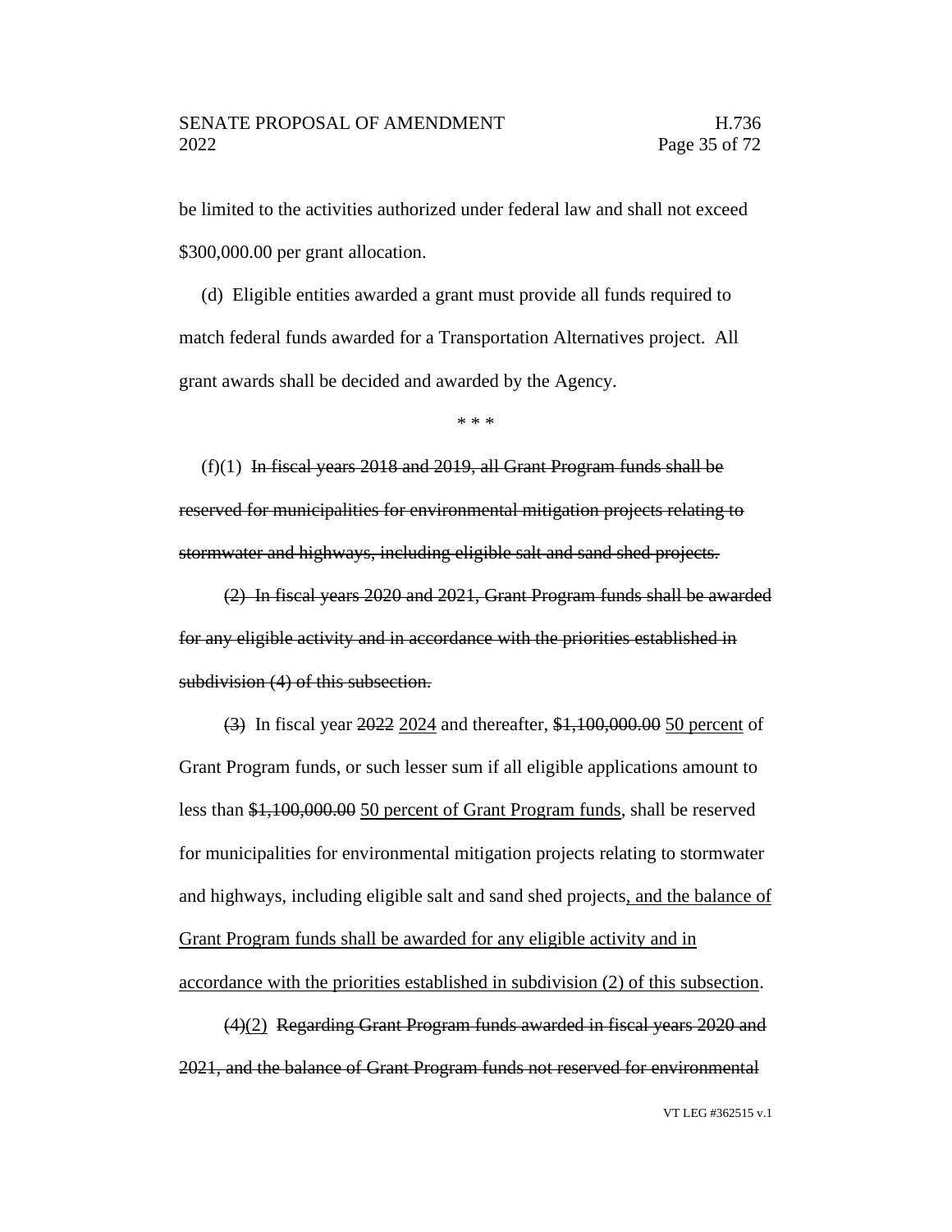be limited to the activities authorized under federal law and shall not exceed $300,000.00 per grant allocation.

(d) Eligible entities awarded a grant must provide all funds required to match federal funds awarded for a Transportation Alternatives project. All grant awards shall be decided and awarded by the Agency.

\* \* \*

(f)(1) ~~In fiscal years 2018 and 2019, all Grant Program funds shall be reserved for municipalities for environmental mitigation projects relating to stormwater and highways, including eligible salt and sand shed projects.~~

~~(2) In fiscal years 2020 and 2021, Grant Program funds shall be awarded for any eligible activity and in accordance with the priorities established in subdivision (4) of this subsection.~~

~~(3)~~ In fiscal year ~~2022~~ <u>2024</u> and thereafter, ~~$1,100,000.00~~ <u>50 percent</u> of Grant Program funds, or such lesser sum if all eligible applications amount to less than ~~$1,100,000.00~~ <u>50 percent of Grant Program funds</u>, shall be reserved for municipalities for environmental mitigation projects relating to stormwater and highways, including eligible salt and sand shed projects<u>, and the balance of Grant Program funds shall be awarded for any eligible activity and in accordance with the priorities established in subdivision (2) of this subsection</u>.

~~(4)~~<u>(2)</u> ~~Regarding Grant Program funds awarded in fiscal years 2020 and 2021, and the balance of Grant Program funds not reserved for environmental~~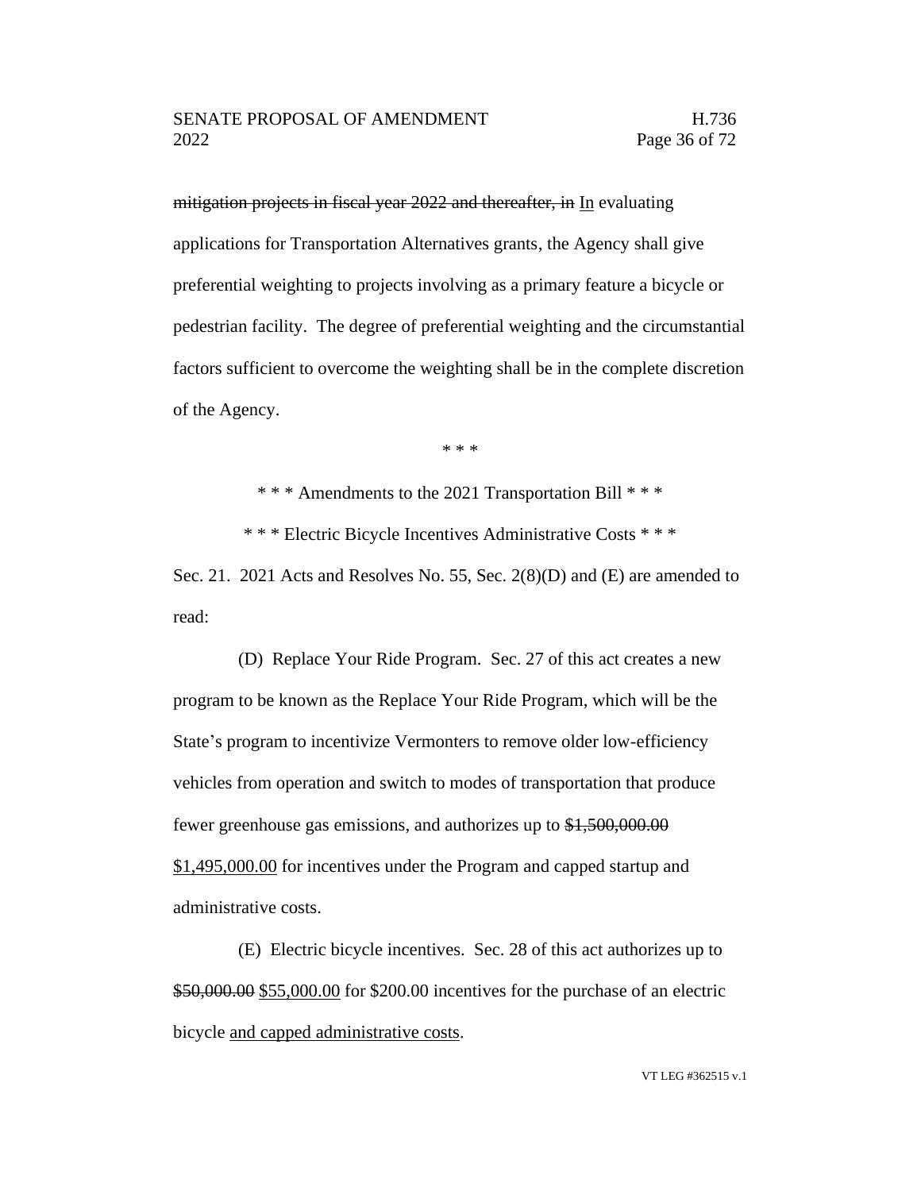~~mitigation projects in fiscal year 2022 and thereafter, in~~ <u>In</u> evaluating applications for Transportation Alternatives grants, the Agency shall give preferential weighting to projects involving as a primary feature a bicycle or pedestrian facility. The degree of preferential weighting and the circumstantial factors sufficient to overcome the weighting shall be in the complete discretion of the Agency.

\* \* \*

\* \* \* Amendments to the 2021 Transportation Bill \* \* \*

\* \* \* Electric Bicycle Incentives Administrative Costs \* \* \*

Sec. 21. 2021 Acts and Resolves No. 55, Sec. 2(8)(D) and (E) are amended to read:

(D) Replace Your Ride Program. Sec. 27 of this act creates a new program to be known as the Replace Your Ride Program, which will be the State's program to incentivize Vermonters to remove older low-efficiency vehicles from operation and switch to modes of transportation that produce fewer greenhouse gas emissions, and authorizes up to ~~$1,500,000.00~~ <u>$1,495,000.00</u> for incentives under the Program and capped startup and administrative costs.

(E) Electric bicycle incentives. Sec. 28 of this act authorizes up to ~~$50,000.00~~ <u>$55,000.00</u> for $200.00 incentives for the purchase of an electric bicycle <u>and capped administrative costs</u>.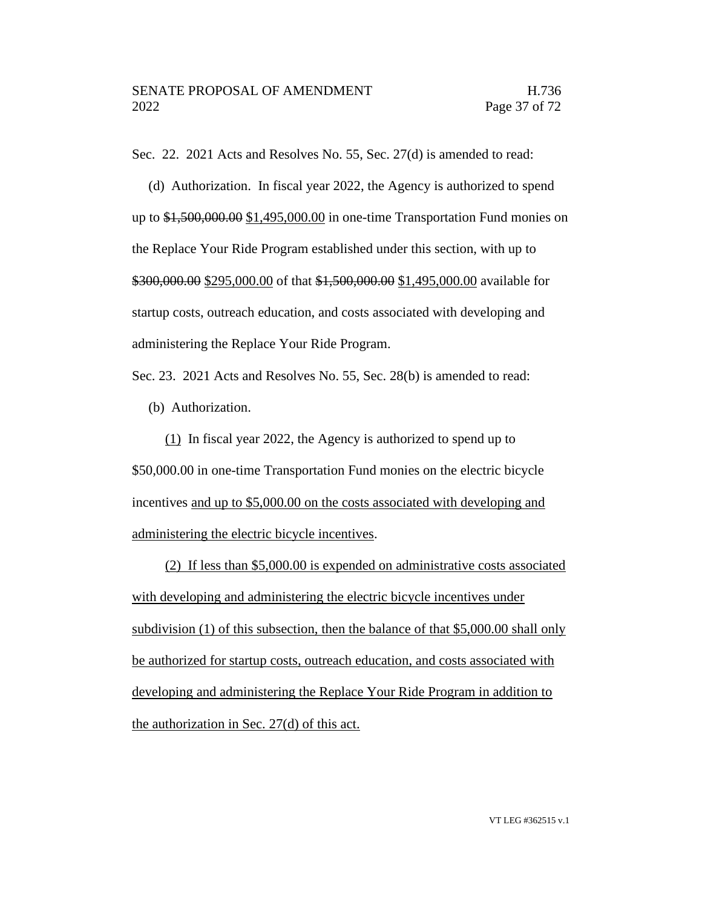Sec. 22. 2021 Acts and Resolves No. 55, Sec. 27(d) is amended to read:

(d) Authorization. In fiscal year 2022, the Agency is authorized to spend up to ~~$1,500,000.00~~ <u>$1,495,000.00</u> in one-time Transportation Fund monies on the Replace Your Ride Program established under this section, with up to ~~$300,000.00~~ <u>$295,000.00</u> of that ~~$1,500,000.00~~ <u>$1,495,000.00</u> available for startup costs, outreach education, and costs associated with developing and administering the Replace Your Ride Program.

Sec. 23. 2021 Acts and Resolves No. 55, Sec. 28(b) is amended to read:

(b) Authorization.

<u>(1)</u> In fiscal year 2022, the Agency is authorized to spend up to $50,000.00 in one-time Transportation Fund monies on the electric bicycle incentives <u>and up to $5,000.00 on the costs associated with developing and administering the electric bicycle incentives</u>.

<u>(2) If less than $5,000.00 is expended on administrative costs associated with developing and administering the electric bicycle incentives under subdivision (1) of this subsection, then the balance of that $5,000.00 shall only be authorized for startup costs, outreach education, and costs associated with developing and administering the Replace Your Ride Program in addition to the authorization in Sec. 27(d) of this act.</u>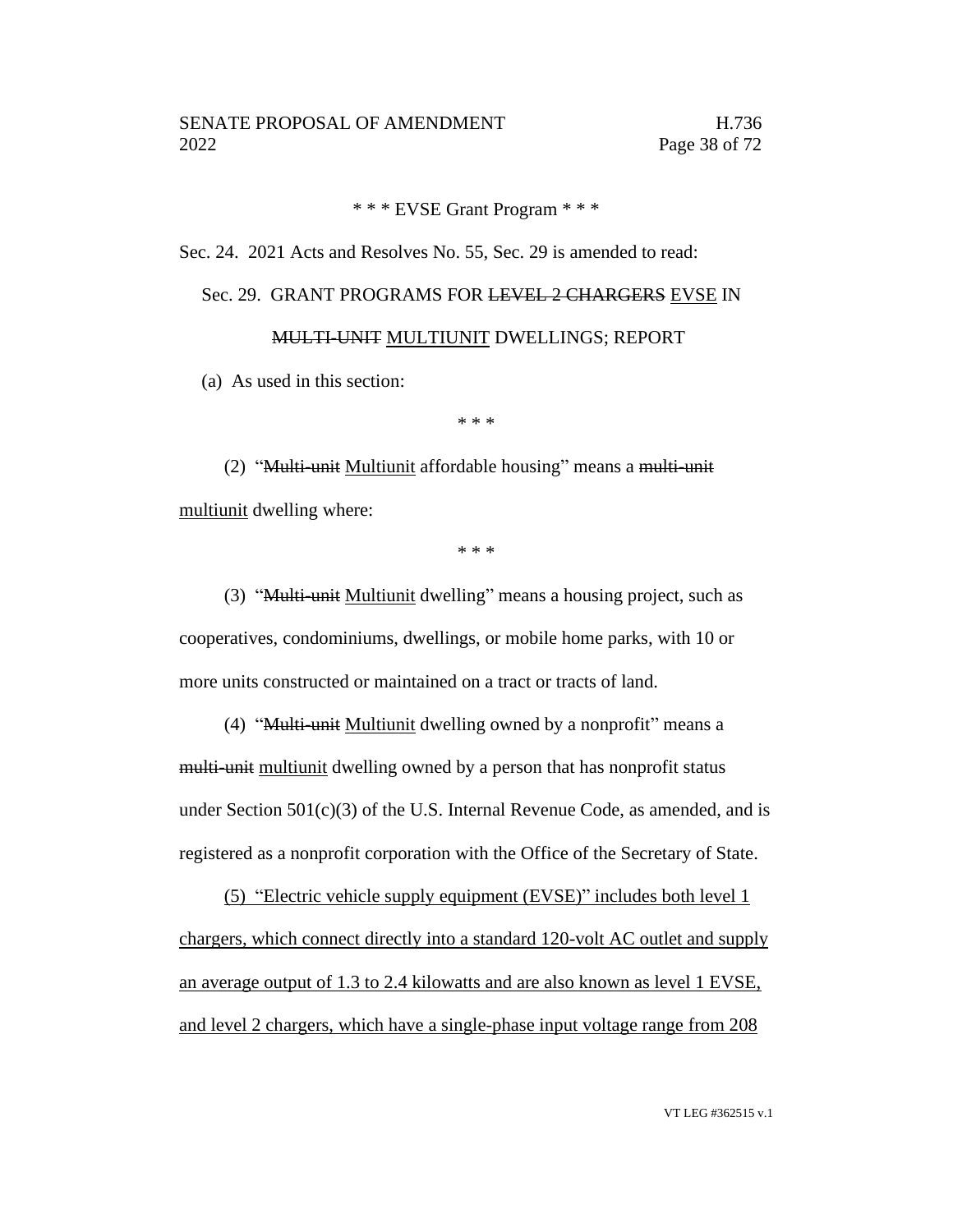\* \* \* EVSE Grant Program \* \* \*

Sec. 24. 2021 Acts and Resolves No. 55, Sec. 29 is amended to read:

Sec. 29. GRANT PROGRAMS FOR ~~LEVEL 2 CHARGERS~~ <u>EVSE</u> IN ~~MULTI-UNIT~~ <u>MULTIUNIT</u> DWELLINGS; REPORT

(a) As used in this section:

\* \* \*

(2) "~~Multi-unit~~ <u>Multiunit</u> affordable housing" means a ~~multi-unit~~ <u>multiunit</u> dwelling where:

\* \* \*

(3) "~~Multi-unit~~ <u>Multiunit</u> dwelling" means a housing project, such as cooperatives, condominiums, dwellings, or mobile home parks, with 10 or more units constructed or maintained on a tract or tracts of land.

(4) "~~Multi-unit~~ <u>Multiunit</u> dwelling owned by a nonprofit" means a ~~multi-unit~~ <u>multiunit</u> dwelling owned by a person that has nonprofit status under Section 501(c)(3) of the U.S. Internal Revenue Code, as amended, and is registered as a nonprofit corporation with the Office of the Secretary of State.

<u>(5) "Electric vehicle supply equipment (EVSE)" includes both level 1 chargers, which connect directly into a standard 120-volt AC outlet and supply an average output of 1.3 to 2.4 kilowatts and are also known as level 1 EVSE, and level 2 chargers, which have a single-phase input voltage range from 208</u>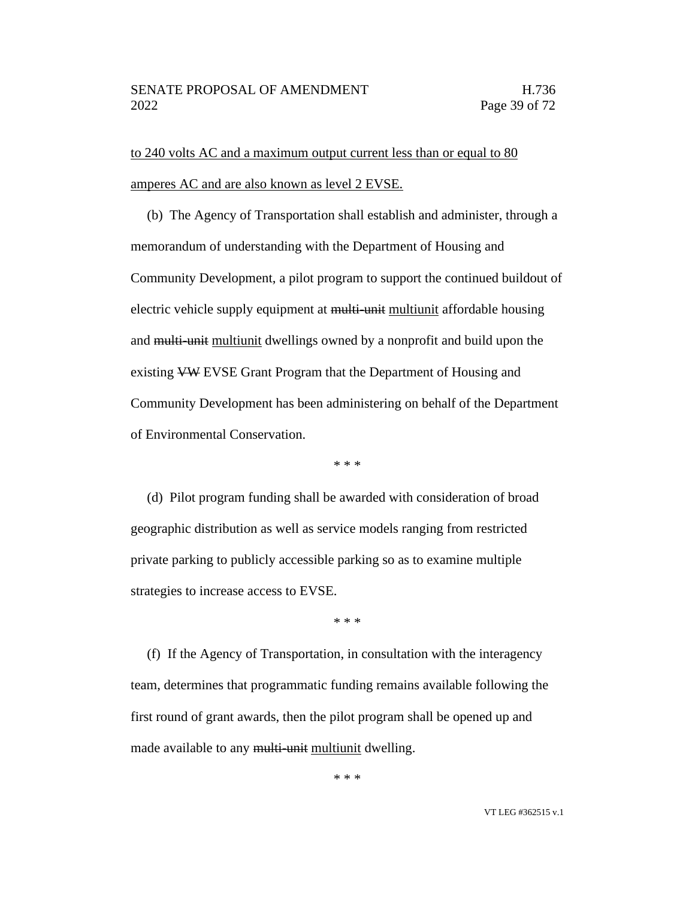to 240 volts AC and a maximum output current less than or equal to 80 amperes AC and are also known as level 2 EVSE.

(b) The Agency of Transportation shall establish and administer, through a memorandum of understanding with the Department of Housing and Community Development, a pilot program to support the continued buildout of electric vehicle supply equipment at ~~multi-unit~~ multiunit affordable housing and ~~multi-unit~~ multiunit dwellings owned by a nonprofit and build upon the existing ~~VW~~ EVSE Grant Program that the Department of Housing and Community Development has been administering on behalf of the Department of Environmental Conservation.

\* \* \*

(d) Pilot program funding shall be awarded with consideration of broad geographic distribution as well as service models ranging from restricted private parking to publicly accessible parking so as to examine multiple strategies to increase access to EVSE.

\* \* \*

(f) If the Agency of Transportation, in consultation with the interagency team, determines that programmatic funding remains available following the first round of grant awards, then the pilot program shall be opened up and made available to any ~~multi-unit~~ multiunit dwelling.

\* \* \*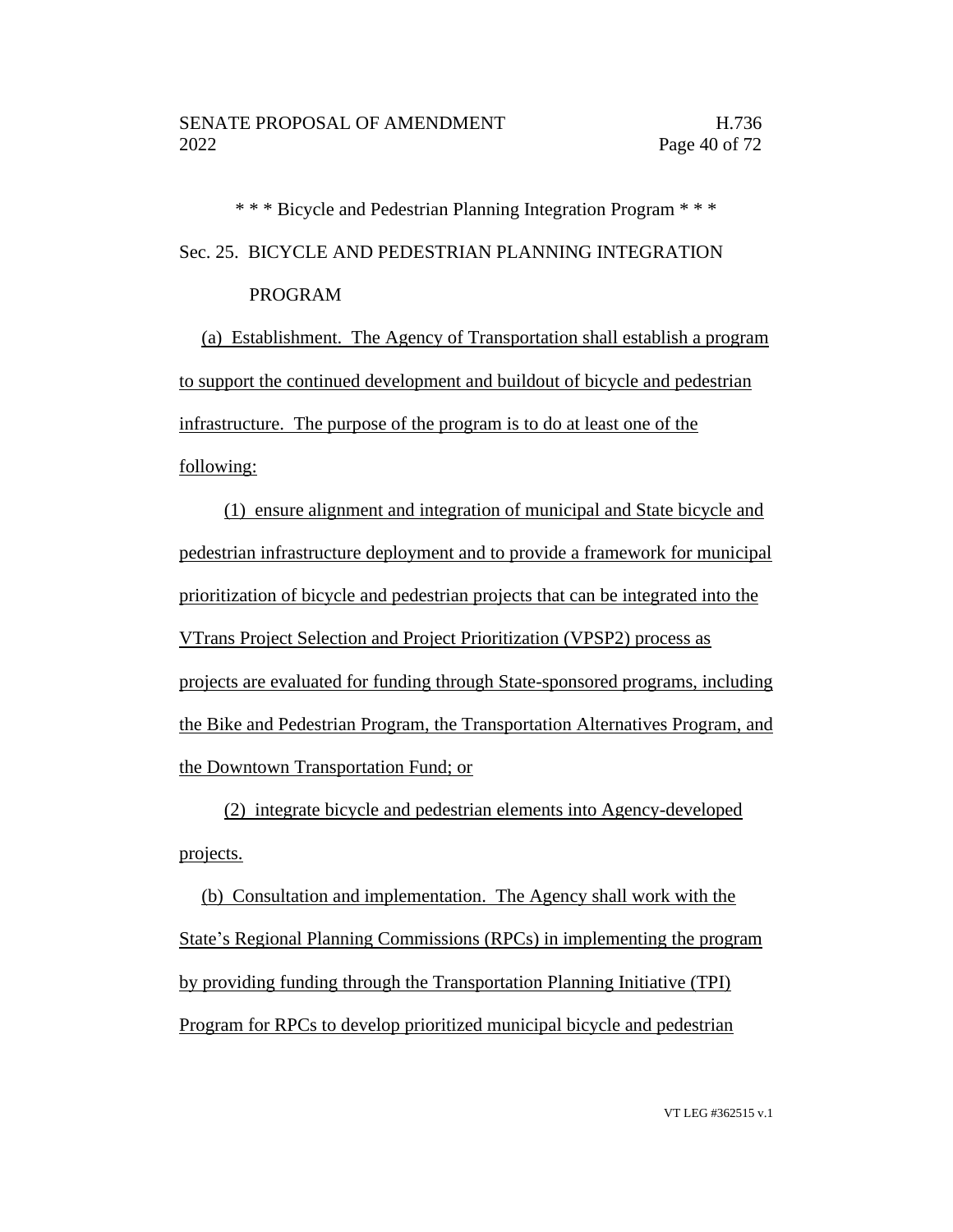\* \* \* Bicycle and Pedestrian Planning Integration Program \* \* \*

Sec. 25. BICYCLE AND PEDESTRIAN PLANNING INTEGRATION PROGRAM

(a) Establishment. The Agency of Transportation shall establish a program to support the continued development and buildout of bicycle and pedestrian infrastructure. The purpose of the program is to do at least one of the following:

(1) ensure alignment and integration of municipal and State bicycle and pedestrian infrastructure deployment and to provide a framework for municipal prioritization of bicycle and pedestrian projects that can be integrated into the VTrans Project Selection and Project Prioritization (VPSP2) process as projects are evaluated for funding through State-sponsored programs, including the Bike and Pedestrian Program, the Transportation Alternatives Program, and the Downtown Transportation Fund; or

(2) integrate bicycle and pedestrian elements into Agency-developed projects.

(b) Consultation and implementation. The Agency shall work with the State's Regional Planning Commissions (RPCs) in implementing the program by providing funding through the Transportation Planning Initiative (TPI) Program for RPCs to develop prioritized municipal bicycle and pedestrian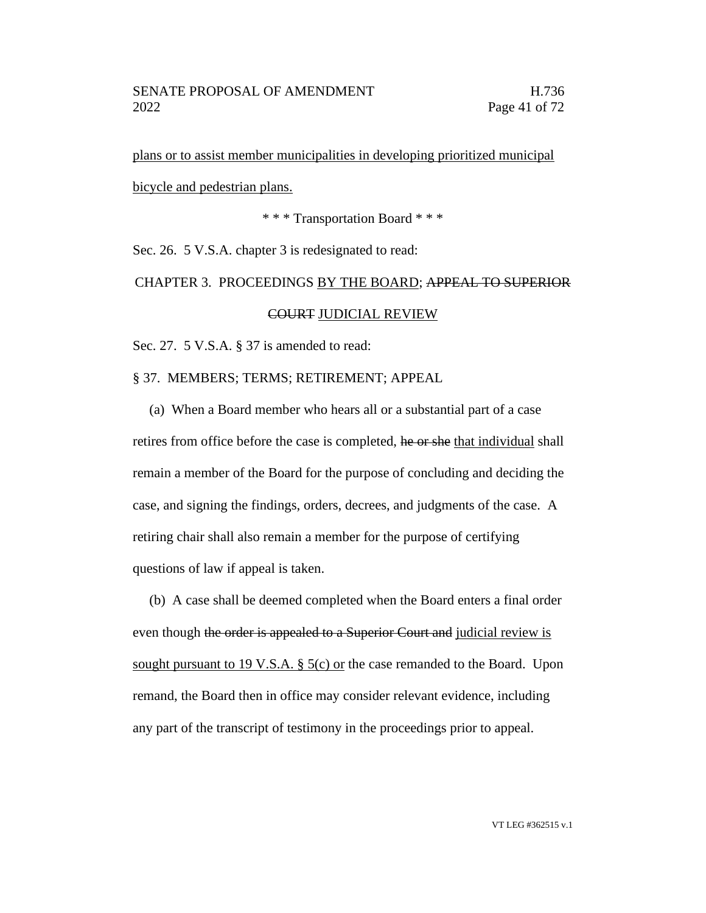plans or to assist member municipalities in developing prioritized municipal bicycle and pedestrian plans.

\* \* \* Transportation Board \* \* \*

Sec. 26. 5 V.S.A. chapter 3 is redesignated to read:

CHAPTER 3. PROCEEDINGS <u>BY THE BOARD</u>; ~~APPEAL TO SUPERIOR COURT~~ <u>JUDICIAL REVIEW</u>

Sec. 27. 5 V.S.A. § 37 is amended to read:

§ 37. MEMBERS; TERMS; RETIREMENT; APPEAL

(a) When a Board member who hears all or a substantial part of a case retires from office before the case is completed, ~~he or she~~ <u>that individual</u> shall remain a member of the Board for the purpose of concluding and deciding the case, and signing the findings, orders, decrees, and judgments of the case. A retiring chair shall also remain a member for the purpose of certifying questions of law if appeal is taken.

(b) A case shall be deemed completed when the Board enters a final order even though ~~the order is appealed to a Superior Court and~~ <u>judicial review is sought pursuant to 19 V.S.A. § 5(c) or</u> the case remanded to the Board. Upon remand, the Board then in office may consider relevant evidence, including any part of the transcript of testimony in the proceedings prior to appeal.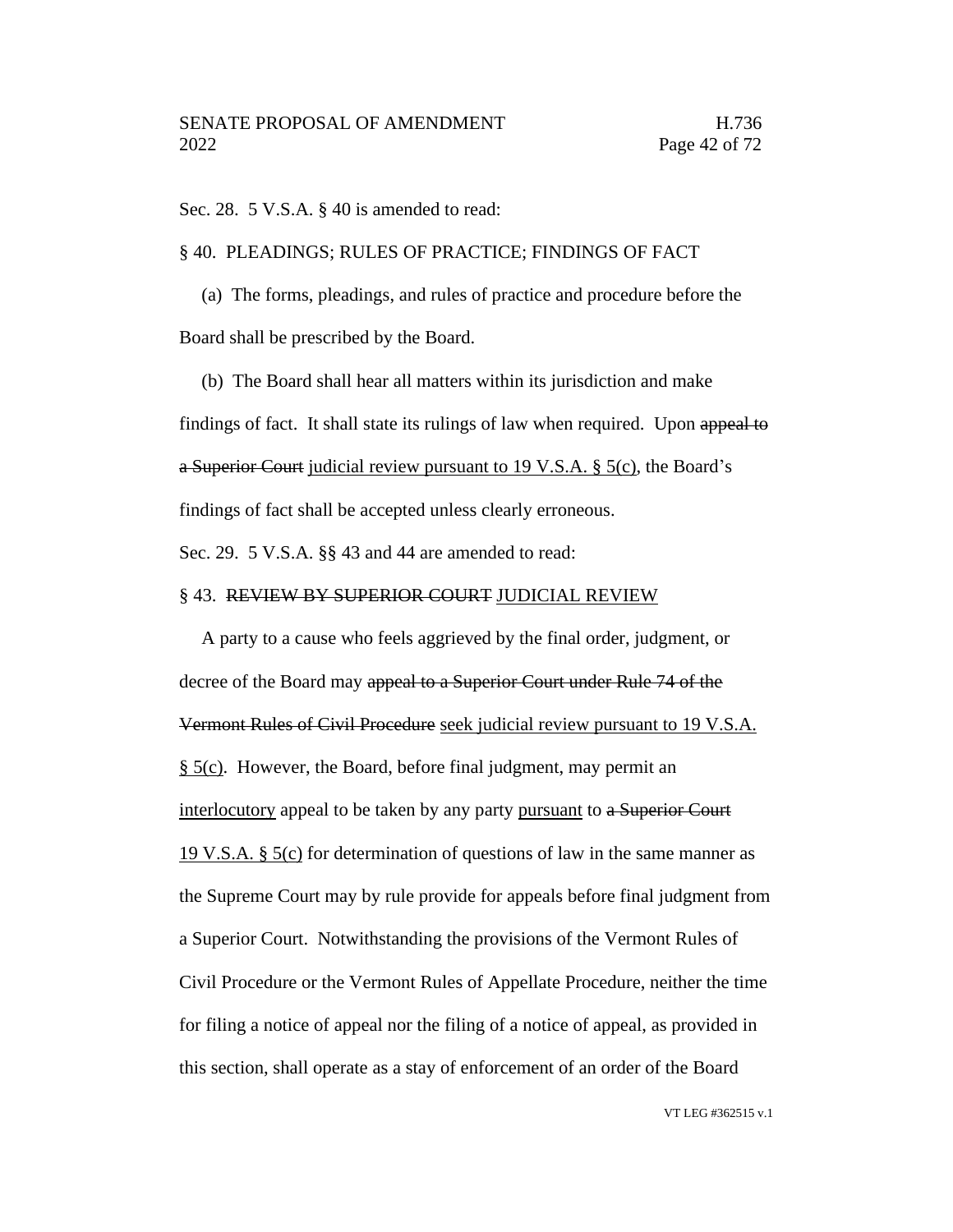Sec. 28. 5 V.S.A. § 40 is amended to read:

§ 40. PLEADINGS; RULES OF PRACTICE; FINDINGS OF FACT

(a) The forms, pleadings, and rules of practice and procedure before the Board shall be prescribed by the Board.

(b) The Board shall hear all matters within its jurisdiction and make findings of fact. It shall state its rulings of law when required. Upon ~~appeal to a Superior Court~~ <u>judicial review pursuant to 19 V.S.A. § 5(c)</u>, the Board's findings of fact shall be accepted unless clearly erroneous.

Sec. 29. 5 V.S.A. §§ 43 and 44 are amended to read:

§ 43. ~~REVIEW BY SUPERIOR COURT~~ <u>JUDICIAL REVIEW</u>

A party to a cause who feels aggrieved by the final order, judgment, or decree of the Board may ~~appeal to a Superior Court under Rule 74 of the Vermont Rules of Civil Procedure~~ <u>seek judicial review pursuant to 19 V.S.A. § 5(c)</u>. However, the Board, before final judgment, may permit an <u>interlocutory</u> appeal to be taken by any party <u>pursuant</u> to ~~a Superior Court~~ <u>19 V.S.A. § 5(c)</u> for determination of questions of law in the same manner as the Supreme Court may by rule provide for appeals before final judgment from a Superior Court. Notwithstanding the provisions of the Vermont Rules of Civil Procedure or the Vermont Rules of Appellate Procedure, neither the time for filing a notice of appeal nor the filing of a notice of appeal, as provided in this section, shall operate as a stay of enforcement of an order of the Board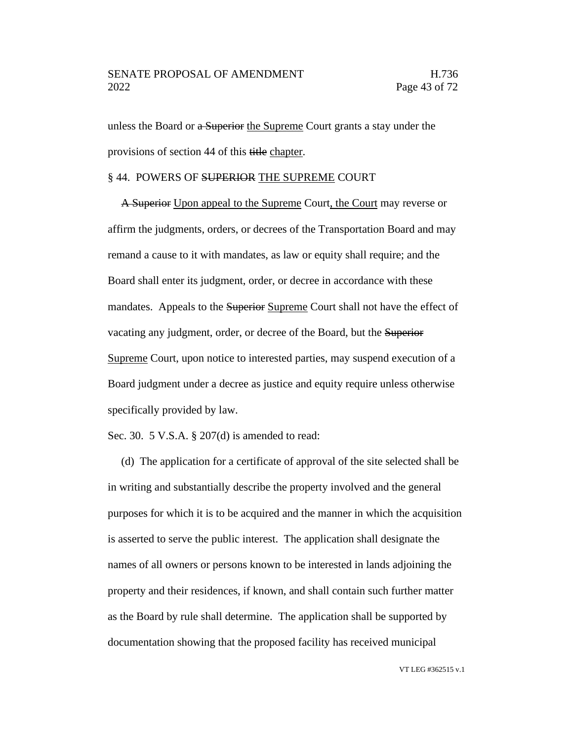unless the Board or ~~a Superior~~ the Supreme Court grants a stay under the provisions of section 44 of this ~~title~~ chapter.

§ 44. POWERS OF ~~SUPERIOR~~ THE SUPREME COURT

~~A Superior~~ Upon appeal to the Supreme Court, the Court may reverse or affirm the judgments, orders, or decrees of the Transportation Board and may remand a cause to it with mandates, as law or equity shall require; and the Board shall enter its judgment, order, or decree in accordance with these mandates. Appeals to the ~~Superior~~ Supreme Court shall not have the effect of vacating any judgment, order, or decree of the Board, but the ~~Superior~~ Supreme Court, upon notice to interested parties, may suspend execution of a Board judgment under a decree as justice and equity require unless otherwise specifically provided by law.

Sec. 30. 5 V.S.A. § 207(d) is amended to read:

(d) The application for a certificate of approval of the site selected shall be in writing and substantially describe the property involved and the general purposes for which it is to be acquired and the manner in which the acquisition is asserted to serve the public interest. The application shall designate the names of all owners or persons known to be interested in lands adjoining the property and their residences, if known, and shall contain such further matter as the Board by rule shall determine. The application shall be supported by documentation showing that the proposed facility has received municipal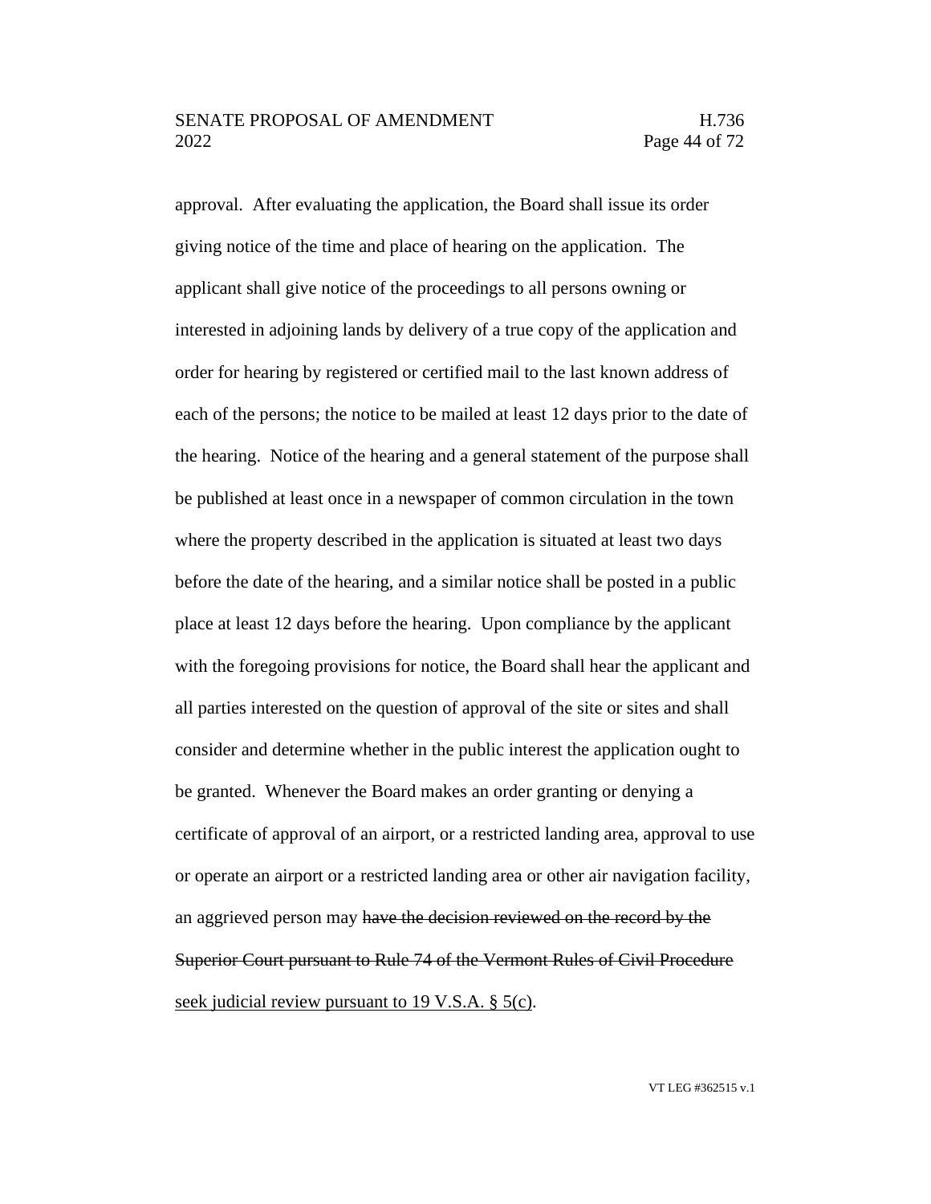approval. After evaluating the application, the Board shall issue its order giving notice of the time and place of hearing on the application. The applicant shall give notice of the proceedings to all persons owning or interested in adjoining lands by delivery of a true copy of the application and order for hearing by registered or certified mail to the last known address of each of the persons; the notice to be mailed at least 12 days prior to the date of the hearing. Notice of the hearing and a general statement of the purpose shall be published at least once in a newspaper of common circulation in the town where the property described in the application is situated at least two days before the date of the hearing, and a similar notice shall be posted in a public place at least 12 days before the hearing. Upon compliance by the applicant with the foregoing provisions for notice, the Board shall hear the applicant and all parties interested on the question of approval of the site or sites and shall consider and determine whether in the public interest the application ought to be granted. Whenever the Board makes an order granting or denying a certificate of approval of an airport, or a restricted landing area, approval to use or operate an airport or a restricted landing area or other air navigation facility, an aggrieved person may ~~have the decision reviewed on the record by the Superior Court pursuant to Rule 74 of the Vermont Rules of Civil Procedure~~ <u>seek judicial review pursuant to 19 V.S.A. § 5(c)</u>.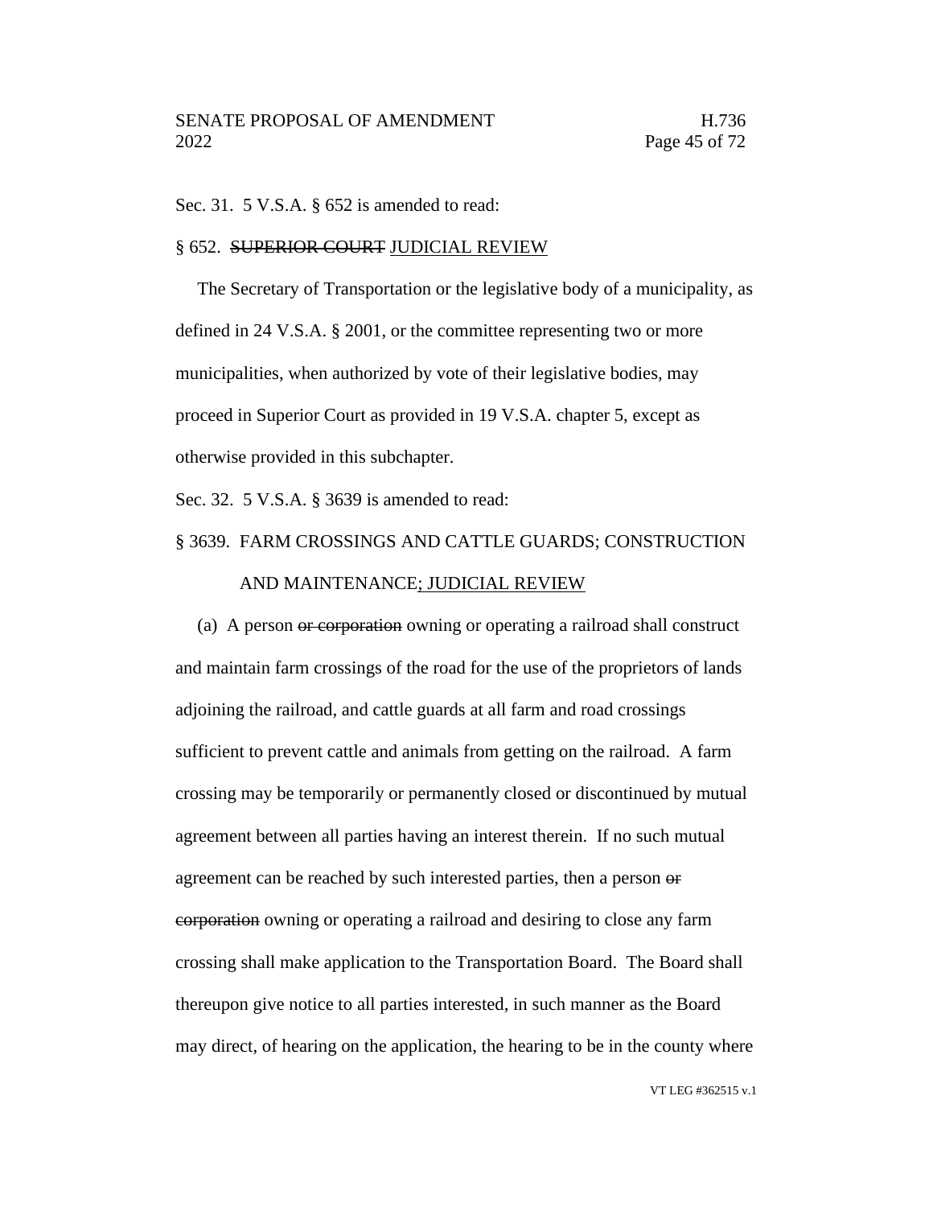Sec. 31. 5 V.S.A. § 652 is amended to read:

§ 652. ~~SUPERIOR COURT~~ JUDICIAL REVIEW

The Secretary of Transportation or the legislative body of a municipality, as defined in 24 V.S.A. § 2001, or the committee representing two or more municipalities, when authorized by vote of their legislative bodies, may proceed in Superior Court as provided in 19 V.S.A. chapter 5, except as otherwise provided in this subchapter.

Sec. 32. 5 V.S.A. § 3639 is amended to read:

§ 3639. FARM CROSSINGS AND CATTLE GUARDS; CONSTRUCTION AND MAINTENANCE; JUDICIAL REVIEW

(a) A person ~~or corporation~~ owning or operating a railroad shall construct and maintain farm crossings of the road for the use of the proprietors of lands adjoining the railroad, and cattle guards at all farm and road crossings sufficient to prevent cattle and animals from getting on the railroad. A farm crossing may be temporarily or permanently closed or discontinued by mutual agreement between all parties having an interest therein. If no such mutual agreement can be reached by such interested parties, then a person ~~or corporation~~ owning or operating a railroad and desiring to close any farm crossing shall make application to the Transportation Board. The Board shall thereupon give notice to all parties interested, in such manner as the Board may direct, of hearing on the application, the hearing to be in the county where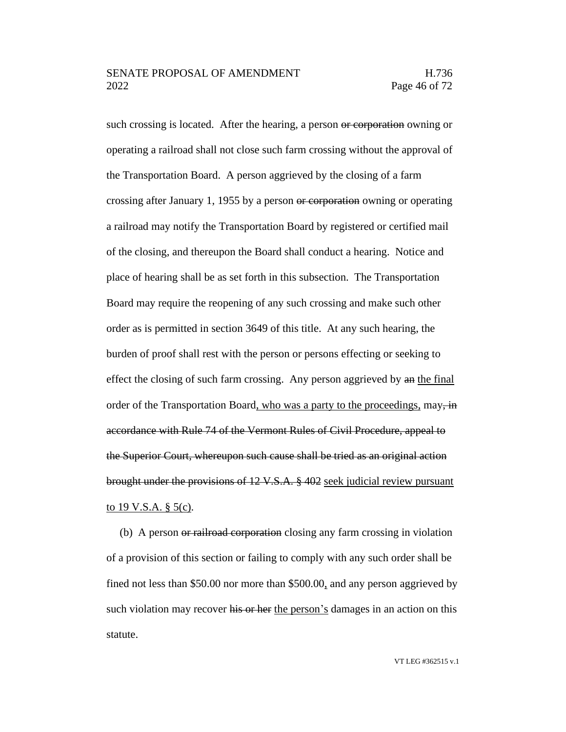such crossing is located. After the hearing, a person ~~or corporation~~ owning or operating a railroad shall not close such farm crossing without the approval of the Transportation Board. A person aggrieved by the closing of a farm crossing after January 1, 1955 by a person ~~or corporation~~ owning or operating a railroad may notify the Transportation Board by registered or certified mail of the closing, and thereupon the Board shall conduct a hearing. Notice and place of hearing shall be as set forth in this subsection. The Transportation Board may require the reopening of any such crossing and make such other order as is permitted in section 3649 of this title. At any such hearing, the burden of proof shall rest with the person or persons effecting or seeking to effect the closing of such farm crossing. Any person aggrieved by ~~an~~ <u>the final</u> order of the Transportation Board<u>, who was a party to the proceedings,</u> may~~, in accordance with Rule 74 of the Vermont Rules of Civil Procedure, appeal to the Superior Court, whereupon such cause shall be tried as an original action brought under the provisions of 12 V.S.A. § 402~~ <u>seek judicial review pursuant to 19 V.S.A. § 5(c)</u>.

(b) A person ~~or railroad corporation~~ closing any farm crossing in violation of a provision of this section or failing to comply with any such order shall be fined not less than $50.00 nor more than $500.00<u>,</u> and any person aggrieved by such violation may recover ~~his or her~~ <u>the person's</u> damages in an action on this statute.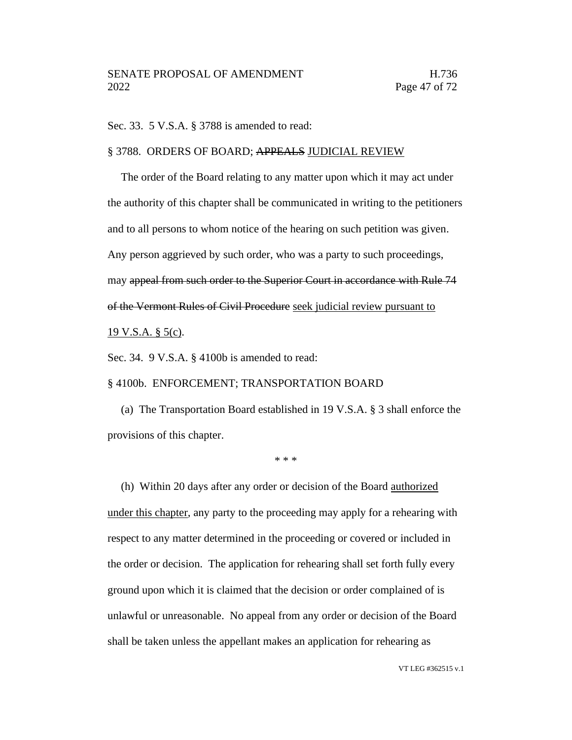Sec. 33. 5 V.S.A. § 3788 is amended to read:

§ 3788. ORDERS OF BOARD; ~~APPEALS~~ <u>JUDICIAL REVIEW</u>

The order of the Board relating to any matter upon which it may act under the authority of this chapter shall be communicated in writing to the petitioners and to all persons to whom notice of the hearing on such petition was given. Any person aggrieved by such order, who was a party to such proceedings, may ~~appeal from such order to the Superior Court in accordance with Rule 74 of the Vermont Rules of Civil Procedure~~ <u>seek judicial review pursuant to 19 V.S.A. § 5(c)</u>.

Sec. 34. 9 V.S.A. § 4100b is amended to read:

§ 4100b. ENFORCEMENT; TRANSPORTATION BOARD

(a) The Transportation Board established in 19 V.S.A. § 3 shall enforce the provisions of this chapter.

\* \* \*

(h) Within 20 days after any order or decision of the Board <u>authorized under this chapter</u>, any party to the proceeding may apply for a rehearing with respect to any matter determined in the proceeding or covered or included in the order or decision. The application for rehearing shall set forth fully every ground upon which it is claimed that the decision or order complained of is unlawful or unreasonable. No appeal from any order or decision of the Board shall be taken unless the appellant makes an application for rehearing as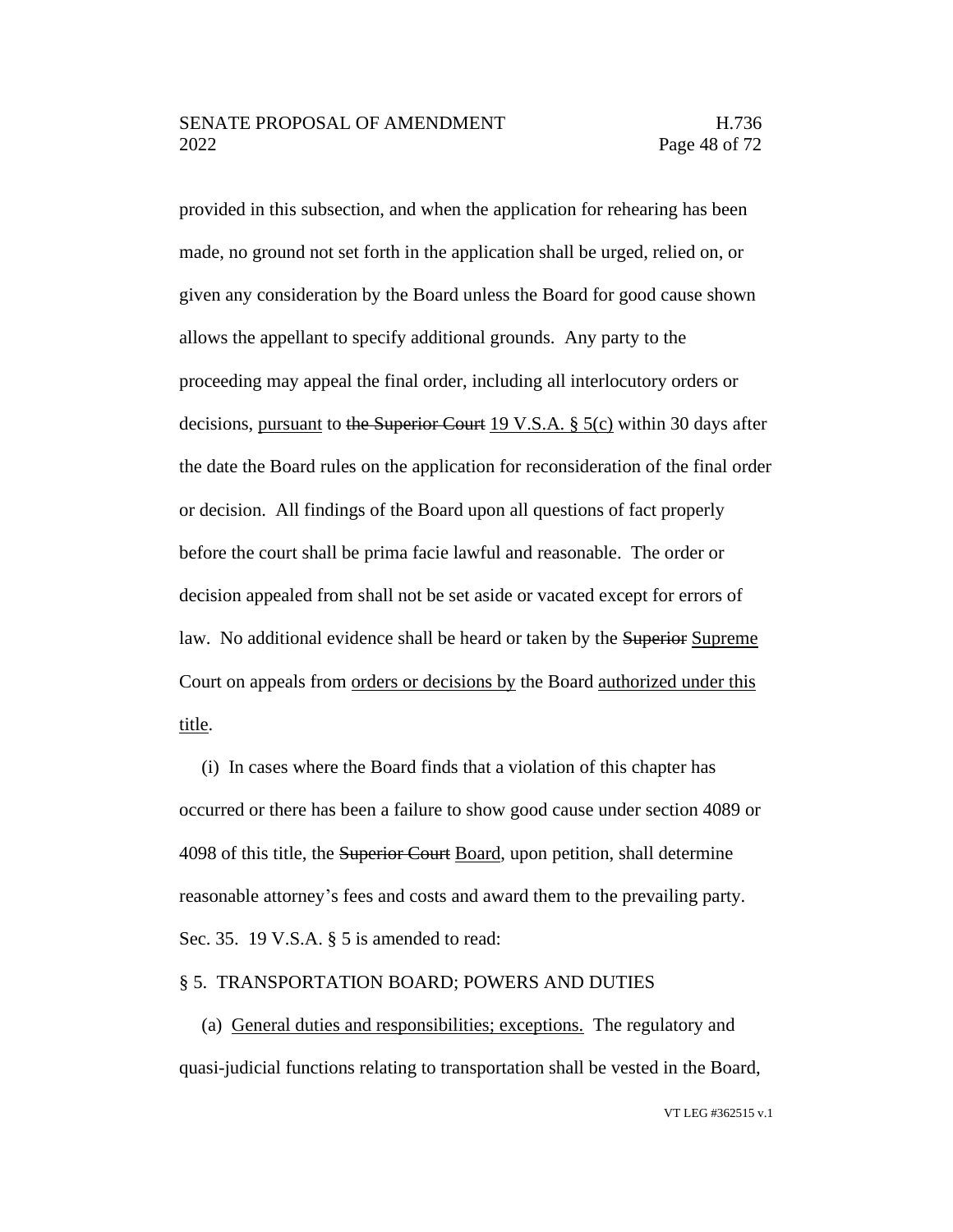provided in this subsection, and when the application for rehearing has been made, no ground not set forth in the application shall be urged, relied on, or given any consideration by the Board unless the Board for good cause shown allows the appellant to specify additional grounds. Any party to the proceeding may appeal the final order, including all interlocutory orders or decisions, <u>pursuant</u> to ~~the Superior Court~~ <u>19 V.S.A. § 5(c)</u> within 30 days after the date the Board rules on the application for reconsideration of the final order or decision. All findings of the Board upon all questions of fact properly before the court shall be prima facie lawful and reasonable. The order or decision appealed from shall not be set aside or vacated except for errors of law. No additional evidence shall be heard or taken by the ~~Superior~~ <u>Supreme</u> Court on appeals from <u>orders or decisions by</u> the Board <u>authorized under this title</u>.

(i) In cases where the Board finds that a violation of this chapter has occurred or there has been a failure to show good cause under section 4089 or 4098 of this title, the ~~Superior Court~~ <u>Board</u>, upon petition, shall determine reasonable attorney's fees and costs and award them to the prevailing party.

Sec. 35. 19 V.S.A. § 5 is amended to read:

§ 5. TRANSPORTATION BOARD; POWERS AND DUTIES

(a) <u>General duties and responsibilities; exceptions.</u> The regulatory and quasi-judicial functions relating to transportation shall be vested in the Board,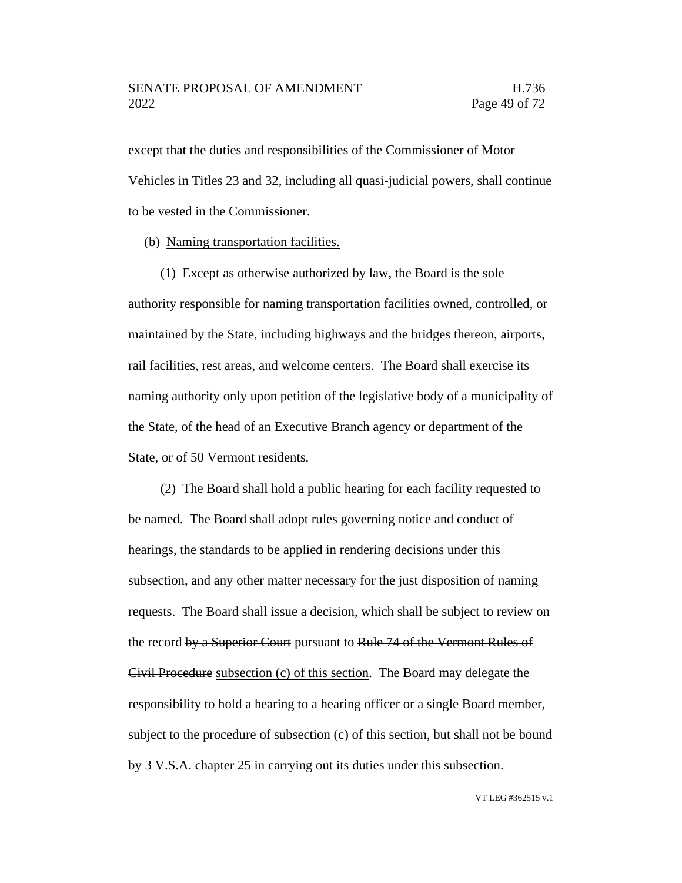except that the duties and responsibilities of the Commissioner of Motor Vehicles in Titles 23 and 32, including all quasi-judicial powers, shall continue to be vested in the Commissioner.

(b) <u>Naming transportation facilities.</u>

(1) Except as otherwise authorized by law, the Board is the sole authority responsible for naming transportation facilities owned, controlled, or maintained by the State, including highways and the bridges thereon, airports, rail facilities, rest areas, and welcome centers. The Board shall exercise its naming authority only upon petition of the legislative body of a municipality of the State, of the head of an Executive Branch agency or department of the State, or of 50 Vermont residents.

(2) The Board shall hold a public hearing for each facility requested to be named. The Board shall adopt rules governing notice and conduct of hearings, the standards to be applied in rendering decisions under this subsection, and any other matter necessary for the just disposition of naming requests. The Board shall issue a decision, which shall be subject to review on the record ~~by a Superior Court~~ pursuant to ~~Rule 74 of the Vermont Rules of Civil Procedure~~ <u>subsection (c) of this section</u>. The Board may delegate the responsibility to hold a hearing to a hearing officer or a single Board member, subject to the procedure of subsection (c) of this section, but shall not be bound by 3 V.S.A. chapter 25 in carrying out its duties under this subsection.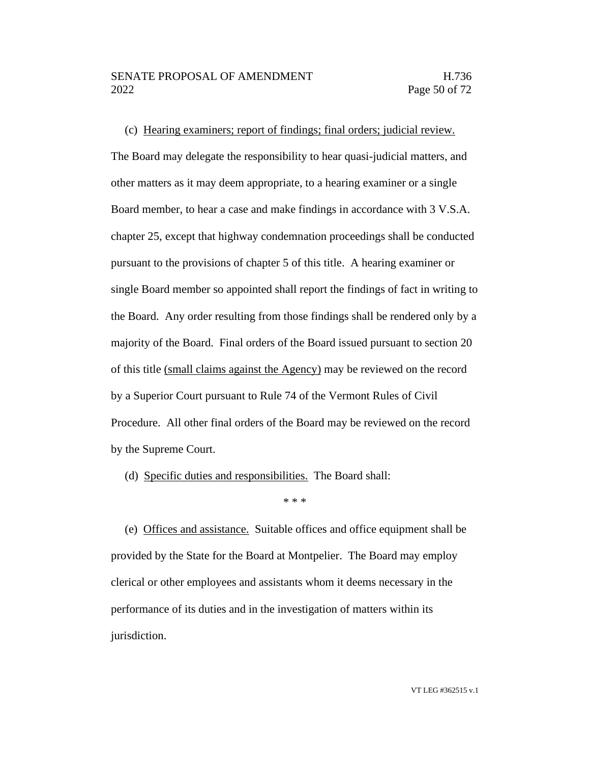(c) <u>Hearing examiners; report of findings; final orders; judicial review.</u> The Board may delegate the responsibility to hear quasi-judicial matters, and other matters as it may deem appropriate, to a hearing examiner or a single Board member, to hear a case and make findings in accordance with 3 V.S.A. chapter 25, except that highway condemnation proceedings shall be conducted pursuant to the provisions of chapter 5 of this title. A hearing examiner or single Board member so appointed shall report the findings of fact in writing to the Board. Any order resulting from those findings shall be rendered only by a majority of the Board. Final orders of the Board issued pursuant to section 20 of this title <u>(small claims against the Agency)</u> may be reviewed on the record by a Superior Court pursuant to Rule 74 of the Vermont Rules of Civil Procedure. All other final orders of the Board may be reviewed on the record by the Supreme Court.

(d) <u>Specific duties and responsibilities.</u> The Board shall:

\* \* \*

(e) <u>Offices and assistance.</u> Suitable offices and office equipment shall be provided by the State for the Board at Montpelier. The Board may employ clerical or other employees and assistants whom it deems necessary in the performance of its duties and in the investigation of matters within its jurisdiction.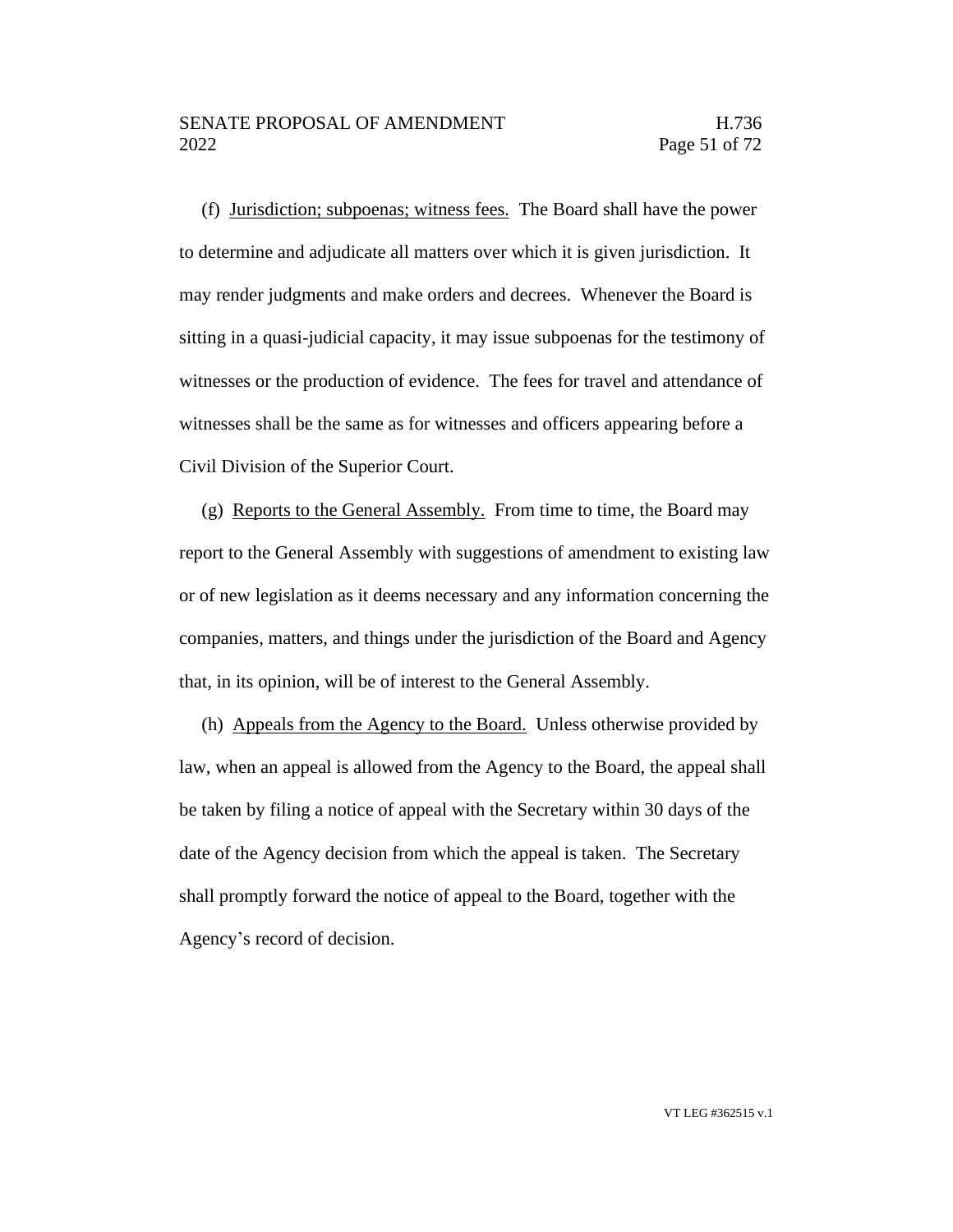(f) <u>Jurisdiction; subpoenas; witness fees.</u> The Board shall have the power to determine and adjudicate all matters over which it is given jurisdiction. It may render judgments and make orders and decrees. Whenever the Board is sitting in a quasi-judicial capacity, it may issue subpoenas for the testimony of witnesses or the production of evidence. The fees for travel and attendance of witnesses shall be the same as for witnesses and officers appearing before a Civil Division of the Superior Court.

(g) <u>Reports to the General Assembly.</u> From time to time, the Board may report to the General Assembly with suggestions of amendment to existing law or of new legislation as it deems necessary and any information concerning the companies, matters, and things under the jurisdiction of the Board and Agency that, in its opinion, will be of interest to the General Assembly.

(h) <u>Appeals from the Agency to the Board.</u> Unless otherwise provided by law, when an appeal is allowed from the Agency to the Board, the appeal shall be taken by filing a notice of appeal with the Secretary within 30 days of the date of the Agency decision from which the appeal is taken. The Secretary shall promptly forward the notice of appeal to the Board, together with the Agency's record of decision.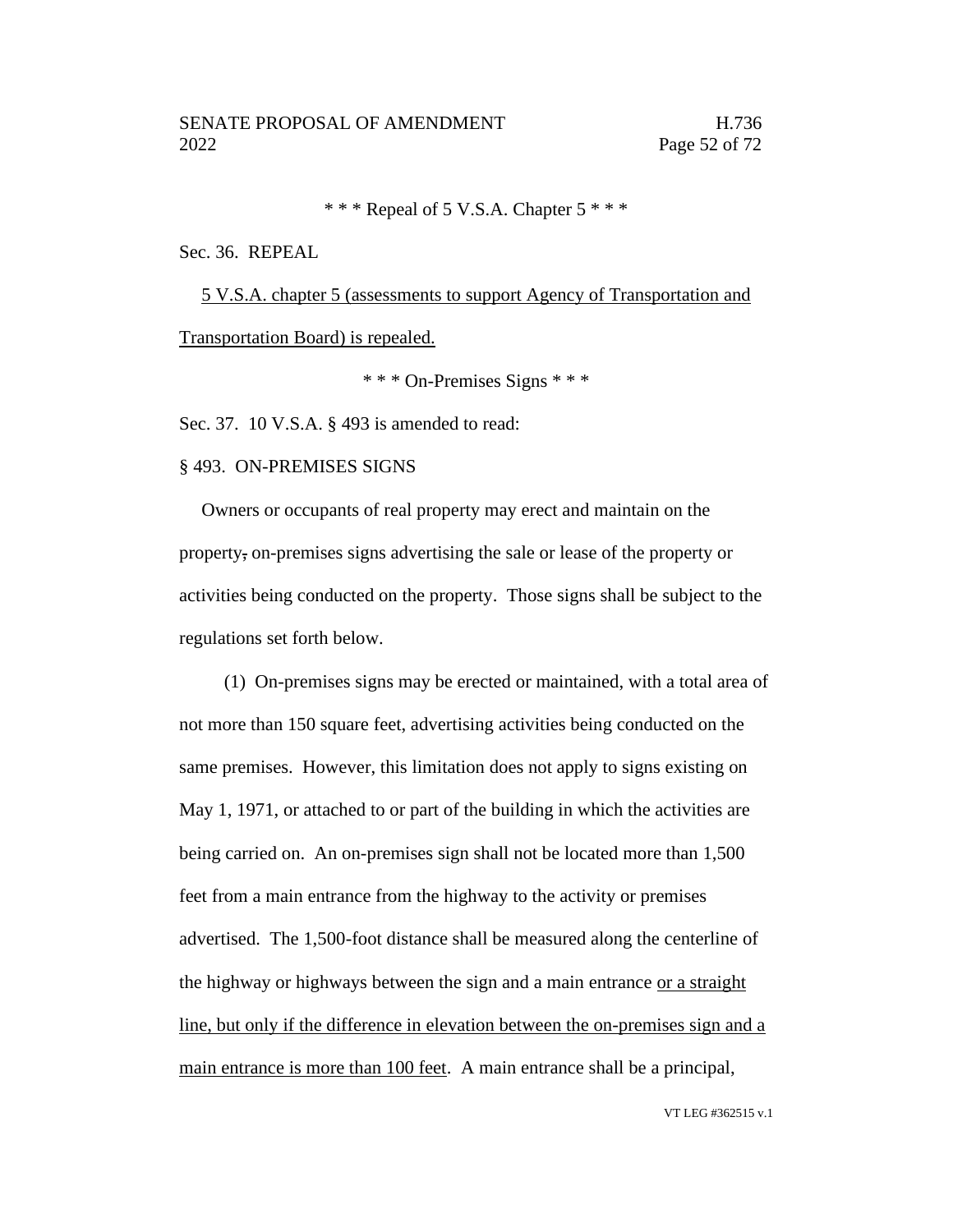\* \* \* Repeal of 5 V.S.A. Chapter 5 \* \* \*

Sec. 36. REPEAL

<u>5 V.S.A. chapter 5 (assessments to support Agency of Transportation and Transportation Board) is repealed.</u>

\* \* \* On-Premises Signs \* \* \*

Sec. 37. 10 V.S.A. § 493 is amended to read:

§ 493. ON-PREMISES SIGNS

Owners or occupants of real property may erect and maintain on the property~~,~~ on-premises signs advertising the sale or lease of the property or activities being conducted on the property. Those signs shall be subject to the regulations set forth below.

(1) On-premises signs may be erected or maintained, with a total area of not more than 150 square feet, advertising activities being conducted on the same premises. However, this limitation does not apply to signs existing on May 1, 1971, or attached to or part of the building in which the activities are being carried on. An on-premises sign shall not be located more than 1,500 feet from a main entrance from the highway to the activity or premises advertised. The 1,500-foot distance shall be measured along the centerline of the highway or highways between the sign and a main entrance <u>or a straight line, but only if the difference in elevation between the on-premises sign and a main entrance is more than 100 feet</u>. A main entrance shall be a principal,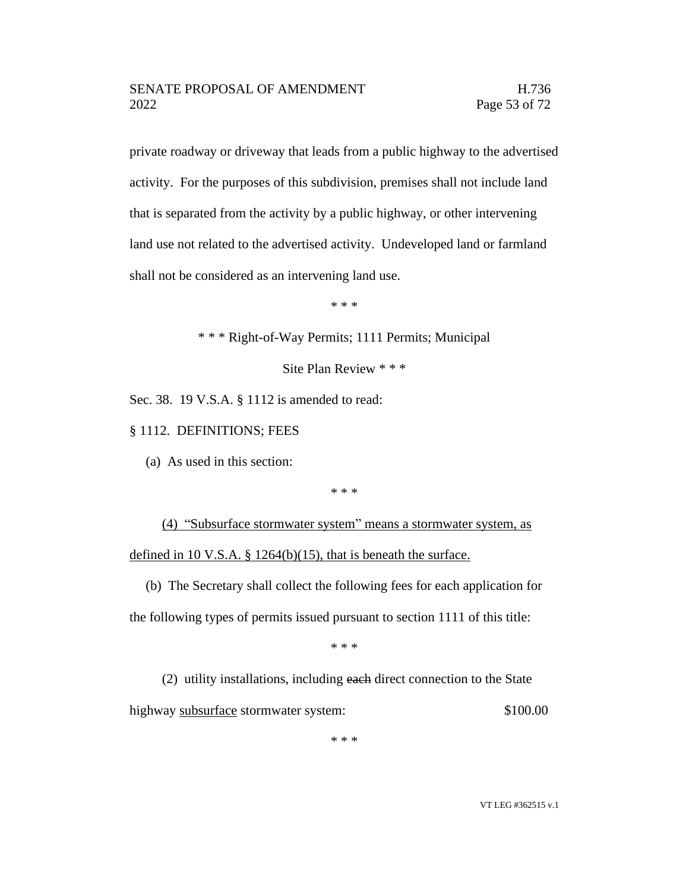private roadway or driveway that leads from a public highway to the advertised activity. For the purposes of this subdivision, premises shall not include land that is separated from the activity by a public highway, or other intervening land use not related to the advertised activity. Undeveloped land or farmland shall not be considered as an intervening land use.

\* \* \*

\* \* \* Right-of-Way Permits; 1111 Permits; Municipal Site Plan Review \* \* \*

Sec. 38. 19 V.S.A. § 1112 is amended to read:

§ 1112. DEFINITIONS; FEES

(a) As used in this section:

\* \* \*

<u>(4) "Subsurface stormwater system" means a stormwater system, as defined in 10 V.S.A. § 1264(b)(15), that is beneath the surface.</u>

(b) The Secretary shall collect the following fees for each application for the following types of permits issued pursuant to section 1111 of this title:

\* \* \*

(2) utility installations, including ~~each~~ direct connection to the State highway <u>subsurface</u> stormwater system: $100.00

\* \* \*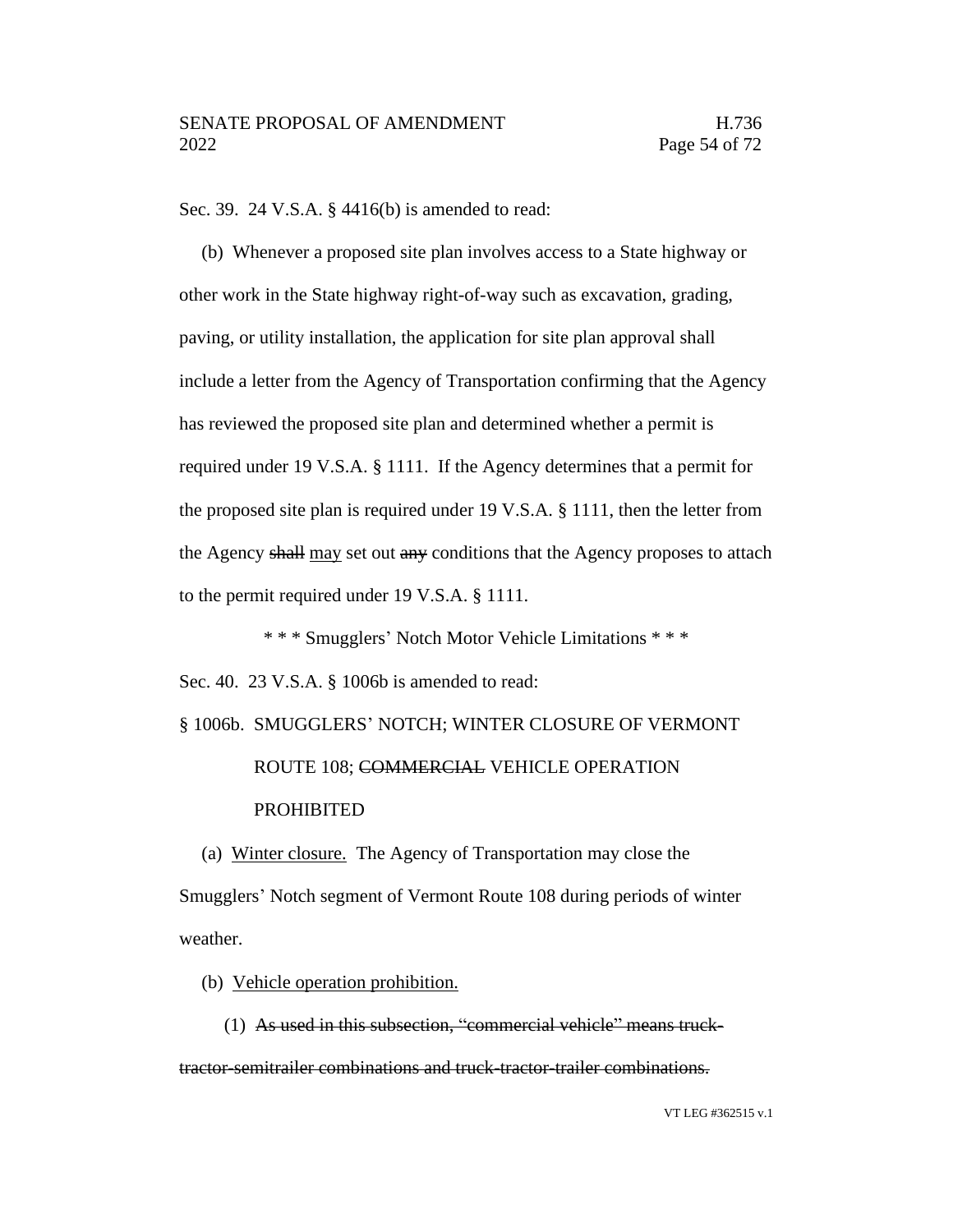Sec. 39. 24 V.S.A. § 4416(b) is amended to read:

(b) Whenever a proposed site plan involves access to a State highway or other work in the State highway right-of-way such as excavation, grading, paving, or utility installation, the application for site plan approval shall include a letter from the Agency of Transportation confirming that the Agency has reviewed the proposed site plan and determined whether a permit is required under 19 V.S.A. § 1111. If the Agency determines that a permit for the proposed site plan is required under 19 V.S.A. § 1111, then the letter from the Agency ~~shall~~ <u>may</u> set out ~~any~~ conditions that the Agency proposes to attach to the permit required under 19 V.S.A. § 1111.

\* \* \* Smugglers' Notch Motor Vehicle Limitations \* \* \*

Sec. 40. 23 V.S.A. § 1006b is amended to read:

§ 1006b. SMUGGLERS' NOTCH; WINTER CLOSURE OF VERMONT ROUTE 108; ~~COMMERCIAL~~ VEHICLE OPERATION PROHIBITED

(a) <u>Winter closure.</u> The Agency of Transportation may close the Smugglers' Notch segment of Vermont Route 108 during periods of winter weather.

(b) <u>Vehicle operation prohibition.</u>

(1) ~~As used in this subsection, "commercial vehicle" means truck-tractor-semitrailer combinations and truck-tractor-trailer combinations.~~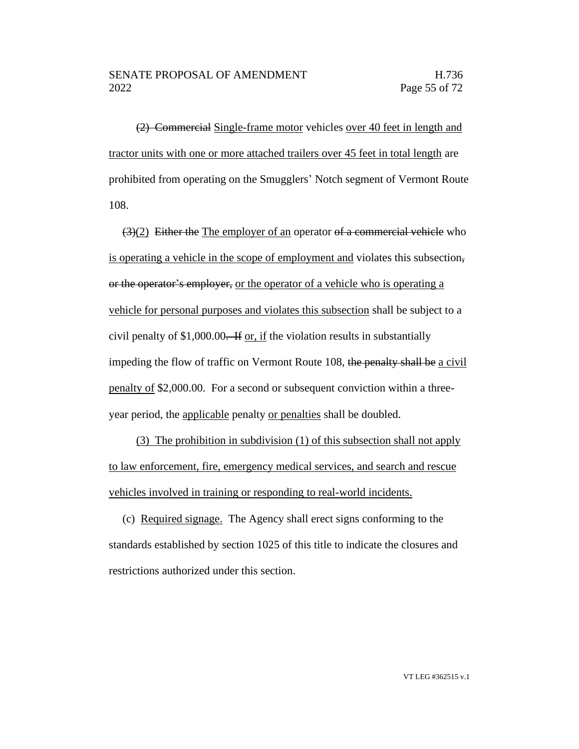(2) ~~Commercial~~ Single-frame motor vehicles over 40 feet in length and tractor units with one or more attached trailers over 45 feet in total length are prohibited from operating on the Smugglers' Notch segment of Vermont Route 108.

~~(3)~~(2) ~~Either the~~ The employer of an operator ~~of a commercial vehicle~~ who is operating a vehicle in the scope of employment and violates this subsection~~, or the operator's employer,~~ or the operator of a vehicle who is operating a vehicle for personal purposes and violates this subsection shall be subject to a civil penalty of $1,000.00~~. If~~ or, if the violation results in substantially impeding the flow of traffic on Vermont Route 108, ~~the penalty shall be~~ a civil penalty of $2,000.00. For a second or subsequent conviction within a three-year period, the applicable penalty or penalties shall be doubled.

(3) The prohibition in subdivision (1) of this subsection shall not apply to law enforcement, fire, emergency medical services, and search and rescue vehicles involved in training or responding to real-world incidents.

(c) Required signage. The Agency shall erect signs conforming to the standards established by section 1025 of this title to indicate the closures and restrictions authorized under this section.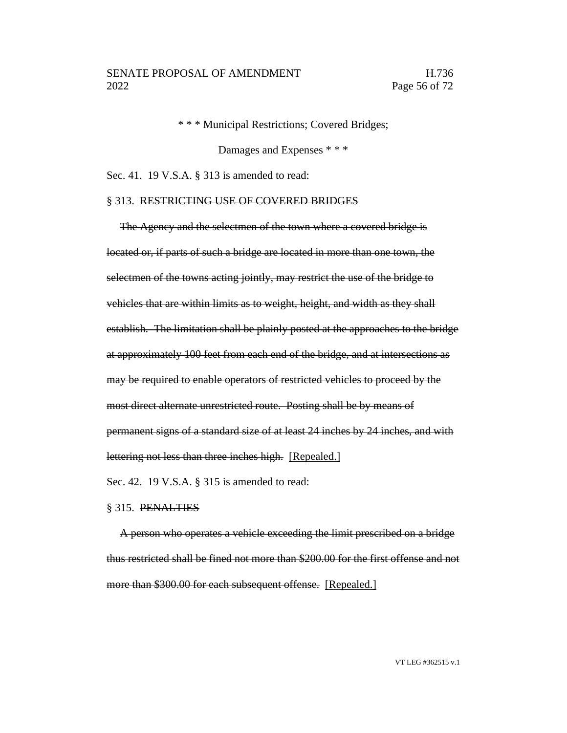\* \* \* Municipal Restrictions; Covered Bridges;

Damages and Expenses \* \* \*

Sec. 41. 19 V.S.A. § 313 is amended to read:

§ 313. ~~RESTRICTING USE OF COVERED BRIDGES~~

~~The Agency and the selectmen of the town where a covered bridge is located or, if parts of such a bridge are located in more than one town, the selectmen of the towns acting jointly, may restrict the use of the bridge to vehicles that are within limits as to weight, height, and width as they shall establish. The limitation shall be plainly posted at the approaches to the bridge at approximately 100 feet from each end of the bridge, and at intersections as may be required to enable operators of restricted vehicles to proceed by the most direct alternate unrestricted route. Posting shall be by means of permanent signs of a standard size of at least 24 inches by 24 inches, and with lettering not less than three inches high.~~ <u>[Repealed.]</u>

Sec. 42. 19 V.S.A. § 315 is amended to read:

§ 315. ~~PENALTIES~~

~~A person who operates a vehicle exceeding the limit prescribed on a bridge thus restricted shall be fined not more than $200.00 for the first offense and not more than $300.00 for each subsequent offense.~~ <u>[Repealed.]</u>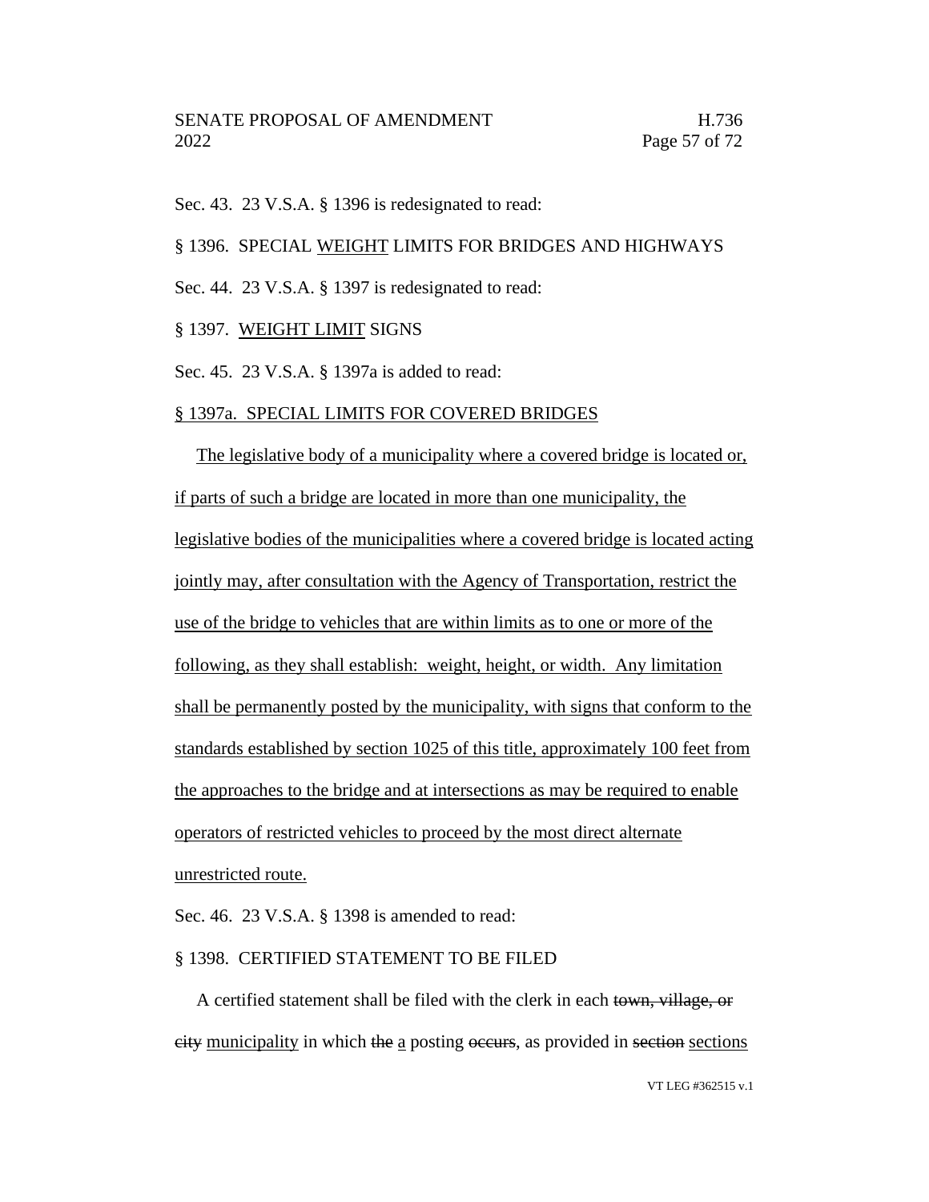Sec. 43. 23 V.S.A. § 1396 is redesignated to read:

§ 1396. SPECIAL <u>WEIGHT</u> LIMITS FOR BRIDGES AND HIGHWAYS

Sec. 44. 23 V.S.A. § 1397 is redesignated to read:

§ 1397. <u>WEIGHT LIMIT</u> SIGNS

Sec. 45. 23 V.S.A. § 1397a is added to read:

<u>§ 1397a. SPECIAL LIMITS FOR COVERED BRIDGES</u>

<u>The legislative body of a municipality where a covered bridge is located or, if parts of such a bridge are located in more than one municipality, the legislative bodies of the municipalities where a covered bridge is located acting jointly may, after consultation with the Agency of Transportation, restrict the use of the bridge to vehicles that are within limits as to one or more of the following, as they shall establish: weight, height, or width. Any limitation shall be permanently posted by the municipality, with signs that conform to the standards established by section 1025 of this title, approximately 100 feet from the approaches to the bridge and at intersections as may be required to enable operators of restricted vehicles to proceed by the most direct alternate unrestricted route.</u>

Sec. 46. 23 V.S.A. § 1398 is amended to read:

§ 1398. CERTIFIED STATEMENT TO BE FILED

A certified statement shall be filed with the clerk in each ~~town, village, or city~~ <u>municipality</u> in which ~~the~~ <u>a</u> posting ~~occurs~~, as provided in ~~section~~ <u>sections</u>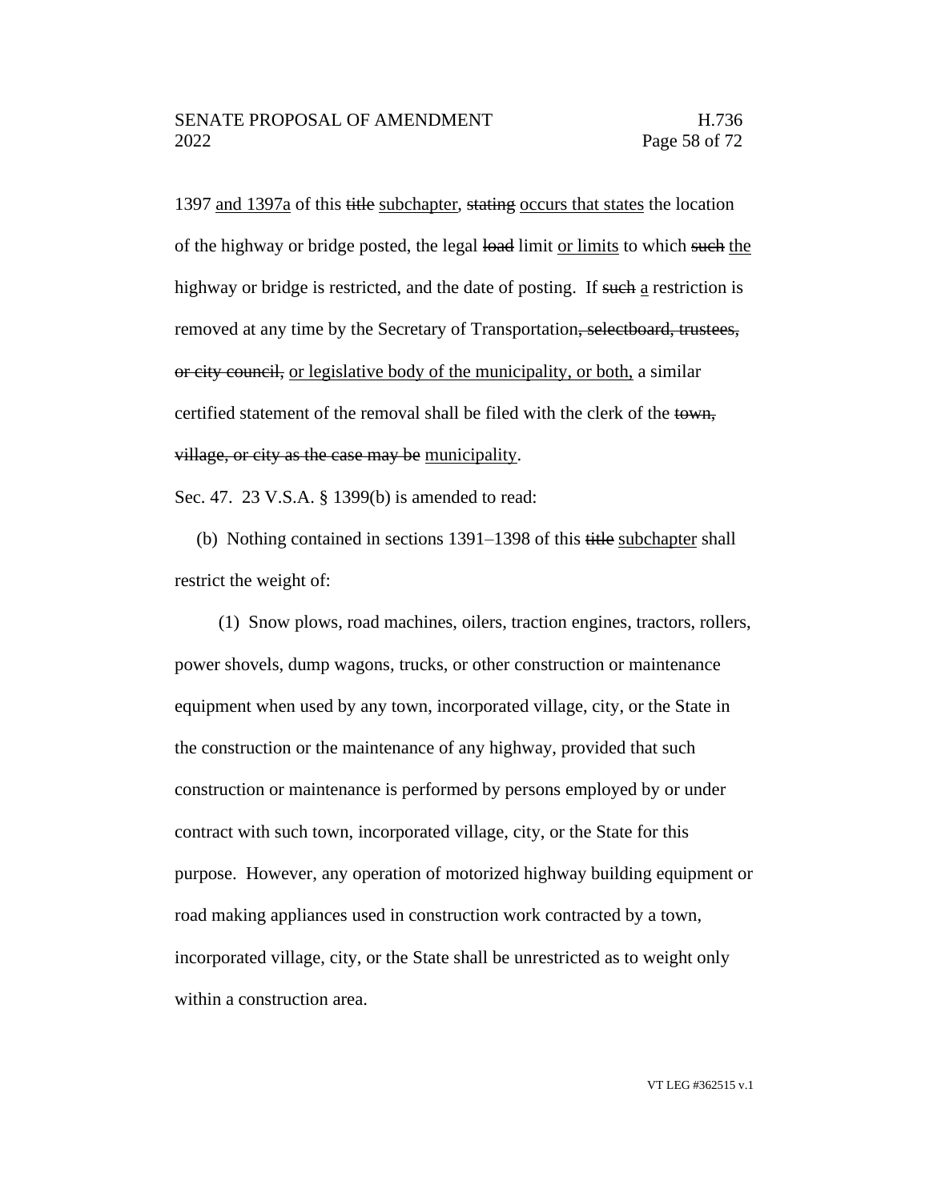1397 <u>and 1397a</u> of this ~~title~~ <u>subchapter</u>, ~~stating~~ <u>occurs that states</u> the location of the highway or bridge posted, the legal ~~load~~ limit <u>or limits</u> to which ~~such~~ <u>the</u> highway or bridge is restricted, and the date of posting. If ~~such~~ <u>a</u> restriction is removed at any time by the Secretary of Transportation~~, selectboard, trustees, or city council,~~ <u>or legislative body of the municipality, or both,</u> a similar certified statement of the removal shall be filed with the clerk of the ~~town, village, or city as the case may be~~ <u>municipality</u>.

Sec. 47. 23 V.S.A. § 1399(b) is amended to read:

(b) Nothing contained in sections 1391–1398 of this ~~title~~ <u>subchapter</u> shall restrict the weight of:

(1) Snow plows, road machines, oilers, traction engines, tractors, rollers, power shovels, dump wagons, trucks, or other construction or maintenance equipment when used by any town, incorporated village, city, or the State in the construction or the maintenance of any highway, provided that such construction or maintenance is performed by persons employed by or under contract with such town, incorporated village, city, or the State for this purpose. However, any operation of motorized highway building equipment or road making appliances used in construction work contracted by a town, incorporated village, city, or the State shall be unrestricted as to weight only within a construction area.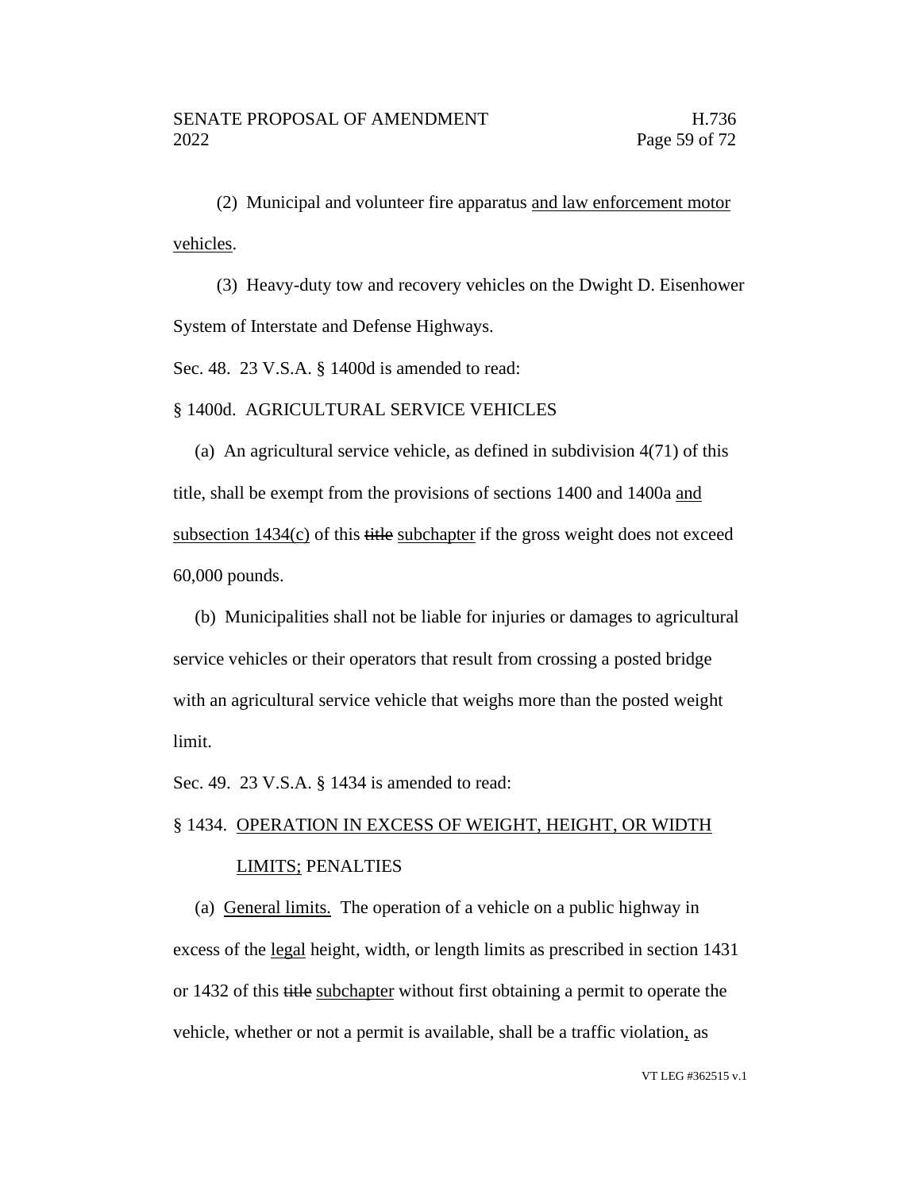(2) Municipal and volunteer fire apparatus <u>and law enforcement motor vehicles</u>.

(3) Heavy-duty tow and recovery vehicles on the Dwight D. Eisenhower System of Interstate and Defense Highways.

Sec. 48. 23 V.S.A. § 1400d is amended to read:

§ 1400d. AGRICULTURAL SERVICE VEHICLES

(a) An agricultural service vehicle, as defined in subdivision 4(71) of this title, shall be exempt from the provisions of sections 1400 and 1400a <u>and subsection 1434(c)</u> of this ~~title~~ <u>subchapter</u> if the gross weight does not exceed 60,000 pounds.

(b) Municipalities shall not be liable for injuries or damages to agricultural service vehicles or their operators that result from crossing a posted bridge with an agricultural service vehicle that weighs more than the posted weight limit.

Sec. 49. 23 V.S.A. § 1434 is amended to read:

§ 1434. <u>OPERATION IN EXCESS OF WEIGHT, HEIGHT, OR WIDTH LIMITS;</u> PENALTIES

(a) <u>General limits.</u> The operation of a vehicle on a public highway in excess of the <u>legal</u> height, width, or length limits as prescribed in section 1431 or 1432 of this ~~title~~ <u>subchapter</u> without first obtaining a permit to operate the vehicle, whether or not a permit is available, shall be a traffic violation<u>,</u> as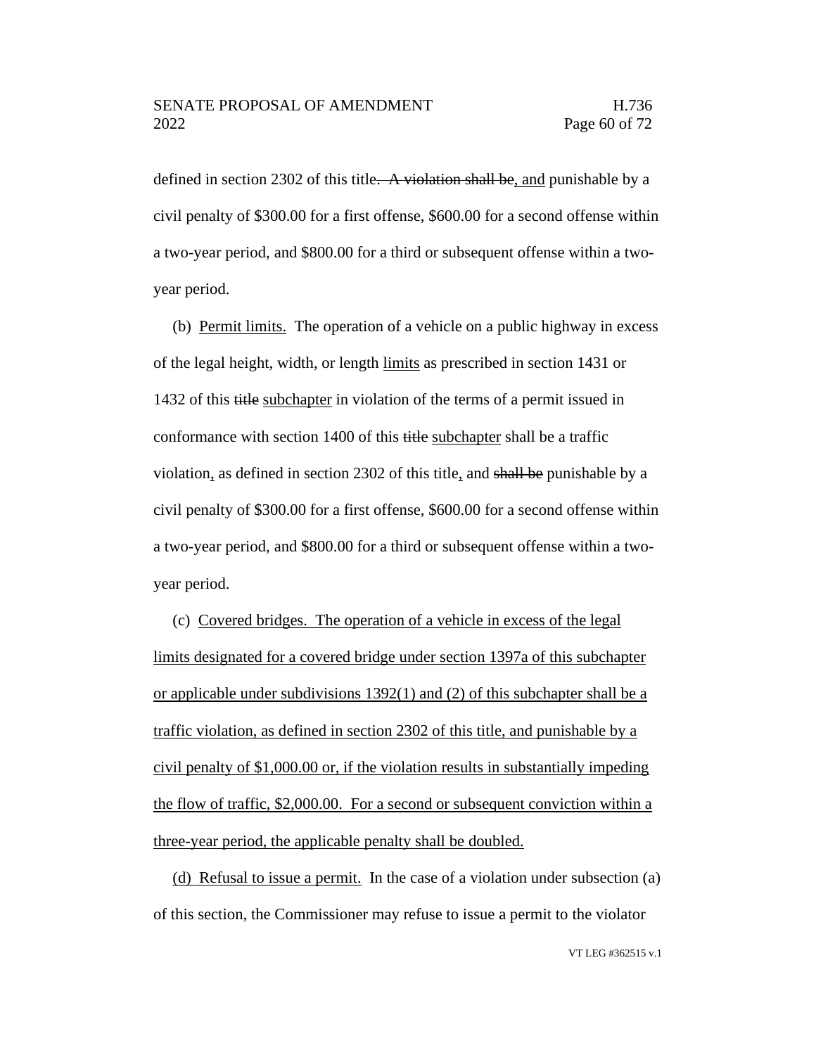defined in section 2302 of this title~~. A violation shall be~~, and punishable by a civil penalty of $300.00 for a first offense, $600.00 for a second offense within a two-year period, and $800.00 for a third or subsequent offense within a two-year period.

(b) Permit limits. The operation of a vehicle on a public highway in excess of the legal height, width, or length limits as prescribed in section 1431 or 1432 of this ~~title~~ subchapter in violation of the terms of a permit issued in conformance with section 1400 of this ~~title~~ subchapter shall be a traffic violation, as defined in section 2302 of this title, and ~~shall be~~ punishable by a civil penalty of $300.00 for a first offense, $600.00 for a second offense within a two-year period, and $800.00 for a third or subsequent offense within a two-year period.

(c) Covered bridges. The operation of a vehicle in excess of the legal limits designated for a covered bridge under section 1397a of this subchapter or applicable under subdivisions 1392(1) and (2) of this subchapter shall be a traffic violation, as defined in section 2302 of this title, and punishable by a civil penalty of $1,000.00 or, if the violation results in substantially impeding the flow of traffic, $2,000.00. For a second or subsequent conviction within a three-year period, the applicable penalty shall be doubled.

(d) Refusal to issue a permit. In the case of a violation under subsection (a) of this section, the Commissioner may refuse to issue a permit to the violator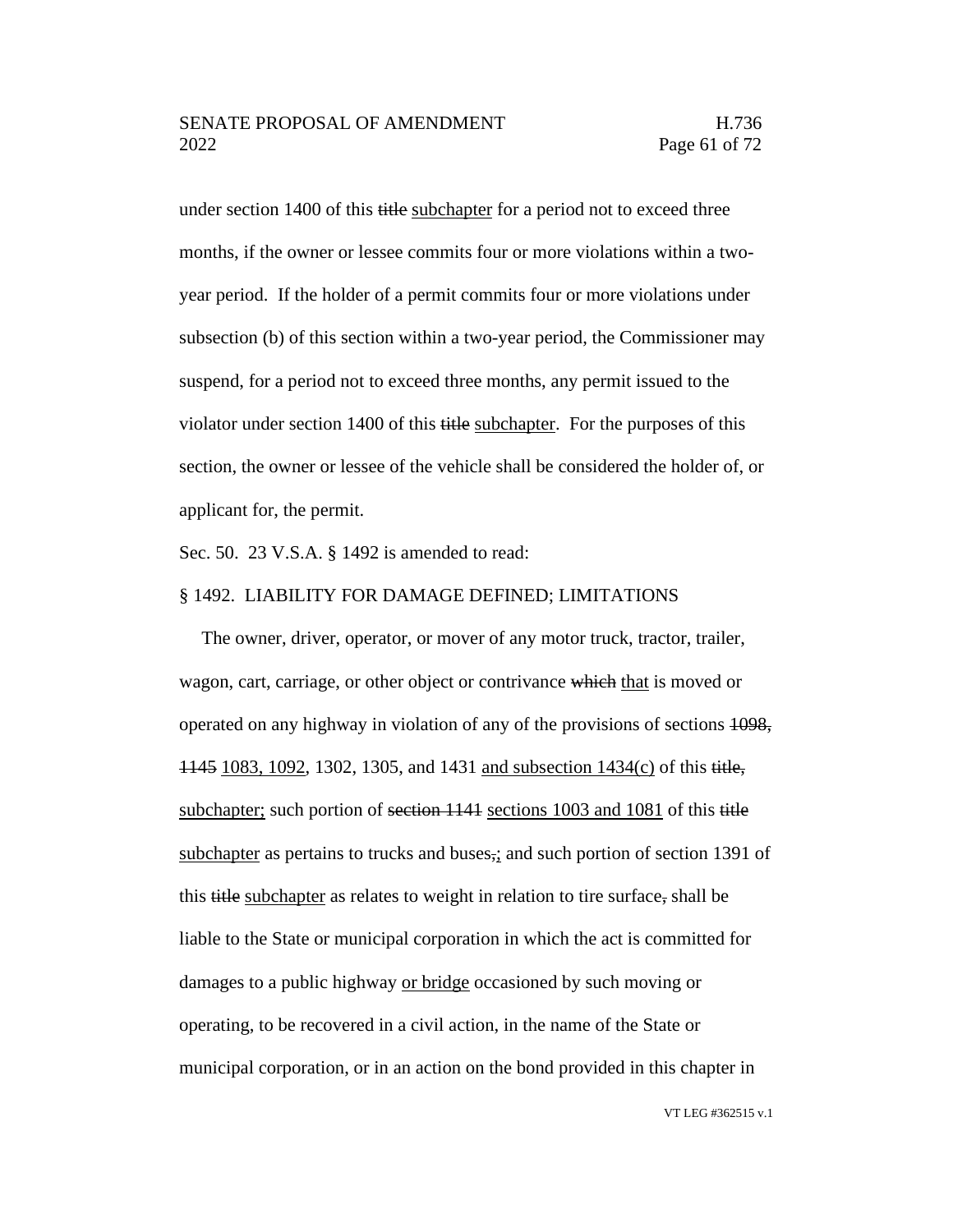under section 1400 of this ~~title~~ <u>subchapter</u> for a period not to exceed three months, if the owner or lessee commits four or more violations within a two-year period. If the holder of a permit commits four or more violations under subsection (b) of this section within a two-year period, the Commissioner may suspend, for a period not to exceed three months, any permit issued to the violator under section 1400 of this ~~title~~ <u>subchapter</u>. For the purposes of this section, the owner or lessee of the vehicle shall be considered the holder of, or applicant for, the permit.

Sec. 50. 23 V.S.A. § 1492 is amended to read:

§ 1492. LIABILITY FOR DAMAGE DEFINED; LIMITATIONS

The owner, driver, operator, or mover of any motor truck, tractor, trailer, wagon, cart, carriage, or other object or contrivance ~~which~~ <u>that</u> is moved or operated on any highway in violation of any of the provisions of sections ~~1098, 1145~~ <u>1083, 1092</u>, 1302, 1305, and 1431 <u>and subsection 1434(c)</u> of this ~~title,~~ <u>subchapter;</u> such portion of ~~section 1141~~ <u>sections 1003 and 1081</u> of this ~~title~~ <u>subchapter</u> as pertains to trucks and buses~~,~~<u>;</u> and such portion of section 1391 of this ~~title~~ <u>subchapter</u> as relates to weight in relation to tire surface~~,~~ shall be liable to the State or municipal corporation in which the act is committed for damages to a public highway <u>or bridge</u> occasioned by such moving or operating, to be recovered in a civil action, in the name of the State or municipal corporation, or in an action on the bond provided in this chapter in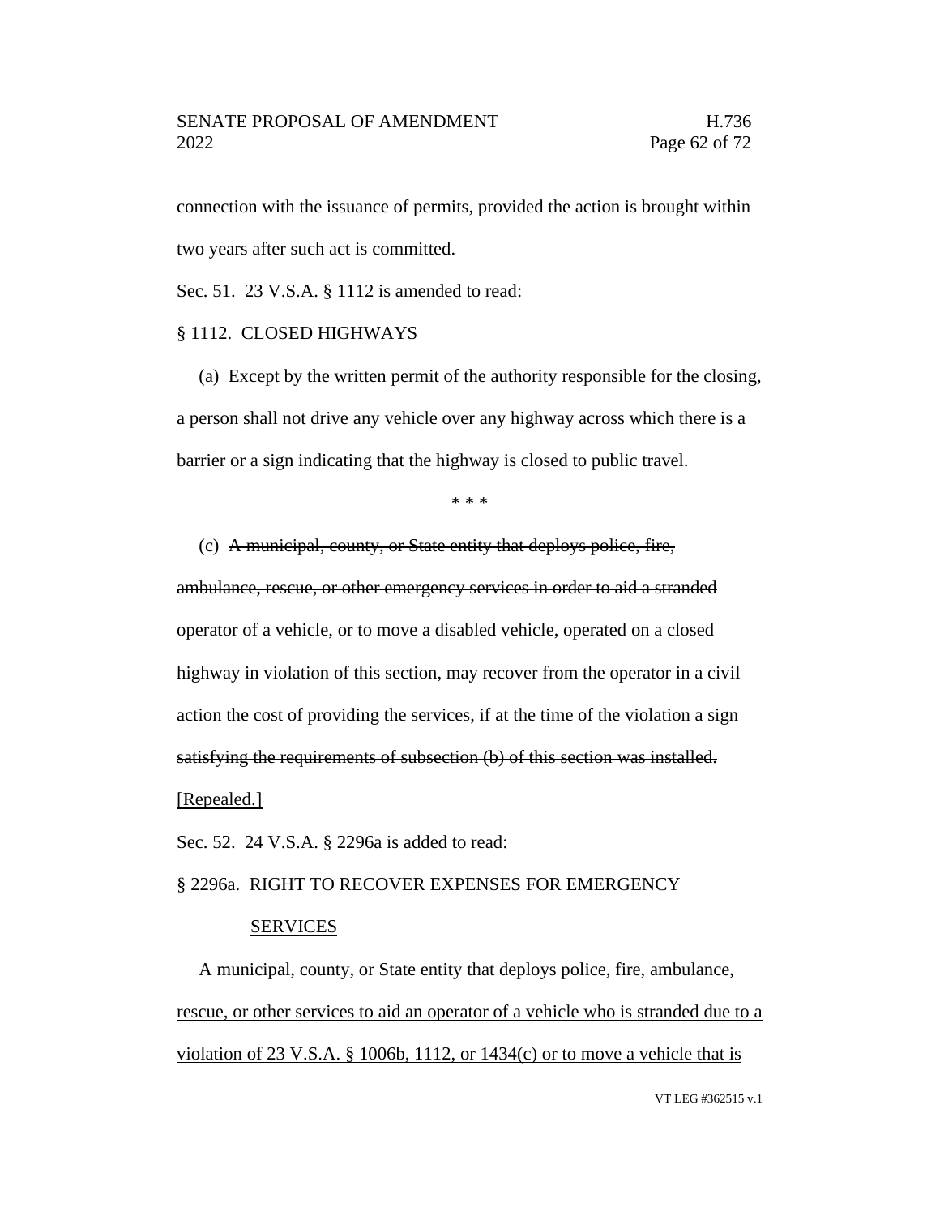connection with the issuance of permits, provided the action is brought within two years after such act is committed.

Sec. 51. 23 V.S.A. § 1112 is amended to read:

§ 1112. CLOSED HIGHWAYS

(a) Except by the written permit of the authority responsible for the closing, a person shall not drive any vehicle over any highway across which there is a barrier or a sign indicating that the highway is closed to public travel.

\* \* \*

(c) ~~A municipal, county, or State entity that deploys police, fire, ambulance, rescue, or other emergency services in order to aid a stranded operator of a vehicle, or to move a disabled vehicle, operated on a closed highway in violation of this section, may recover from the operator in a civil action the cost of providing the services, if at the time of the violation a sign satisfying the requirements of subsection (b) of this section was installed.~~ <u>[Repealed.]</u>

Sec. 52. 24 V.S.A. § 2296a is added to read:

<u>§ 2296a. RIGHT TO RECOVER EXPENSES FOR EMERGENCY SERVICES</u>

<u>A municipal, county, or State entity that deploys police, fire, ambulance, rescue, or other services to aid an operator of a vehicle who is stranded due to a violation of 23 V.S.A. § 1006b, 1112, or 1434(c) or to move a vehicle that is</u>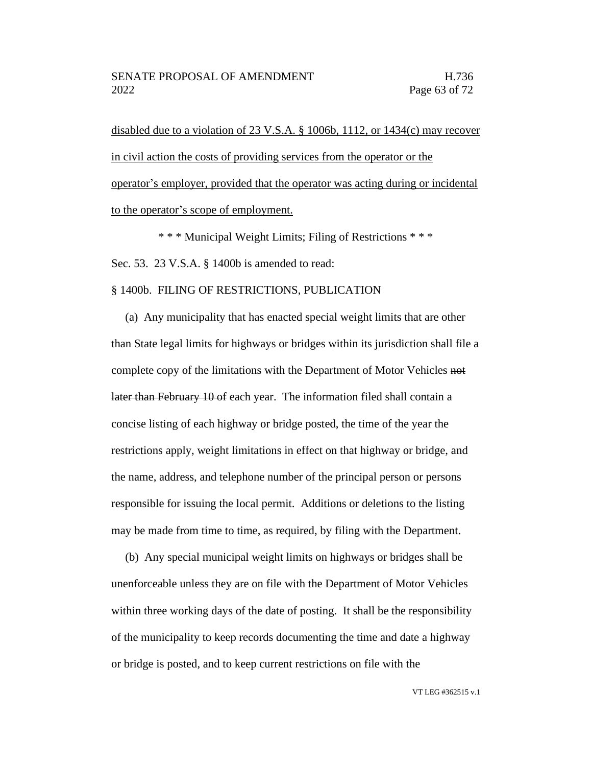<u>disabled due to a violation of 23 V.S.A. § 1006b, 1112, or 1434(c) may recover in civil action the costs of providing services from the operator or the operator's employer, provided that the operator was acting during or incidental to the operator's scope of employment.</u>

\* \* \* Municipal Weight Limits; Filing of Restrictions \* \* \*

Sec. 53. 23 V.S.A. § 1400b is amended to read:

§ 1400b. FILING OF RESTRICTIONS, PUBLICATION

(a) Any municipality that has enacted special weight limits that are other than State legal limits for highways or bridges within its jurisdiction shall file a complete copy of the limitations with the Department of Motor Vehicles ~~not later than February 10 of~~ each year. The information filed shall contain a concise listing of each highway or bridge posted, the time of the year the restrictions apply, weight limitations in effect on that highway or bridge, and the name, address, and telephone number of the principal person or persons responsible for issuing the local permit. Additions or deletions to the listing may be made from time to time, as required, by filing with the Department.

(b) Any special municipal weight limits on highways or bridges shall be unenforceable unless they are on file with the Department of Motor Vehicles within three working days of the date of posting. It shall be the responsibility of the municipality to keep records documenting the time and date a highway or bridge is posted, and to keep current restrictions on file with the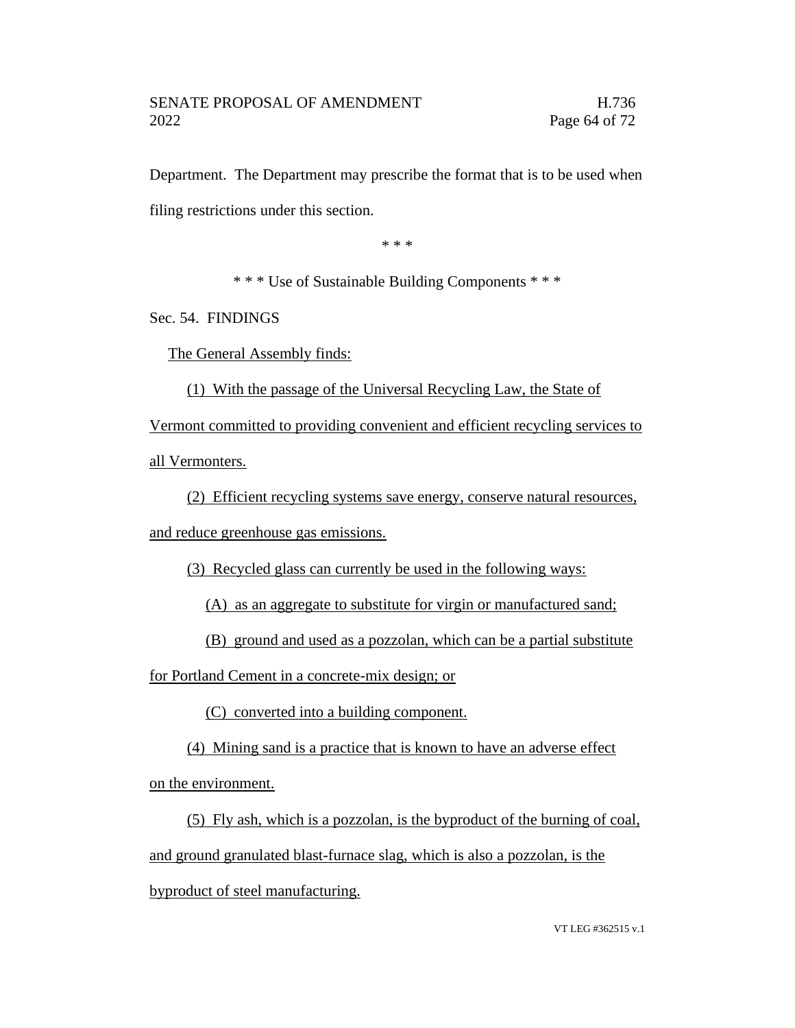Department. The Department may prescribe the format that is to be used when filing restrictions under this section.

\* \* \*

\* \* \* Use of Sustainable Building Components \* \* \*

Sec. 54. FINDINGS

The General Assembly finds:

(1) With the passage of the Universal Recycling Law, the State of Vermont committed to providing convenient and efficient recycling services to all Vermonters.

(2) Efficient recycling systems save energy, conserve natural resources, and reduce greenhouse gas emissions.

(3) Recycled glass can currently be used in the following ways:

(A) as an aggregate to substitute for virgin or manufactured sand;

(B) ground and used as a pozzolan, which can be a partial substitute for Portland Cement in a concrete-mix design; or

(C) converted into a building component.

(4) Mining sand is a practice that is known to have an adverse effect on the environment.

(5) Fly ash, which is a pozzolan, is the byproduct of the burning of coal, and ground granulated blast-furnace slag, which is also a pozzolan, is the byproduct of steel manufacturing.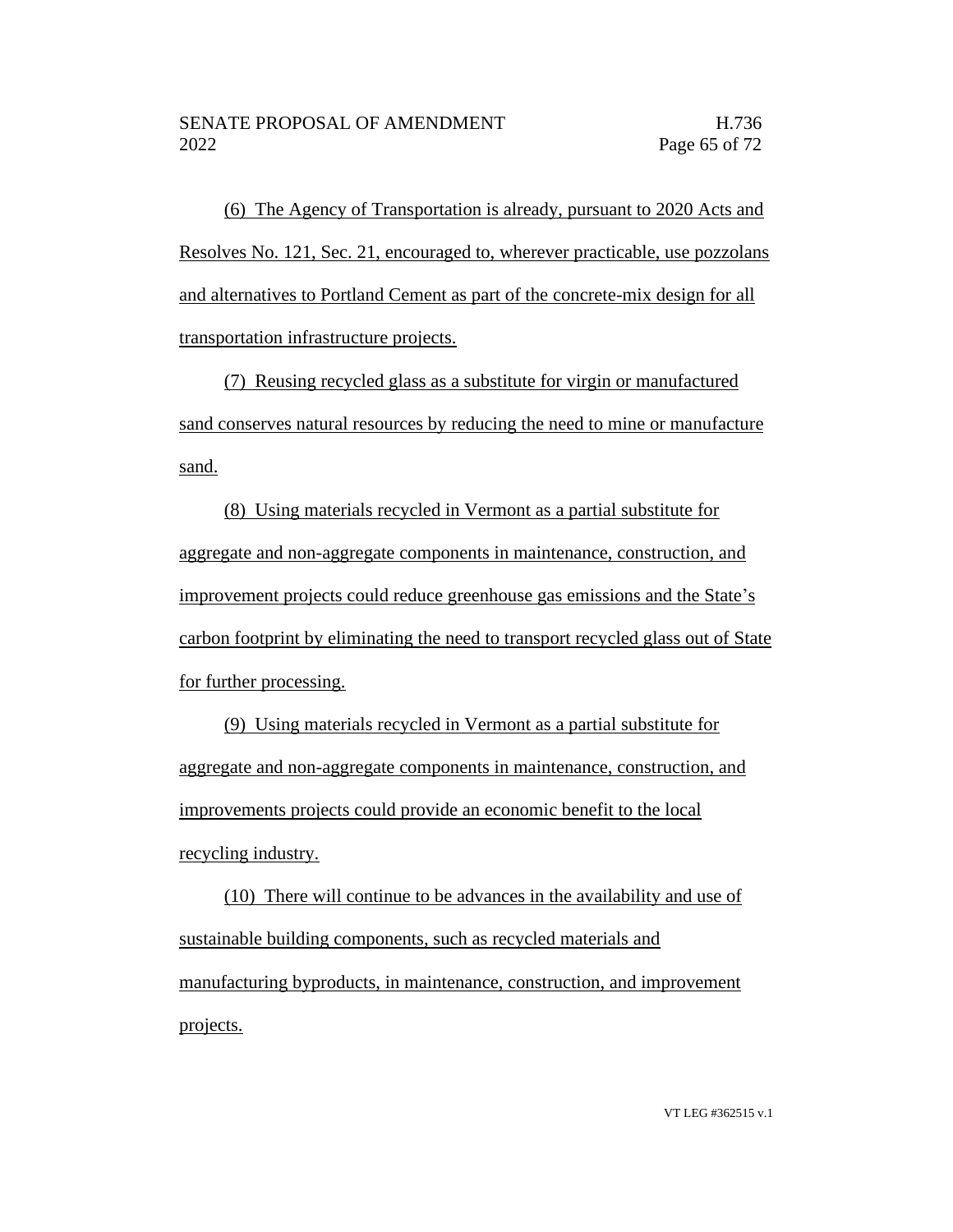(6) The Agency of Transportation is already, pursuant to 2020 Acts and Resolves No. 121, Sec. 21, encouraged to, wherever practicable, use pozzolans and alternatives to Portland Cement as part of the concrete-mix design for all transportation infrastructure projects.

(7) Reusing recycled glass as a substitute for virgin or manufactured sand conserves natural resources by reducing the need to mine or manufacture sand.

(8) Using materials recycled in Vermont as a partial substitute for aggregate and non-aggregate components in maintenance, construction, and improvement projects could reduce greenhouse gas emissions and the State's carbon footprint by eliminating the need to transport recycled glass out of State for further processing.

(9) Using materials recycled in Vermont as a partial substitute for aggregate and non-aggregate components in maintenance, construction, and improvements projects could provide an economic benefit to the local recycling industry.

(10) There will continue to be advances in the availability and use of sustainable building components, such as recycled materials and manufacturing byproducts, in maintenance, construction, and improvement projects.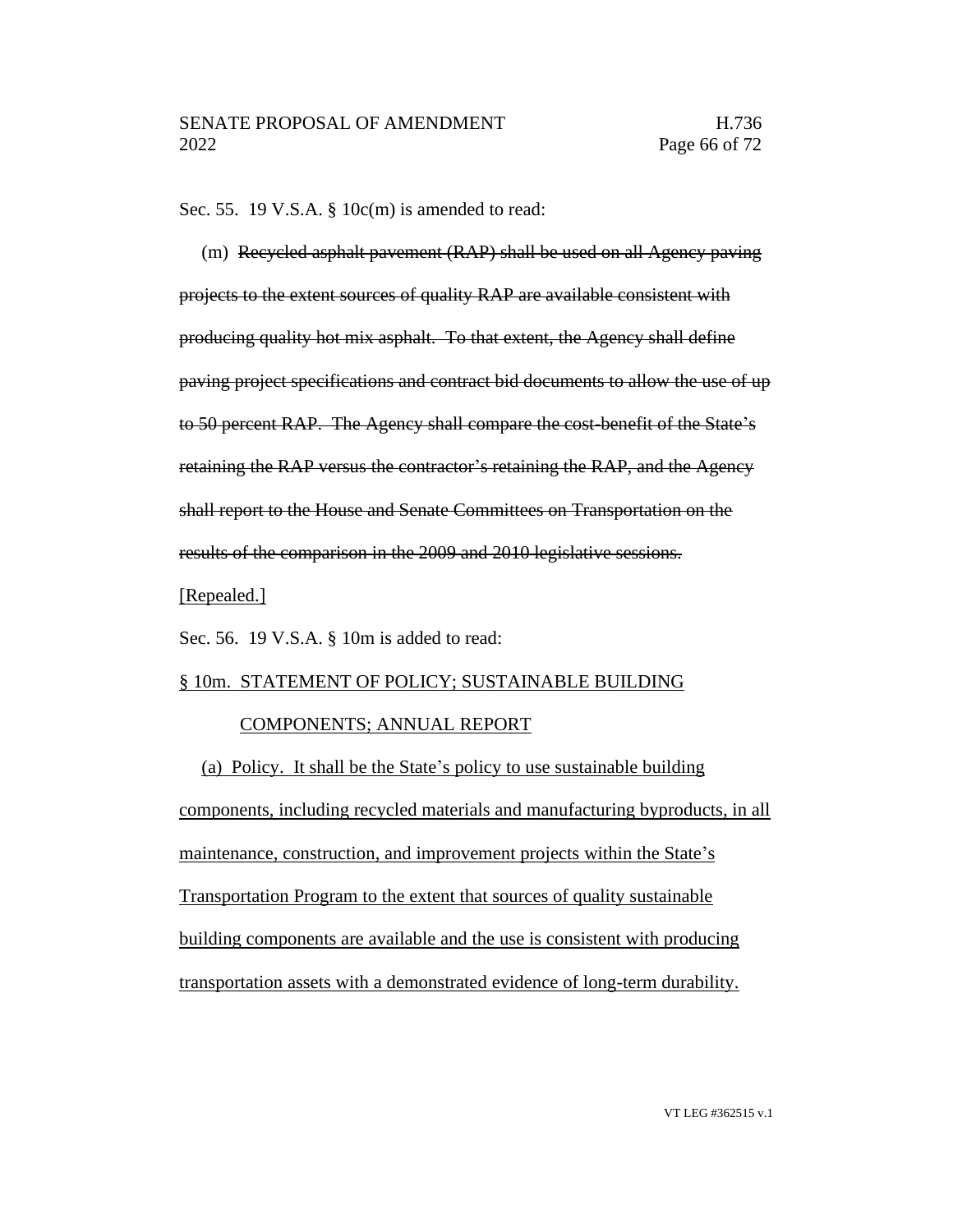Sec. 55. 19 V.S.A. § 10c(m) is amended to read:

(m) ~~Recycled asphalt pavement (RAP) shall be used on all Agency paving projects to the extent sources of quality RAP are available consistent with producing quality hot mix asphalt. To that extent, the Agency shall define paving project specifications and contract bid documents to allow the use of up to 50 percent RAP. The Agency shall compare the cost-benefit of the State's retaining the RAP versus the contractor's retaining the RAP, and the Agency shall report to the House and Senate Committees on Transportation on the results of the comparison in the 2009 and 2010 legislative sessions.~~ <u>[Repealed.]</u>

Sec. 56. 19 V.S.A. § 10m is added to read:

<u>§ 10m. STATEMENT OF POLICY; SUSTAINABLE BUILDING COMPONENTS; ANNUAL REPORT</u>

<u>(a) Policy. It shall be the State's policy to use sustainable building components, including recycled materials and manufacturing byproducts, in all maintenance, construction, and improvement projects within the State's Transportation Program to the extent that sources of quality sustainable building components are available and the use is consistent with producing transportation assets with a demonstrated evidence of long-term durability.</u>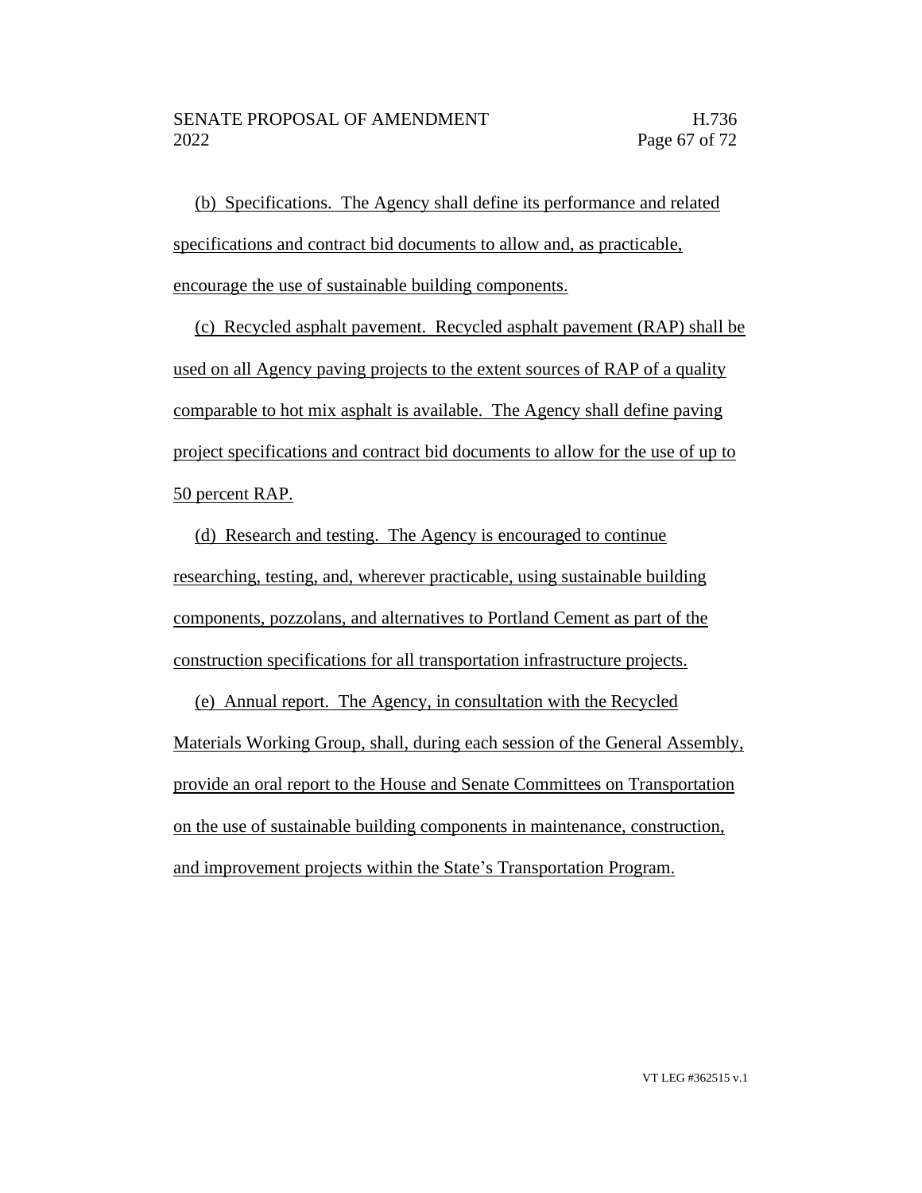(b) Specifications. The Agency shall define its performance and related specifications and contract bid documents to allow and, as practicable, encourage the use of sustainable building components.

(c) Recycled asphalt pavement. Recycled asphalt pavement (RAP) shall be used on all Agency paving projects to the extent sources of RAP of a quality comparable to hot mix asphalt is available. The Agency shall define paving project specifications and contract bid documents to allow for the use of up to 50 percent RAP.

(d) Research and testing. The Agency is encouraged to continue researching, testing, and, wherever practicable, using sustainable building components, pozzolans, and alternatives to Portland Cement as part of the construction specifications for all transportation infrastructure projects.

(e) Annual report. The Agency, in consultation with the Recycled Materials Working Group, shall, during each session of the General Assembly, provide an oral report to the House and Senate Committees on Transportation on the use of sustainable building components in maintenance, construction, and improvement projects within the State's Transportation Program.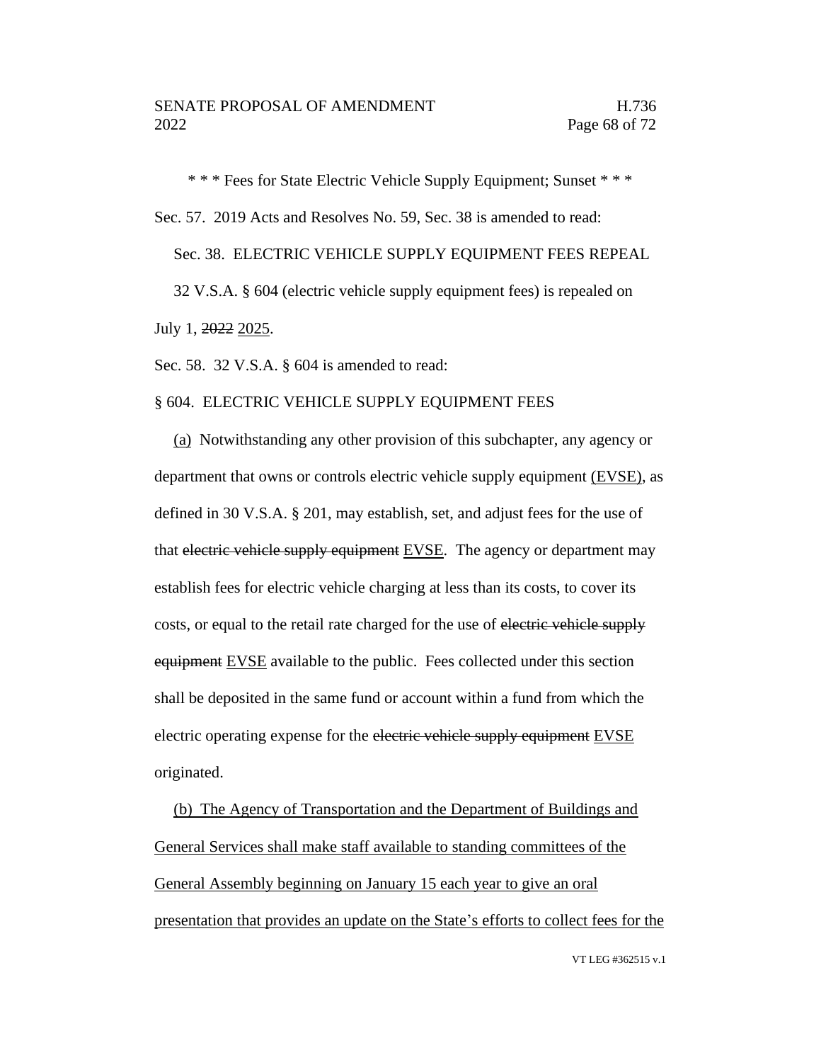\* \* \* Fees for State Electric Vehicle Supply Equipment; Sunset \* \* \*

Sec. 57. 2019 Acts and Resolves No. 59, Sec. 38 is amended to read:

Sec. 38. ELECTRIC VEHICLE SUPPLY EQUIPMENT FEES REPEAL

32 V.S.A. § 604 (electric vehicle supply equipment fees) is repealed on July 1, ~~2022~~ <u>2025</u>.

Sec. 58. 32 V.S.A. § 604 is amended to read:

§ 604. ELECTRIC VEHICLE SUPPLY EQUIPMENT FEES

<u>(a)</u> Notwithstanding any other provision of this subchapter, any agency or department that owns or controls electric vehicle supply equipment <u>(EVSE)</u>, as defined in 30 V.S.A. § 201, may establish, set, and adjust fees for the use of that ~~electric vehicle supply equipment~~ <u>EVSE</u>. The agency or department may establish fees for electric vehicle charging at less than its costs, to cover its costs, or equal to the retail rate charged for the use of ~~electric vehicle supply equipment~~ <u>EVSE</u> available to the public. Fees collected under this section shall be deposited in the same fund or account within a fund from which the electric operating expense for the ~~electric vehicle supply equipment~~ <u>EVSE</u> originated.

<u>(b) The Agency of Transportation and the Department of Buildings and General Services shall make staff available to standing committees of the General Assembly beginning on January 15 each year to give an oral presentation that provides an update on the State's efforts to collect fees for the</u>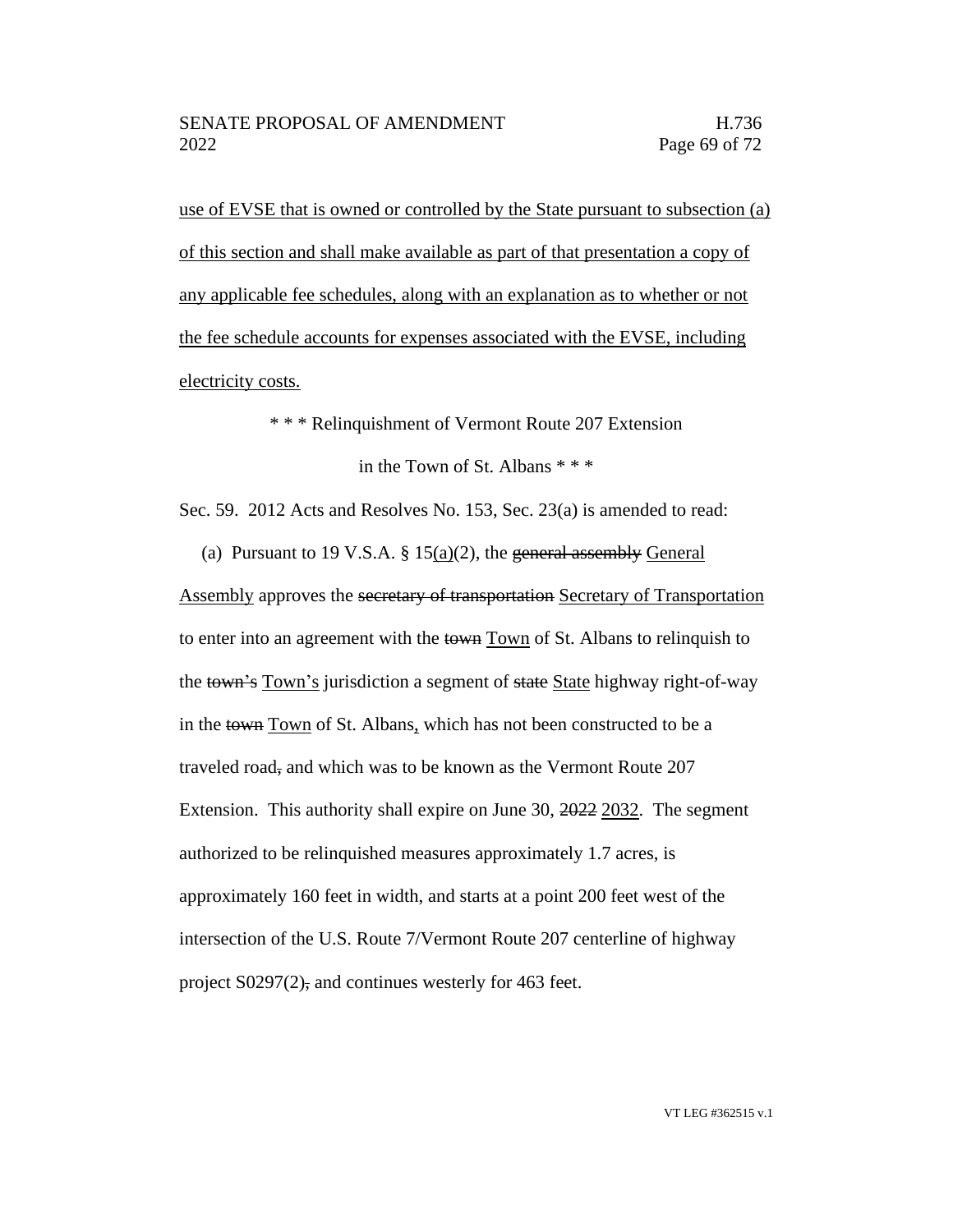use of EVSE that is owned or controlled by the State pursuant to subsection (a) of this section and shall make available as part of that presentation a copy of any applicable fee schedules, along with an explanation as to whether or not the fee schedule accounts for expenses associated with the EVSE, including electricity costs.

\* \* \* Relinquishment of Vermont Route 207 Extension

in the Town of St. Albans \* \* \*

Sec. 59. 2012 Acts and Resolves No. 153, Sec. 23(a) is amended to read:

(a) Pursuant to 19 V.S.A. § 15(a)(2), the ~~general assembly~~ General Assembly approves the ~~secretary of transportation~~ Secretary of Transportation to enter into an agreement with the ~~town~~ Town of St. Albans to relinquish to the ~~town's~~ Town's jurisdiction a segment of ~~state~~ State highway right-of-way in the ~~town~~ Town of St. Albans, which has not been constructed to be a traveled road~~,~~ and which was to be known as the Vermont Route 207 Extension. This authority shall expire on June 30, ~~2022~~ 2032. The segment authorized to be relinquished measures approximately 1.7 acres, is approximately 160 feet in width, and starts at a point 200 feet west of the intersection of the U.S. Route 7/Vermont Route 207 centerline of highway project S0297(2)~~,~~ and continues westerly for 463 feet.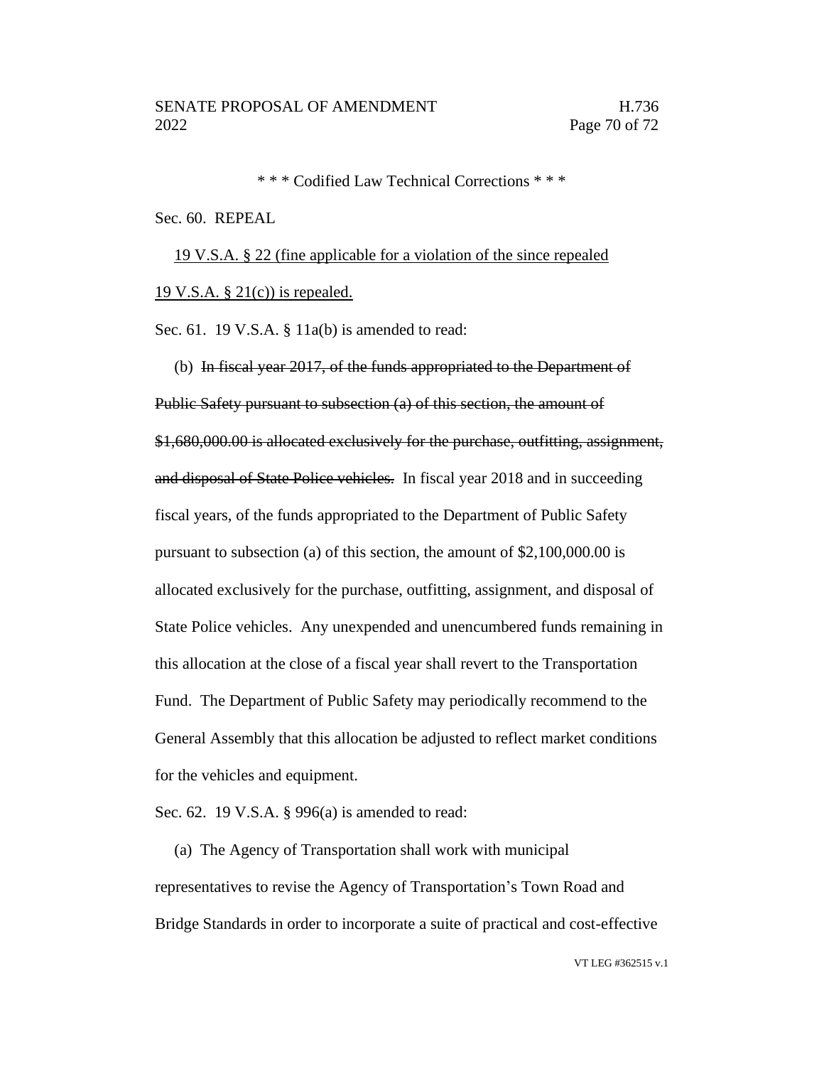\* \* \* Codified Law Technical Corrections \* \* \*

Sec. 60. REPEAL

<u>19 V.S.A. § 22 (fine applicable for a violation of the since repealed 19 V.S.A. § 21(c)) is repealed.</u>

Sec. 61. 19 V.S.A. § 11a(b) is amended to read:

(b) ~~In fiscal year 2017, of the funds appropriated to the Department of Public Safety pursuant to subsection (a) of this section, the amount of $1,680,000.00 is allocated exclusively for the purchase, outfitting, assignment, and disposal of State Police vehicles.~~ In fiscal year 2018 and in succeeding fiscal years, of the funds appropriated to the Department of Public Safety pursuant to subsection (a) of this section, the amount of $2,100,000.00 is allocated exclusively for the purchase, outfitting, assignment, and disposal of State Police vehicles. Any unexpended and unencumbered funds remaining in this allocation at the close of a fiscal year shall revert to the Transportation Fund. The Department of Public Safety may periodically recommend to the General Assembly that this allocation be adjusted to reflect market conditions for the vehicles and equipment.

Sec. 62. 19 V.S.A. § 996(a) is amended to read:

(a) The Agency of Transportation shall work with municipal representatives to revise the Agency of Transportation's Town Road and Bridge Standards in order to incorporate a suite of practical and cost-effective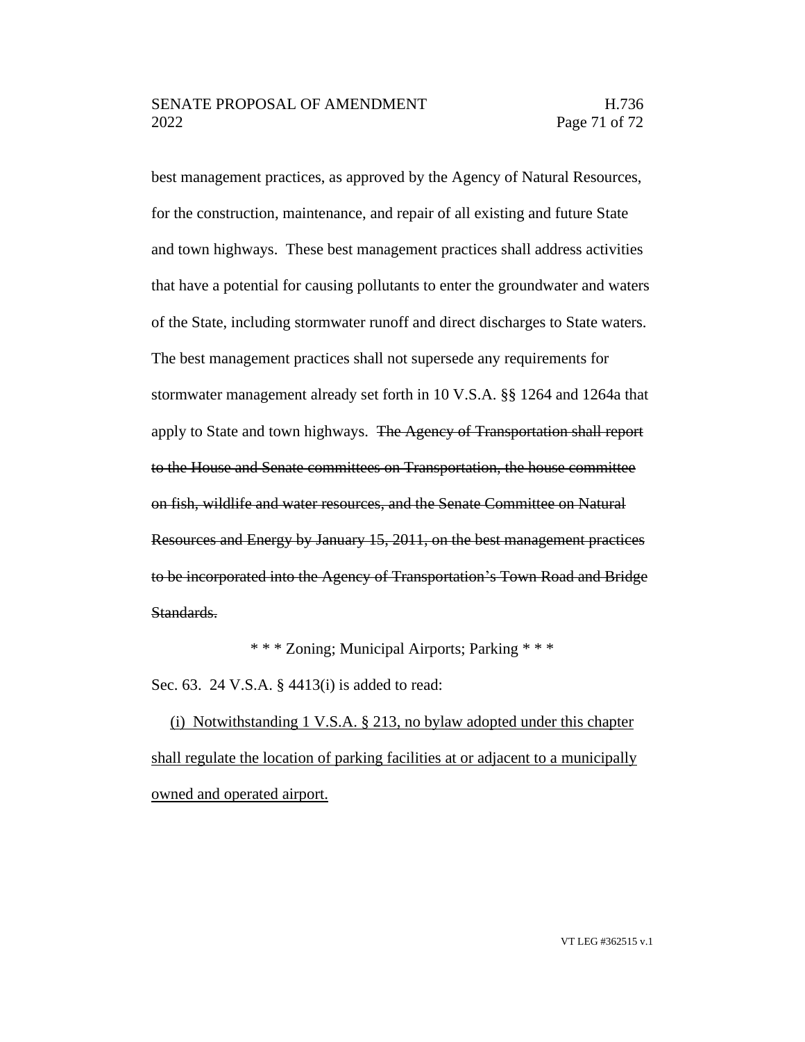best management practices, as approved by the Agency of Natural Resources, for the construction, maintenance, and repair of all existing and future State and town highways. These best management practices shall address activities that have a potential for causing pollutants to enter the groundwater and waters of the State, including stormwater runoff and direct discharges to State waters. The best management practices shall not supersede any requirements for stormwater management already set forth in 10 V.S.A. §§ 1264 and 1264a that apply to State and town highways. ~~The Agency of Transportation shall report to the House and Senate committees on Transportation, the house committee on fish, wildlife and water resources, and the Senate Committee on Natural Resources and Energy by January 15, 2011, on the best management practices to be incorporated into the Agency of Transportation's Town Road and Bridge Standards.~~

\* \* \* Zoning; Municipal Airports; Parking \* \* \*

Sec. 63. 24 V.S.A. § 4413(i) is added to read:

<u>(i) Notwithstanding 1 V.S.A. § 213, no bylaw adopted under this chapter shall regulate the location of parking facilities at or adjacent to a municipally owned and operated airport.</u>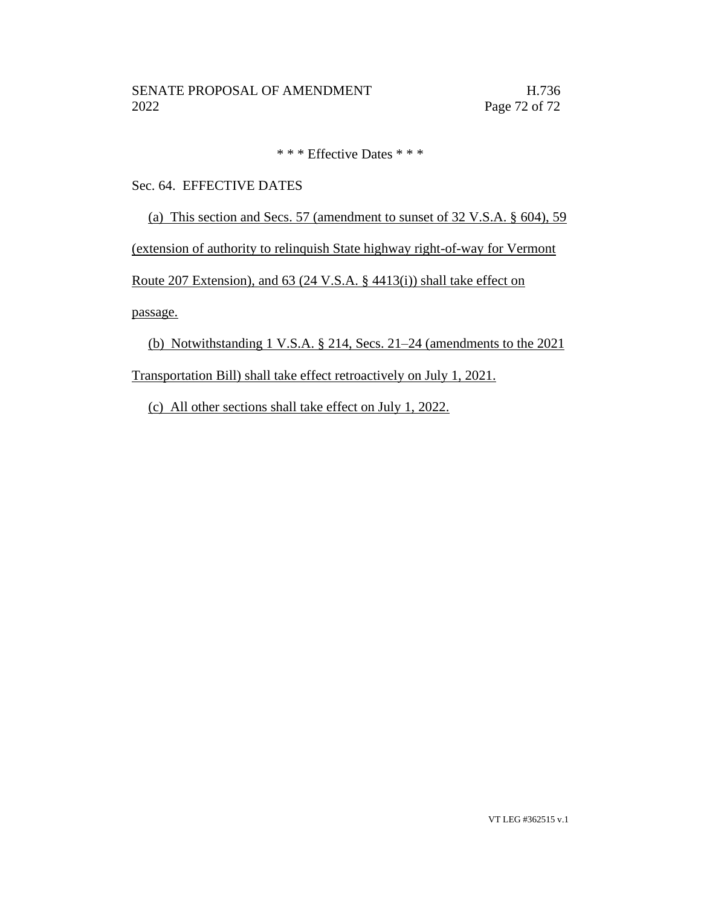\* \* \* Effective Dates \* \* \*

Sec. 64. EFFECTIVE DATES

(a) This section and Secs. 57 (amendment to sunset of 32 V.S.A. § 604), 59 (extension of authority to relinquish State highway right-of-way for Vermont Route 207 Extension), and 63 (24 V.S.A. § 4413(i)) shall take effect on passage.

(b) Notwithstanding 1 V.S.A. § 214, Secs. 21–24 (amendments to the 2021 Transportation Bill) shall take effect retroactively on July 1, 2021.

(c) All other sections shall take effect on July 1, 2022.